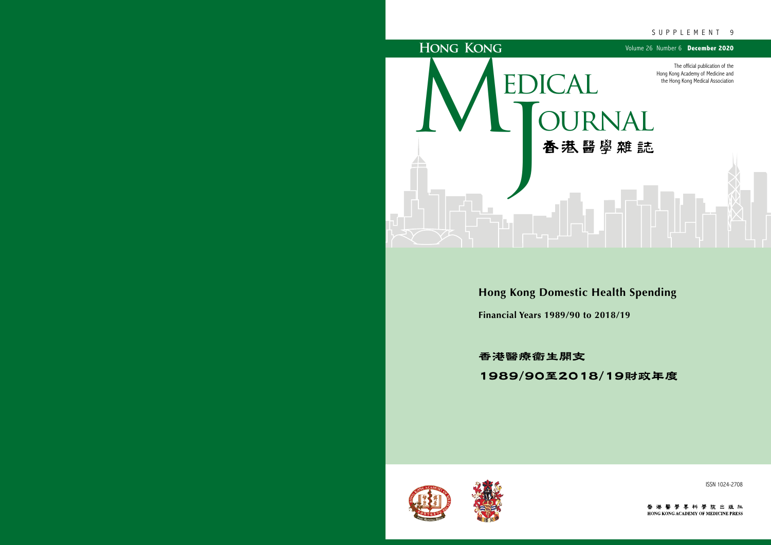SUPPLEMENT 9

# Hong Kong Medical Journal

# 香港醫學雜誌

Volume 26 Number 6 **December 2020**

The official publication of the Hong Kong Academy of Medicine and the Hong Kong Medical Association

## Hong Kong Domestic Health Spending

**Financial Years 1989/90 to 2018/19**

## 香港醫療衛生開支

**1989/90至2018/19財政年度**

ISSN 1024-2708

香港醫學專科學院出版社

HONG KONG ACADEMY OF MEDICINE PRESS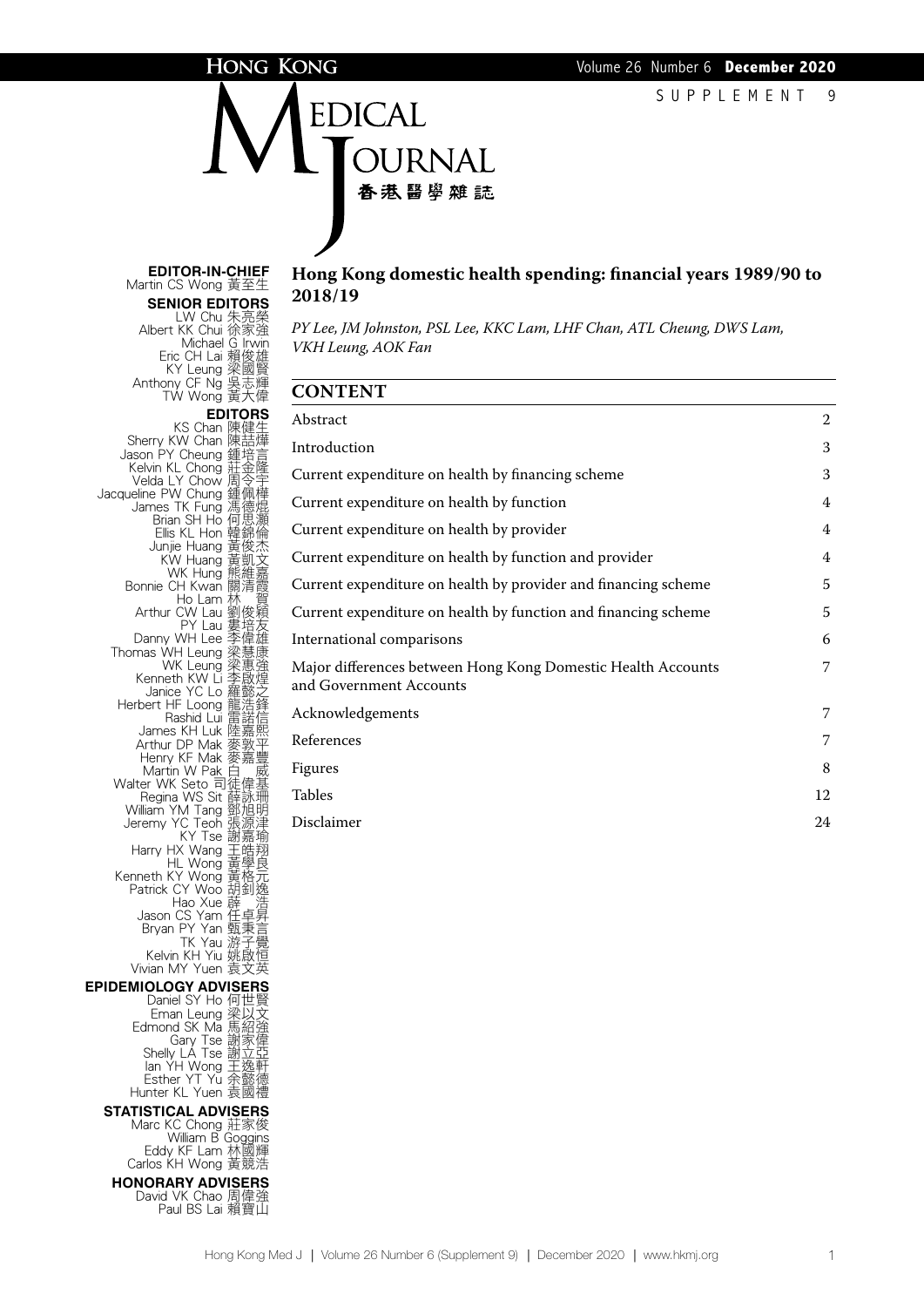# Hong Kong Medical Journal 香港醫學雜誌

SUPPLEMENT 9

**EDITOR-IN-CHIEF**
Martin CS Wong 黃至生

**SENIOR EDITORS**
LW Chu 朱亮榮
Albert KK Chui 徐家強
Michael G Irwin
Eric CH Lai 賴俊雄
KY Leung 梁國賢
Anthony CF Ng 吳志輝
TW Wong 黃大偉

**EDITORS**
KS Chan 陳健生
Sherry KW Chan 陳喆燁
Jason PY Cheung 鍾培言
Kelvin KL Chong 莊金隆
Velda LY Chow 周令宇
Jacqueline PW Chung 鍾佩樺
James TK Fung 馮德焜
Brian SH Ho 何思灝
Ellis KL Hon 韓錦倫
Junjie Huang 黃俊杰
KW Huang 黃凱文
WK Hung 熊維嘉
Bonnie CH Kwan 關清霞
Ho Lam 林賀
Arthur CW Lau 劉俊穎
PY Lau 婁培友
Danny WH Lee 李偉雄
Thomas WH Leung 梁慧康
WK Leung 梁惠強
Kenneth KW Li 李啟煌
Janice YC Lo 羅懿之
Herbert HF Loong 龍浩鋒
Rashid Lui 雷諾信
James KH Luk 陸嘉熙
Arthur DP Mak 麥敦平
Henry KF Mak 麥嘉豐
Martin W Pak 白威
Walter WK Seto 司徒偉基
Regina WS Sit 薛詠珊
William YM Tang 鄧旭明
Jeremy YC Teoh 張源津
KY Tse 謝嘉瑜
Harry HX Wang 王皓翔
HL Wong 黃學良
Kenneth KY Wong 黃格元
Patrick CY Woo 胡釗逸
Hao Xue 薛浩
Jason CS Yam 任卓昇
Bryan PY Yan 甄秉言
TK Yau 游子覺
Kelvin KH Yiu 姚啟恒
Vivian MY Yuen 袁文英

**EPIDEMIOLOGY ADVISERS**
Daniel SY Ho 何世賢
Eman Leung 梁以文
Edmond SK Ma 馬紹強
Gary Tse 謝家偉
Shelly LA Tse 謝立亞
Ian YH Wong 王逸軒
Esther YT Yu 余懿德
Hunter KL Yuen 袁國禮

**STATISTICAL ADVISERS**
Marc KC Chong 莊家俊
William B Goggins
Eddy KF Lam 林國輝
Carlos KH Wong 黃競浩

**HONORARY ADVISERS**
David VK Chao 周偉強
Paul BS Lai 賴寶山

## Hong Kong domestic health spending: financial years 1989/90 to 2018/19

*PY Lee, JM Johnston, PSL Lee, KKC Lam, LHF Chan, ATL Cheung, DWS Lam, VKH Leung, AOK Fan*

## CONTENT

| | |
|---|---|
| Abstract | 2 |
| Introduction | 3 |
| Current expenditure on health by financing scheme | 3 |
| Current expenditure on health by function | 4 |
| Current expenditure on health by provider | 4 |
| Current expenditure on health by function and provider | 4 |
| Current expenditure on health by provider and financing scheme | 5 |
| Current expenditure on health by function and financing scheme | 5 |
| International comparisons | 6 |
| Major differences between Hong Kong Domestic Health Accounts and Government Accounts | 7 |
| Acknowledgements | 7 |
| References | 7 |
| Figures | 8 |
| Tables | 12 |
| Disclaimer | 24 |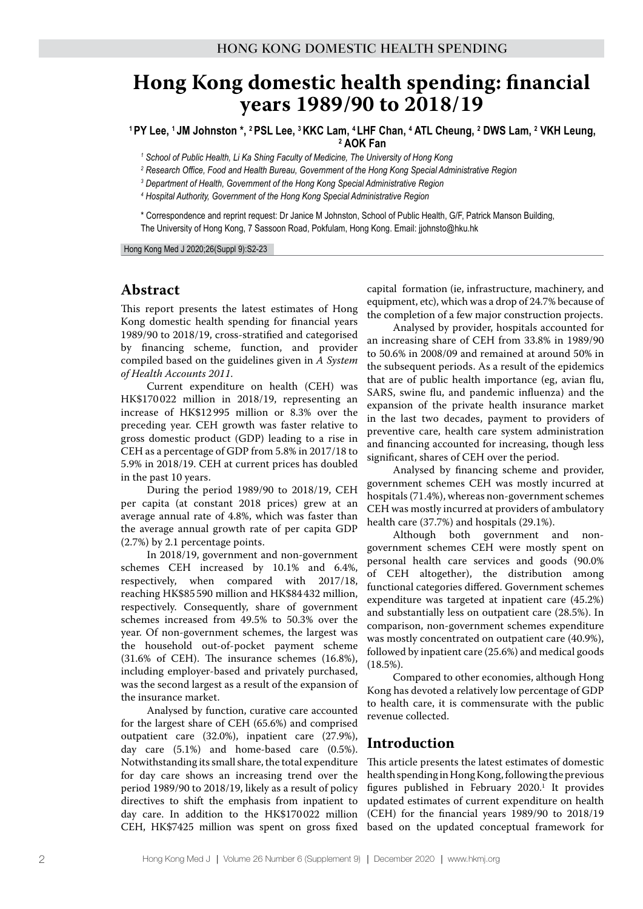# Hong Kong domestic health spending: financial years 1989/90 to 2018/19

[1] PY Lee, [1] JM Johnston *, [2] PSL Lee, [3] KKC Lam, [4] LHF Chan, [4] ATL Cheung, [2] DWS Lam, [2] VKH Leung, [2] AOK Fan

[1] School of Public Health, Li Ka Shing Faculty of Medicine, The University of Hong Kong

[2] Research Office, Food and Health Bureau, Government of the Hong Kong Special Administrative Region

[3] Department of Health, Government of the Hong Kong Special Administrative Region

[4] Hospital Authority, Government of the Hong Kong Special Administrative Region

\* Correspondence and reprint request: Dr Janice M Johnston, School of Public Health, G/F, Patrick Manson Building, The University of Hong Kong, 7 Sassoon Road, Pokfulam, Hong Kong. Email: jjohnsto@hku.hk

Hong Kong Med J 2020;26(Suppl 9):S2-23

## Abstract

This report presents the latest estimates of Hong Kong domestic health spending for financial years 1989/90 to 2018/19, cross-stratified and categorised by financing scheme, function, and provider compiled based on the guidelines given in *A System of Health Accounts 2011*.

Current expenditure on health (CEH) was HK$170 022 million in 2018/19, representing an increase of HK$12 995 million or 8.3% over the preceding year. CEH growth was faster relative to gross domestic product (GDP) leading to a rise in CEH as a percentage of GDP from 5.8% in 2017/18 to 5.9% in 2018/19. CEH at current prices has doubled in the past 10 years.

During the period 1989/90 to 2018/19, CEH per capita (at constant 2018 prices) grew at an average annual rate of 4.8%, which was faster than the average annual growth rate of per capita GDP (2.7%) by 2.1 percentage points.

In 2018/19, government and non-government schemes CEH increased by 10.1% and 6.4%, respectively, when compared with 2017/18, reaching HK$85 590 million and HK$84 432 million, respectively. Consequently, share of government schemes increased from 49.5% to 50.3% over the year. Of non-government schemes, the largest was the household out-of-pocket payment scheme (31.6% of CEH). The insurance schemes (16.8%), including employer-based and privately purchased, was the second largest as a result of the expansion of the insurance market.

Analysed by function, curative care accounted for the largest share of CEH (65.6%) and comprised outpatient care (32.0%), inpatient care (27.9%), day care (5.1%) and home-based care (0.5%). Notwithstanding its small share, the total expenditure for day care shows an increasing trend over the period 1989/90 to 2018/19, likely as a result of policy directives to shift the emphasis from inpatient to day care. In addition to the HK$170 022 million CEH, HK$7425 million was spent on gross fixed capital formation (ie, infrastructure, machinery, and equipment, etc), which was a drop of 24.7% because of the completion of a few major construction projects.

Analysed by provider, hospitals accounted for an increasing share of CEH from 33.8% in 1989/90 to 50.6% in 2008/09 and remained at around 50% in the subsequent periods. As a result of the epidemics that are of public health importance (eg, avian flu, SARS, swine flu, and pandemic influenza) and the expansion of the private health insurance market in the last two decades, payment to providers of preventive care, health care system administration and financing accounted for increasing, though less significant, shares of CEH over the period.

Analysed by financing scheme and provider, government schemes CEH was mostly incurred at hospitals (71.4%), whereas non-government schemes CEH was mostly incurred at providers of ambulatory health care (37.7%) and hospitals (29.1%).

Although both government and non-government schemes CEH were mostly spent on personal health care services and goods (90.0% of CEH altogether), the distribution among functional categories differed. Government schemes expenditure was targeted at inpatient care (45.2%) and substantially less on outpatient care (28.5%). In comparison, non-government schemes expenditure was mostly concentrated on outpatient care (40.9%), followed by inpatient care (25.6%) and medical goods (18.5%).

Compared to other economies, although Hong Kong has devoted a relatively low percentage of GDP to health care, it is commensurate with the public revenue collected.

## Introduction

This article presents the latest estimates of domestic health spending in Hong Kong, following the previous figures published in February 2020.[1] It provides updated estimates of current expenditure on health (CEH) for the financial years 1989/90 to 2018/19 based on the updated conceptual framework for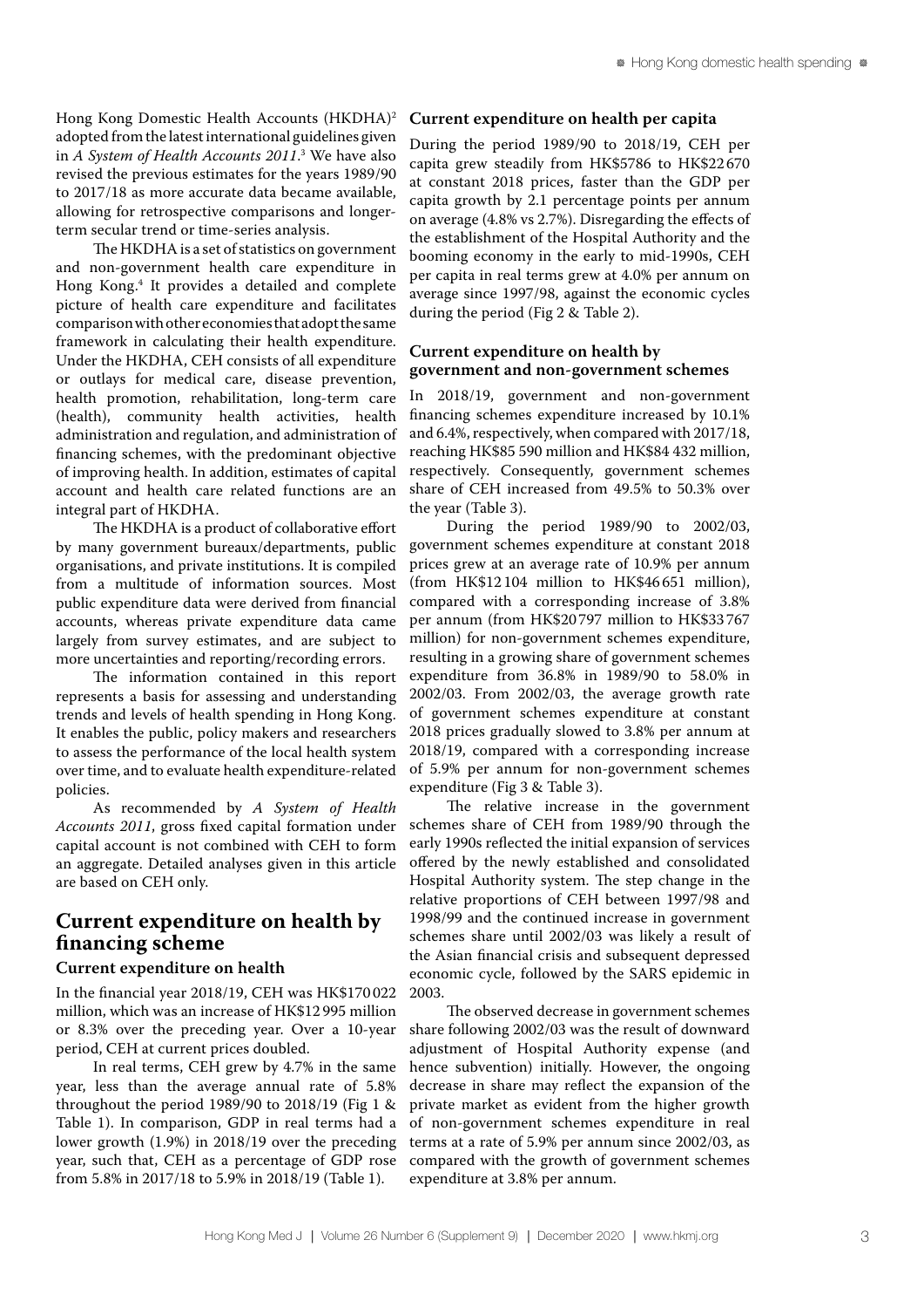Hong Kong Domestic Health Accounts (HKDHA)[2] adopted from the latest international guidelines given in *A System of Health Accounts 2011*.[3] We have also revised the previous estimates for the years 1989/90 to 2017/18 as more accurate data became available, allowing for retrospective comparisons and longer-term secular trend or time-series analysis.

The HKDHA is a set of statistics on government and non-government health care expenditure in Hong Kong.[4] It provides a detailed and complete picture of health care expenditure and facilitates comparison with other economies that adopt the same framework in calculating their health expenditure. Under the HKDHA, CEH consists of all expenditure or outlays for medical care, disease prevention, health promotion, rehabilitation, long-term care (health), community health activities, health administration and regulation, and administration of financing schemes, with the predominant objective of improving health. In addition, estimates of capital account and health care related functions are an integral part of HKDHA.

The HKDHA is a product of collaborative effort by many government bureaux/departments, public organisations, and private institutions. It is compiled from a multitude of information sources. Most public expenditure data were derived from financial accounts, whereas private expenditure data came largely from survey estimates, and are subject to more uncertainties and reporting/recording errors.

The information contained in this report represents a basis for assessing and understanding trends and levels of health spending in Hong Kong. It enables the public, policy makers and researchers to assess the performance of the local health system over time, and to evaluate health expenditure-related policies.

As recommended by *A System of Health Accounts 2011*, gross fixed capital formation under capital account is not combined with CEH to form an aggregate. Detailed analyses given in this article are based on CEH only.

## Current expenditure on health by financing scheme

### Current expenditure on health

In the financial year 2018/19, CEH was HK$170 022 million, which was an increase of HK$12 995 million or 8.3% over the preceding year. Over a 10-year period, CEH at current prices doubled.

In real terms, CEH grew by 4.7% in the same year, less than the average annual rate of 5.8% throughout the period 1989/90 to 2018/19 (Fig 1 & Table 1). In comparison, GDP in real terms had a lower growth (1.9%) in 2018/19 over the preceding year, such that, CEH as a percentage of GDP rose from 5.8% in 2017/18 to 5.9% in 2018/19 (Table 1).

### Current expenditure on health per capita

During the period 1989/90 to 2018/19, CEH per capita grew steadily from HK$5786 to HK$22 670 at constant 2018 prices, faster than the GDP per capita growth by 2.1 percentage points per annum on average (4.8% vs 2.7%). Disregarding the effects of the establishment of the Hospital Authority and the booming economy in the early to mid-1990s, CEH per capita in real terms grew at 4.0% per annum on average since 1997/98, against the economic cycles during the period (Fig 2 & Table 2).

### Current expenditure on health by government and non-government schemes

In 2018/19, government and non-government financing schemes expenditure increased by 10.1% and 6.4%, respectively, when compared with 2017/18, reaching HK$85 590 million and HK$84 432 million, respectively. Consequently, government schemes share of CEH increased from 49.5% to 50.3% over the year (Table 3).

During the period 1989/90 to 2002/03, government schemes expenditure at constant 2018 prices grew at an average rate of 10.9% per annum (from HK$12 104 million to HK$46 651 million), compared with a corresponding increase of 3.8% per annum (from HK$20 797 million to HK$33 767 million) for non-government schemes expenditure, resulting in a growing share of government schemes expenditure from 36.8% in 1989/90 to 58.0% in 2002/03. From 2002/03, the average growth rate of government schemes expenditure at constant 2018 prices gradually slowed to 3.8% per annum at 2018/19, compared with a corresponding increase of 5.9% per annum for non-government schemes expenditure (Fig 3 & Table 3).

The relative increase in the government schemes share of CEH from 1989/90 through the early 1990s reflected the initial expansion of services offered by the newly established and consolidated Hospital Authority system. The step change in the relative proportions of CEH between 1997/98 and 1998/99 and the continued increase in government schemes share until 2002/03 was likely a result of the Asian financial crisis and subsequent depressed economic cycle, followed by the SARS epidemic in 2003.

The observed decrease in government schemes share following 2002/03 was the result of downward adjustment of Hospital Authority expense (and hence subvention) initially. However, the ongoing decrease in share may reflect the expansion of the private market as evident from the higher growth of non-government schemes expenditure in real terms at a rate of 5.9% per annum since 2002/03, as compared with the growth of government schemes expenditure at 3.8% per annum.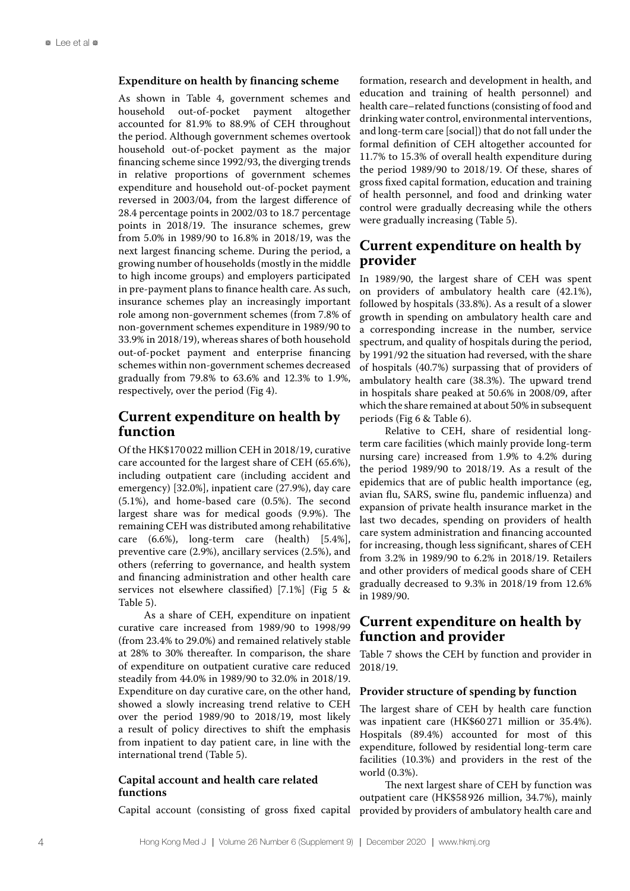### Expenditure on health by financing scheme

As shown in Table 4, government schemes and household out-of-pocket payment altogether accounted for 81.9% to 88.9% of CEH throughout the period. Although government schemes overtook household out-of-pocket payment as the major financing scheme since 1992/93, the diverging trends in relative proportions of government schemes expenditure and household out-of-pocket payment reversed in 2003/04, from the largest difference of 28.4 percentage points in 2002/03 to 18.7 percentage points in 2018/19. The insurance schemes, grew from 5.0% in 1989/90 to 16.8% in 2018/19, was the next largest financing scheme. During the period, a growing number of households (mostly in the middle to high income groups) and employers participated in pre-payment plans to finance health care. As such, insurance schemes play an increasingly important role among non-government schemes (from 7.8% of non-government schemes expenditure in 1989/90 to 33.9% in 2018/19), whereas shares of both household out-of-pocket payment and enterprise financing schemes within non-government schemes decreased gradually from 79.8% to 63.6% and 12.3% to 1.9%, respectively, over the period (Fig 4).

## Current expenditure on health by function

Of the HK$170 022 million CEH in 2018/19, curative care accounted for the largest share of CEH (65.6%), including outpatient care (including accident and emergency) [32.0%], inpatient care (27.9%), day care (5.1%), and home-based care (0.5%). The second largest share was for medical goods (9.9%). The remaining CEH was distributed among rehabilitative care (6.6%), long-term care (health) [5.4%], preventive care (2.9%), ancillary services (2.5%), and others (referring to governance, and health system and financing administration and other health care services not elsewhere classified) [7.1%] (Fig 5 & Table 5).

As a share of CEH, expenditure on inpatient curative care increased from 1989/90 to 1998/99 (from 23.4% to 29.0%) and remained relatively stable at 28% to 30% thereafter. In comparison, the share of expenditure on outpatient curative care reduced steadily from 44.0% in 1989/90 to 32.0% in 2018/19. Expenditure on day curative care, on the other hand, showed a slowly increasing trend relative to CEH over the period 1989/90 to 2018/19, most likely a result of policy directives to shift the emphasis from inpatient to day patient care, in line with the international trend (Table 5).

### Capital account and health care related functions

Capital account (consisting of gross fixed capital formation, research and development in health, and education and training of health personnel) and health care–related functions (consisting of food and drinking water control, environmental interventions, and long-term care [social]) that do not fall under the formal definition of CEH altogether accounted for 11.7% to 15.3% of overall health expenditure during the period 1989/90 to 2018/19. Of these, shares of gross fixed capital formation, education and training of health personnel, and food and drinking water control were gradually decreasing while the others were gradually increasing (Table 5).

## Current expenditure on health by provider

In 1989/90, the largest share of CEH was spent on providers of ambulatory health care (42.1%), followed by hospitals (33.8%). As a result of a slower growth in spending on ambulatory health care and a corresponding increase in the number, service spectrum, and quality of hospitals during the period, by 1991/92 the situation had reversed, with the share of hospitals (40.7%) surpassing that of providers of ambulatory health care (38.3%). The upward trend in hospitals share peaked at 50.6% in 2008/09, after which the share remained at about 50% in subsequent periods (Fig 6 & Table 6).

Relative to CEH, share of residential long-term care facilities (which mainly provide long-term nursing care) increased from 1.9% to 4.2% during the period 1989/90 to 2018/19. As a result of the epidemics that are of public health importance (eg, avian flu, SARS, swine flu, pandemic influenza) and expansion of private health insurance market in the last two decades, spending on providers of health care system administration and financing accounted for increasing, though less significant, shares of CEH from 3.2% in 1989/90 to 6.2% in 2018/19. Retailers and other providers of medical goods share of CEH gradually decreased to 9.3% in 2018/19 from 12.6% in 1989/90.

## Current expenditure on health by function and provider

Table 7 shows the CEH by function and provider in 2018/19.

### Provider structure of spending by function

The largest share of CEH by health care function was inpatient care (HK$60 271 million or 35.4%). Hospitals (89.4%) accounted for most of this expenditure, followed by residential long-term care facilities (10.3%) and providers in the rest of the world (0.3%).

The next largest share of CEH by function was outpatient care (HK$58 926 million, 34.7%), mainly provided by providers of ambulatory health care and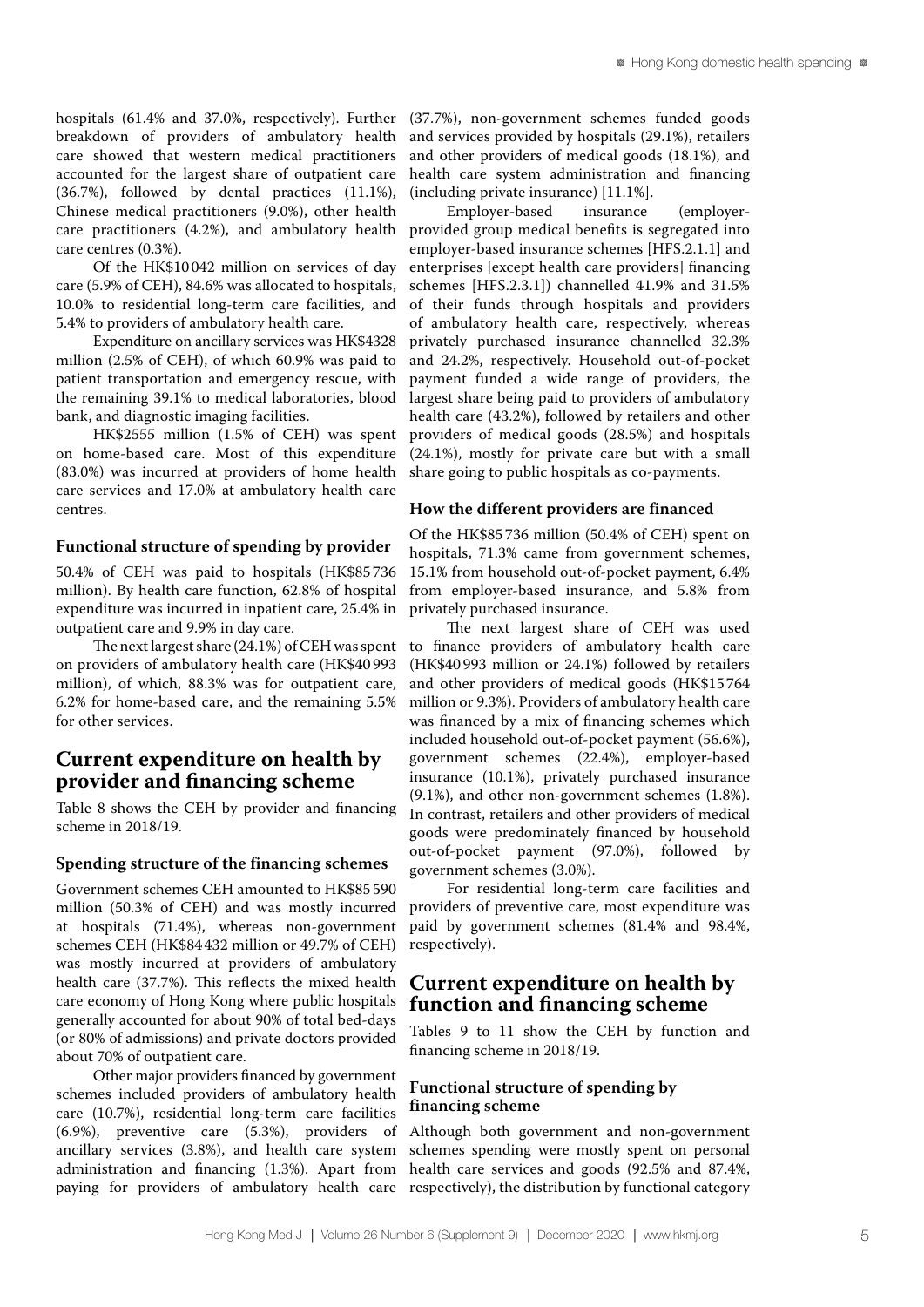hospitals (61.4% and 37.0%, respectively). Further breakdown of providers of ambulatory health care showed that western medical practitioners accounted for the largest share of outpatient care (36.7%), followed by dental practices (11.1%), Chinese medical practitioners (9.0%), other health care practitioners (4.2%), and ambulatory health care centres (0.3%).

Of the HK$10 042 million on services of day care (5.9% of CEH), 84.6% was allocated to hospitals, 10.0% to residential long-term care facilities, and 5.4% to providers of ambulatory health care.

Expenditure on ancillary services was HK$4328 million (2.5% of CEH), of which 60.9% was paid to patient transportation and emergency rescue, with the remaining 39.1% to medical laboratories, blood bank, and diagnostic imaging facilities.

HK$2555 million (1.5% of CEH) was spent on home-based care. Most of this expenditure (83.0%) was incurred at providers of home health care services and 17.0% at ambulatory health care centres.

### Functional structure of spending by provider

50.4% of CEH was paid to hospitals (HK$85 736 million). By health care function, 62.8% of hospital expenditure was incurred in inpatient care, 25.4% in outpatient care and 9.9% in day care.

The next largest share (24.1%) of CEH was spent on providers of ambulatory health care (HK$40 993 million), of which, 88.3% was for outpatient care, 6.2% for home-based care, and the remaining 5.5% for other services.

## Current expenditure on health by provider and financing scheme

Table 8 shows the CEH by provider and financing scheme in 2018/19.

### Spending structure of the financing schemes

Government schemes CEH amounted to HK$85 590 million (50.3% of CEH) and was mostly incurred at hospitals (71.4%), whereas non-government schemes CEH (HK$84 432 million or 49.7% of CEH) was mostly incurred at providers of ambulatory health care (37.7%). This reflects the mixed health care economy of Hong Kong where public hospitals generally accounted for about 90% of total bed-days (or 80% of admissions) and private doctors provided about 70% of outpatient care.

Other major providers financed by government schemes included providers of ambulatory health care (10.7%), residential long-term care facilities (6.9%), preventive care (5.3%), providers of ancillary services (3.8%), and health care system administration and financing (1.3%). Apart from paying for providers of ambulatory health care (37.7%), non-government schemes funded goods and services provided by hospitals (29.1%), retailers and other providers of medical goods (18.1%), and health care system administration and financing (including private insurance) [11.1%].

Employer-based insurance (employer-provided group medical benefits is segregated into employer-based insurance schemes [HFS.2.1.1] and enterprises [except health care providers] financing schemes [HFS.2.3.1]) channelled 41.9% and 31.5% of their funds through hospitals and providers of ambulatory health care, respectively, whereas privately purchased insurance channelled 32.3% and 24.2%, respectively. Household out-of-pocket payment funded a wide range of providers, the largest share being paid to providers of ambulatory health care (43.2%), followed by retailers and other providers of medical goods (28.5%) and hospitals (24.1%), mostly for private care but with a small share going to public hospitals as co-payments.

### How the different providers are financed

Of the HK$85 736 million (50.4% of CEH) spent on hospitals, 71.3% came from government schemes, 15.1% from household out-of-pocket payment, 6.4% from employer-based insurance, and 5.8% from privately purchased insurance.

The next largest share of CEH was used to finance providers of ambulatory health care (HK$40 993 million or 24.1%) followed by retailers and other providers of medical goods (HK$15 764 million or 9.3%). Providers of ambulatory health care was financed by a mix of financing schemes which included household out-of-pocket payment (56.6%), government schemes (22.4%), employer-based insurance (10.1%), privately purchased insurance (9.1%), and other non-government schemes (1.8%). In contrast, retailers and other providers of medical goods were predominately financed by household out-of-pocket payment (97.0%), followed by government schemes (3.0%).

For residential long-term care facilities and providers of preventive care, most expenditure was paid by government schemes (81.4% and 98.4%, respectively).

## Current expenditure on health by function and financing scheme

Tables 9 to 11 show the CEH by function and financing scheme in 2018/19.

### Functional structure of spending by financing scheme

Although both government and non-government schemes spending were mostly spent on personal health care services and goods (92.5% and 87.4%, respectively), the distribution by functional category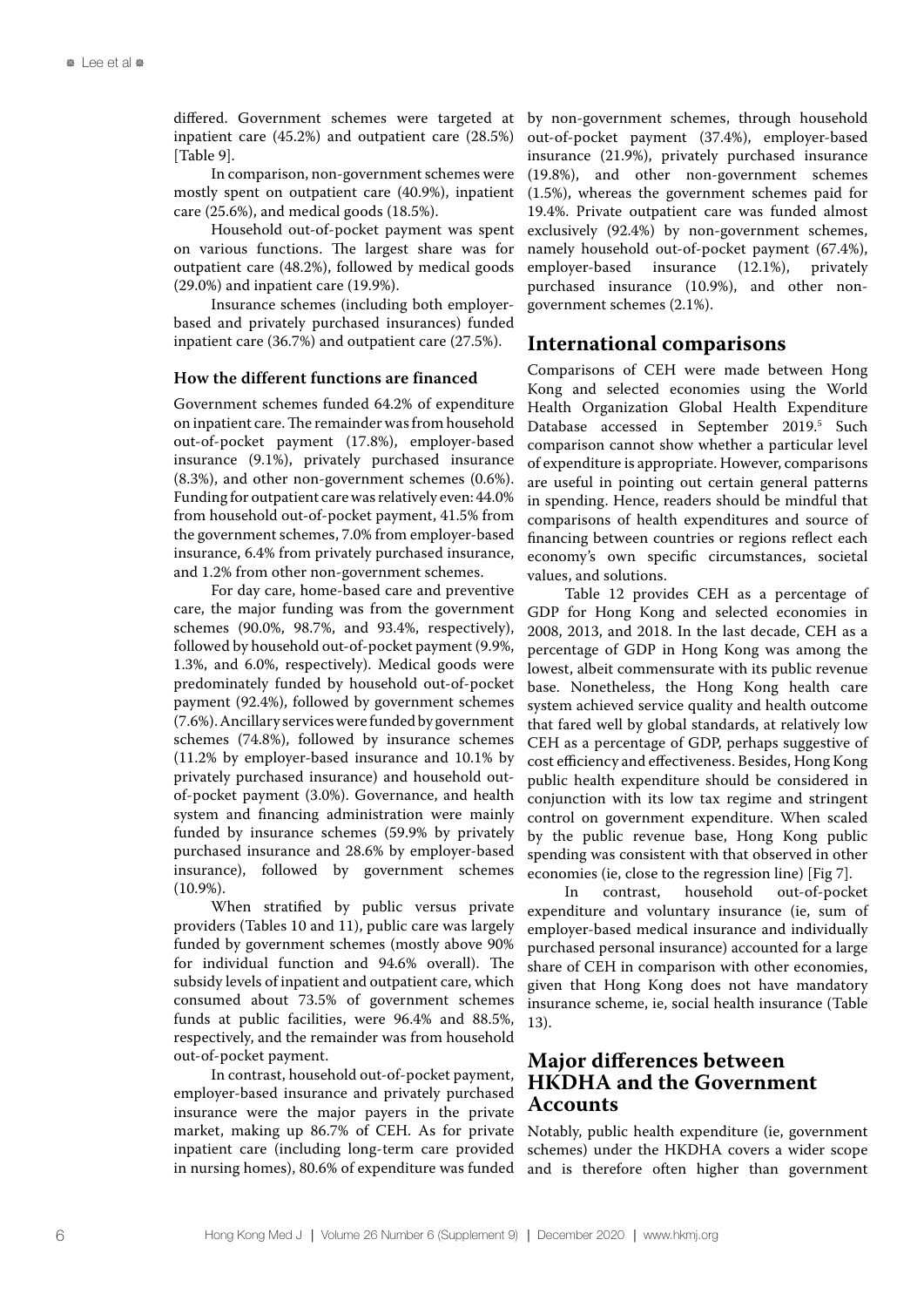differed. Government schemes were targeted at inpatient care (45.2%) and outpatient care (28.5%) [Table 9].

In comparison, non-government schemes were mostly spent on outpatient care (40.9%), inpatient care (25.6%), and medical goods (18.5%).

Household out-of-pocket payment was spent on various functions. The largest share was for outpatient care (48.2%), followed by medical goods (29.0%) and inpatient care (19.9%).

Insurance schemes (including both employer-based and privately purchased insurances) funded inpatient care (36.7%) and outpatient care (27.5%).

### How the different functions are financed

Government schemes funded 64.2% of expenditure on inpatient care. The remainder was from household out-of-pocket payment (17.8%), employer-based insurance (9.1%), privately purchased insurance (8.3%), and other non-government schemes (0.6%). Funding for outpatient care was relatively even: 44.0% from household out-of-pocket payment, 41.5% from the government schemes, 7.0% from employer-based insurance, 6.4% from privately purchased insurance, and 1.2% from other non-government schemes.

For day care, home-based care and preventive care, the major funding was from the government schemes (90.0%, 98.7%, and 93.4%, respectively), followed by household out-of-pocket payment (9.9%, 1.3%, and 6.0%, respectively). Medical goods were predominately funded by household out-of-pocket payment (92.4%), followed by government schemes (7.6%). Ancillary services were funded by government schemes (74.8%), followed by insurance schemes (11.2% by employer-based insurance and 10.1% by privately purchased insurance) and household out-of-pocket payment (3.0%). Governance, and health system and financing administration were mainly funded by insurance schemes (59.9% by privately purchased insurance and 28.6% by employer-based insurance), followed by government schemes (10.9%).

When stratified by public versus private providers (Tables 10 and 11), public care was largely funded by government schemes (mostly above 90% for individual function and 94.6% overall). The subsidy levels of inpatient and outpatient care, which consumed about 73.5% of government schemes funds at public facilities, were 96.4% and 88.5%, respectively, and the remainder was from household out-of-pocket payment.

In contrast, household out-of-pocket payment, employer-based insurance and privately purchased insurance were the major payers in the private market, making up 86.7% of CEH. As for private inpatient care (including long-term care provided in nursing homes), 80.6% of expenditure was funded by non-government schemes, through household out-of-pocket payment (37.4%), employer-based insurance (21.9%), privately purchased insurance (19.8%), and other non-government schemes (1.5%), whereas the government schemes paid for 19.4%. Private outpatient care was funded almost exclusively (92.4%) by non-government schemes, namely household out-of-pocket payment (67.4%), employer-based insurance (12.1%), privately purchased insurance (10.9%), and other non-government schemes (2.1%).

## International comparisons

Comparisons of CEH were made between Hong Kong and selected economies using the World Health Organization Global Health Expenditure Database accessed in September 2019.[5] Such comparison cannot show whether a particular level of expenditure is appropriate. However, comparisons are useful in pointing out certain general patterns in spending. Hence, readers should be mindful that comparisons of health expenditures and source of financing between countries or regions reflect each economy's own specific circumstances, societal values, and solutions.

Table 12 provides CEH as a percentage of GDP for Hong Kong and selected economies in 2008, 2013, and 2018. In the last decade, CEH as a percentage of GDP in Hong Kong was among the lowest, albeit commensurate with its public revenue base. Nonetheless, the Hong Kong health care system achieved service quality and health outcome that fared well by global standards, at relatively low CEH as a percentage of GDP, perhaps suggestive of cost efficiency and effectiveness. Besides, Hong Kong public health expenditure should be considered in conjunction with its low tax regime and stringent control on government expenditure. When scaled by the public revenue base, Hong Kong public spending was consistent with that observed in other economies (ie, close to the regression line) [Fig 7].

In contrast, household out-of-pocket expenditure and voluntary insurance (ie, sum of employer-based medical insurance and individually purchased personal insurance) accounted for a large share of CEH in comparison with other economies, given that Hong Kong does not have mandatory insurance scheme, ie, social health insurance (Table 13).

## Major differences between HKDHA and the Government Accounts

Notably, public health expenditure (ie, government schemes) under the HKDHA covers a wider scope and is therefore often higher than government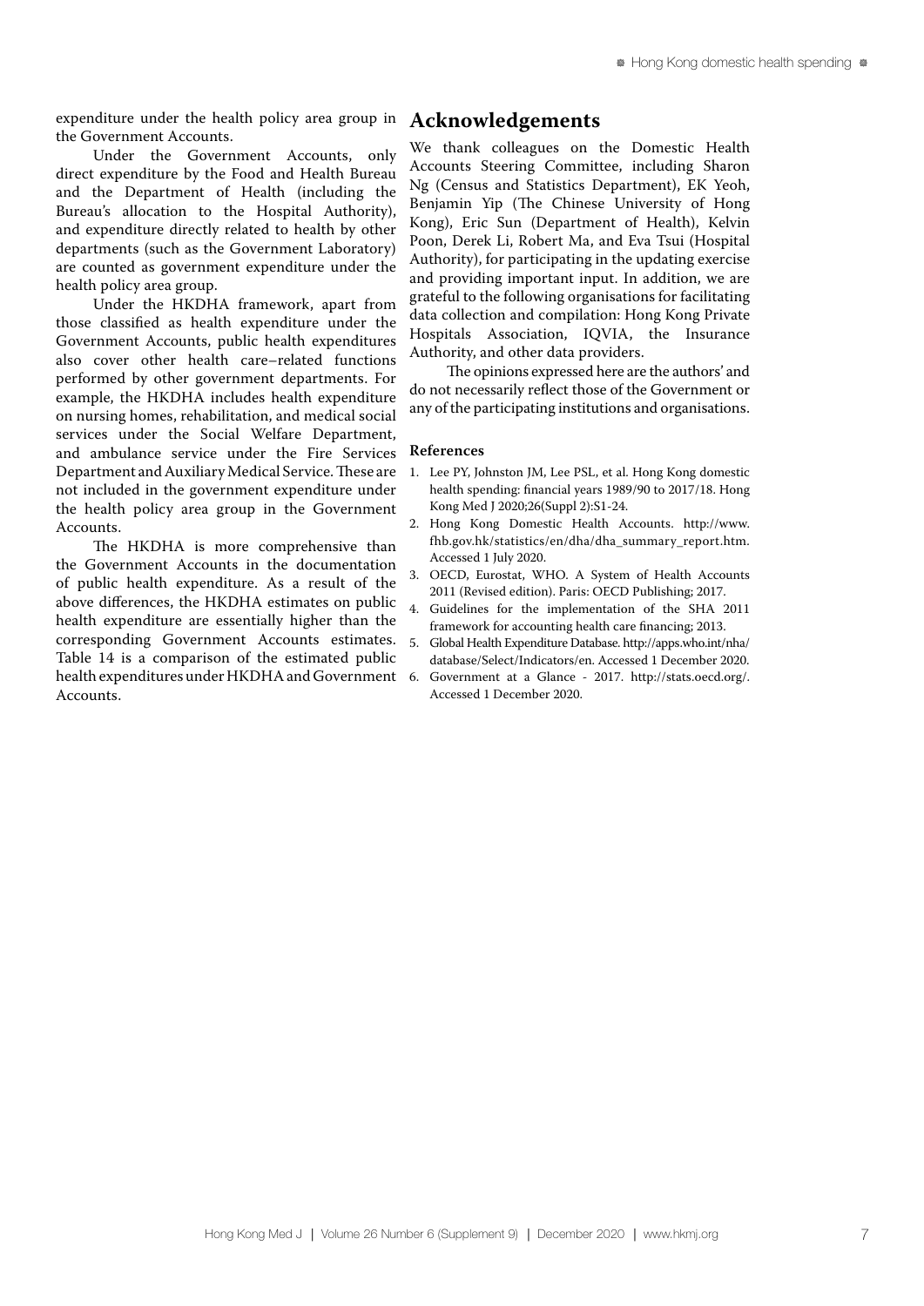expenditure under the health policy area group in the Government Accounts.

Under the Government Accounts, only direct expenditure by the Food and Health Bureau and the Department of Health (including the Bureau's allocation to the Hospital Authority), and expenditure directly related to health by other departments (such as the Government Laboratory) are counted as government expenditure under the health policy area group.

Under the HKDHA framework, apart from those classified as health expenditure under the Government Accounts, public health expenditures also cover other health care–related functions performed by other government departments. For example, the HKDHA includes health expenditure on nursing homes, rehabilitation, and medical social services under the Social Welfare Department, and ambulance service under the Fire Services Department and Auxiliary Medical Service. These are not included in the government expenditure under the health policy area group in the Government Accounts.

The HKDHA is more comprehensive than the Government Accounts in the documentation of public health expenditure. As a result of the above differences, the HKDHA estimates on public health expenditure are essentially higher than the corresponding Government Accounts estimates. Table 14 is a comparison of the estimated public health expenditures under HKDHA and Government Accounts.

## Acknowledgements

We thank colleagues on the Domestic Health Accounts Steering Committee, including Sharon Ng (Census and Statistics Department), EK Yeoh, Benjamin Yip (The Chinese University of Hong Kong), Eric Sun (Department of Health), Kelvin Poon, Derek Li, Robert Ma, and Eva Tsui (Hospital Authority), for participating in the updating exercise and providing important input. In addition, we are grateful to the following organisations for facilitating data collection and compilation: Hong Kong Private Hospitals Association, IQVIA, the Insurance Authority, and other data providers.

The opinions expressed here are the authors' and do not necessarily reflect those of the Government or any of the participating institutions and organisations.

### References

1. Lee PY, Johnston JM, Lee PSL, et al. Hong Kong domestic health spending: financial years 1989/90 to 2017/18. Hong Kong Med J 2020;26(Suppl 2):S1-24.
2. Hong Kong Domestic Health Accounts. http://www.fhb.gov.hk/statistics/en/dha/dha_summary_report.htm. Accessed 1 July 2020.
3. OECD, Eurostat, WHO. A System of Health Accounts 2011 (Revised edition). Paris: OECD Publishing; 2017.
4. Guidelines for the implementation of the SHA 2011 framework for accounting health care financing; 2013.
5. Global Health Expenditure Database. http://apps.who.int/nha/database/Select/Indicators/en. Accessed 1 December 2020.
6. Government at a Glance - 2017. http://stats.oecd.org/. Accessed 1 December 2020.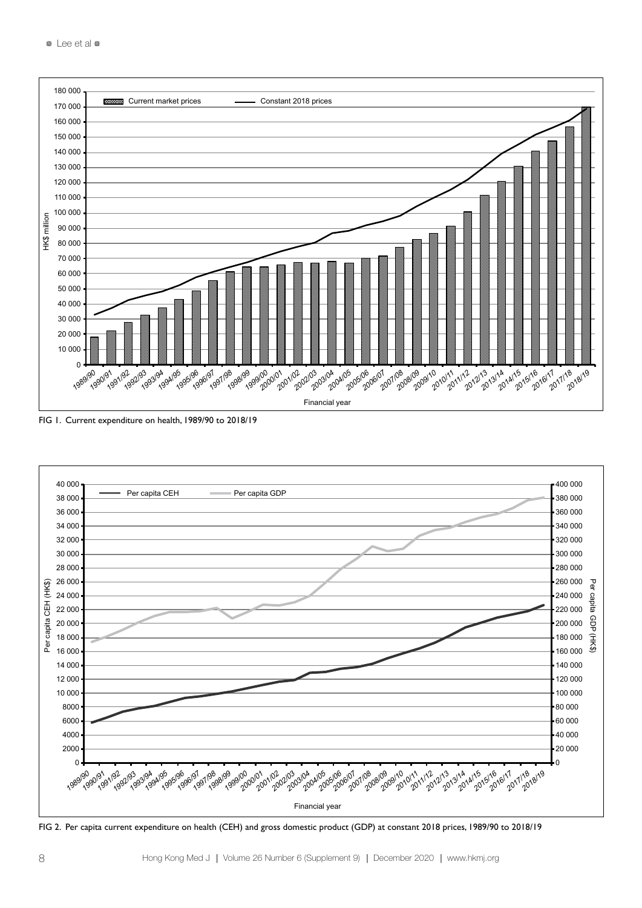FIG 1. Current expenditure on health, 1989/90 to 2018/19

FIG 2. Per capita current expenditure on health (CEH) and gross domestic product (GDP) at constant 2018 prices, 1989/90 to 2018/19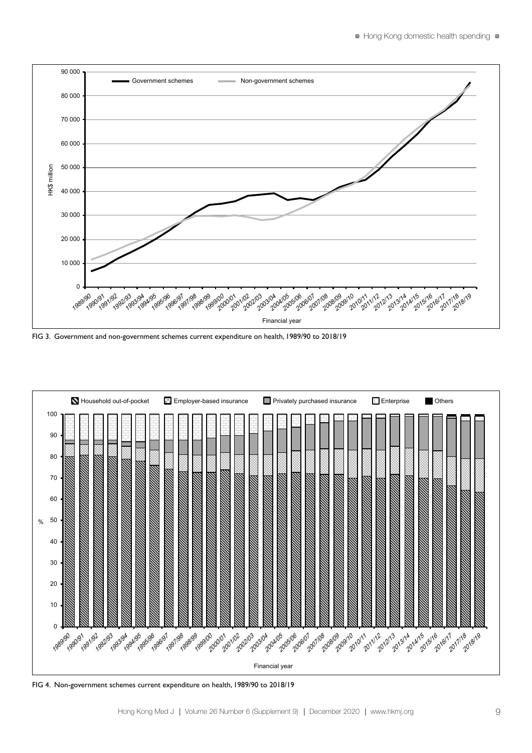FIG 3. Government and non-government schemes current expenditure on health, 1989/90 to 2018/19

FIG 4. Non-government schemes current expenditure on health, 1989/90 to 2018/19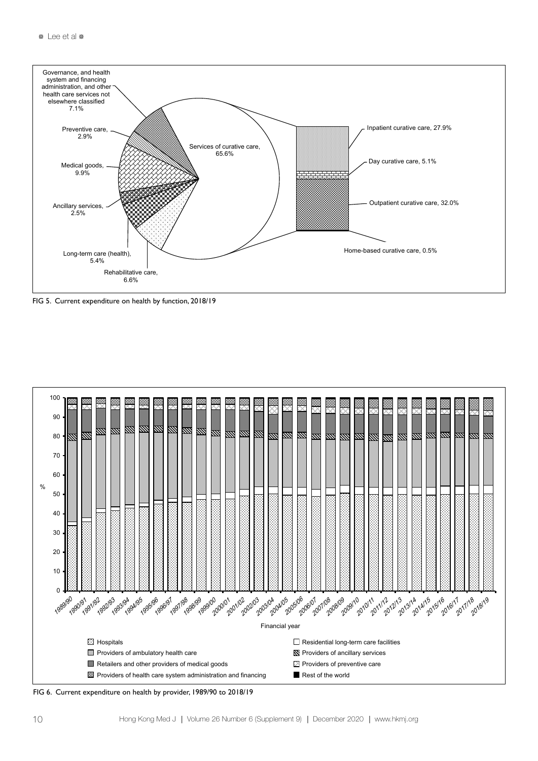Governance, and health system and financing administration, and other health care services not elsewhere classified 7.1%

Preventive care, 2.9%

Medical goods, 9.9%

Ancillary services, 2.5%

Long-term care (health), 5.4%

Rehabilitative care, 6.6%

Services of curative care, 65.6%

Inpatient curative care, 27.9%

Day curative care, 5.1%

Outpatient curative care, 32.0%

Home-based curative care, 0.5%

FIG 5. Current expenditure on health by function, 2018/19

Hospitals; Residential long-term care facilities; Providers of ambulatory health care; Providers of ancillary services; Retailers and other providers of medical goods; Providers of preventive care; Providers of health care system administration and financing; Rest of the world

FIG 6. Current expenditure on health by provider, 1989/90 to 2018/19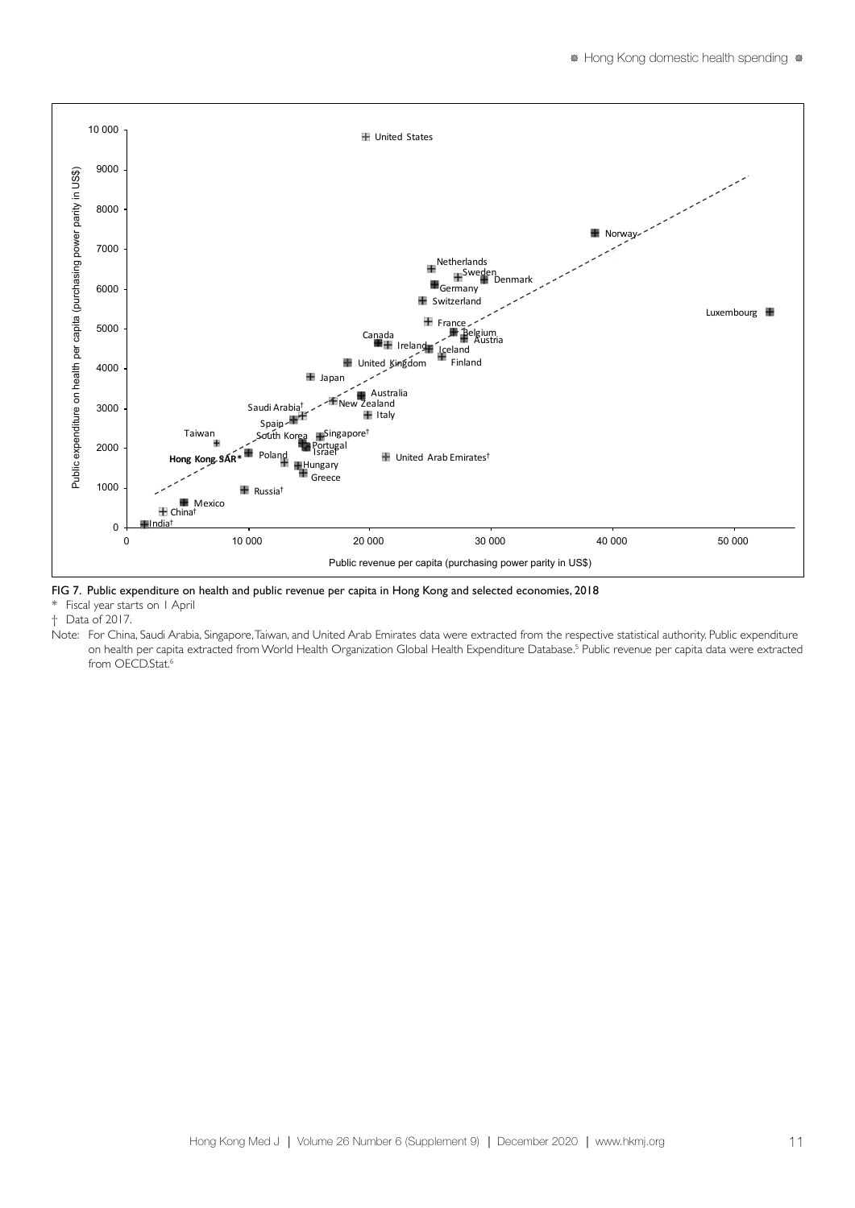FIG 7. Public expenditure on health and public revenue per capita in Hong Kong and selected economies, 2018

\* Fiscal year starts on 1 April

† Data of 2017.

Note: For China, Saudi Arabia, Singapore, Taiwan, and United Arab Emirates data were extracted from the respective statistical authority. Public expenditure on health per capita extracted from World Health Organization Global Health Expenditure Database.[5] Public revenue per capita data were extracted from OECD.Stat.[6]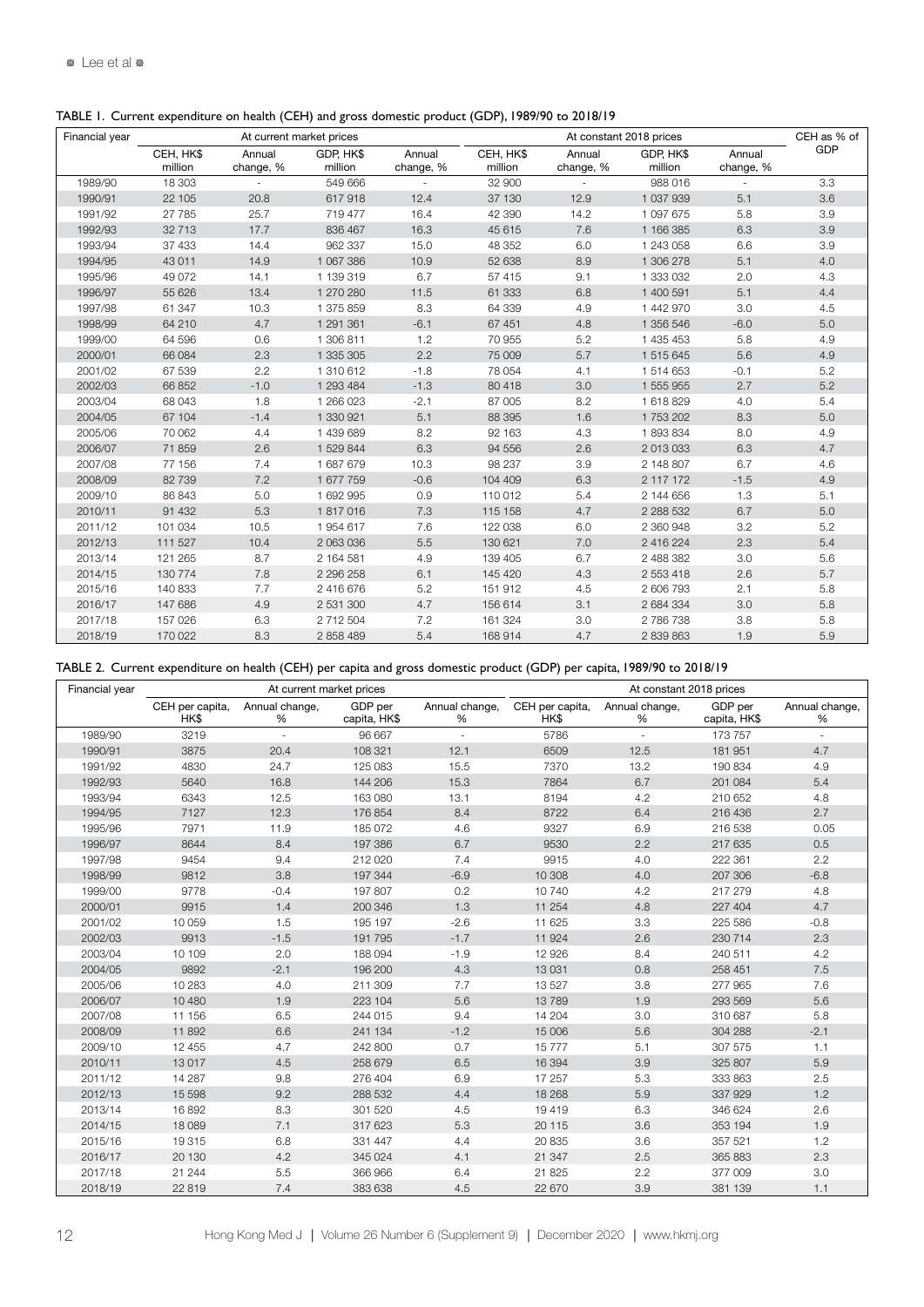TABLE 1. Current expenditure on health (CEH) and gross domestic product (GDP), 1989/90 to 2018/19

| Financial year | At current market prices | | | | At constant 2018 prices | | | | CEH as % of GDP |
|---|---|---|---|---|---|---|---|---|---|
| | CEH, HK$ million | Annual change, % | GDP, HK$ million | Annual change, % | CEH, HK$ million | Annual change, % | GDP, HK$ million | Annual change, % | |
| 1989/90 | 18 303 | - | 549 666 | - | 32 900 | - | 988 016 | - | 3.3 |
| 1990/91 | 22 105 | 20.8 | 617 918 | 12.4 | 37 130 | 12.9 | 1 037 939 | 5.1 | 3.6 |
| 1991/92 | 27 785 | 25.7 | 719 477 | 16.4 | 42 390 | 14.2 | 1 097 675 | 5.8 | 3.9 |
| 1992/93 | 32 713 | 17.7 | 836 467 | 16.3 | 45 615 | 7.6 | 1 166 385 | 6.3 | 3.9 |
| 1993/94 | 37 433 | 14.4 | 962 337 | 15.0 | 48 352 | 6.0 | 1 243 058 | 6.6 | 3.9 |
| 1994/95 | 43 011 | 14.9 | 1 067 386 | 10.9 | 52 638 | 8.9 | 1 306 278 | 5.1 | 4.0 |
| 1995/96 | 49 072 | 14.1 | 1 139 319 | 6.7 | 57 415 | 9.1 | 1 333 032 | 2.0 | 4.3 |
| 1996/97 | 55 626 | 13.4 | 1 270 280 | 11.5 | 61 333 | 6.8 | 1 400 591 | 5.1 | 4.4 |
| 1997/98 | 61 347 | 10.3 | 1 375 859 | 8.3 | 64 339 | 4.9 | 1 442 970 | 3.0 | 4.5 |
| 1998/99 | 64 210 | 4.7 | 1 291 361 | -6.1 | 67 451 | 4.8 | 1 356 546 | -6.0 | 5.0 |
| 1999/00 | 64 596 | 0.6 | 1 306 811 | 1.2 | 70 955 | 5.2 | 1 435 453 | 5.8 | 4.9 |
| 2000/01 | 66 084 | 2.3 | 1 335 305 | 2.2 | 75 009 | 5.7 | 1 515 645 | 5.6 | 4.9 |
| 2001/02 | 67 539 | 2.2 | 1 310 612 | -1.8 | 78 054 | 4.1 | 1 514 653 | -0.1 | 5.2 |
| 2002/03 | 66 852 | -1.0 | 1 293 484 | -1.3 | 80 418 | 3.0 | 1 555 955 | 2.7 | 5.2 |
| 2003/04 | 68 043 | 1.8 | 1 266 023 | -2.1 | 87 005 | 8.2 | 1 618 829 | 4.0 | 5.4 |
| 2004/05 | 67 104 | -1.4 | 1 330 921 | 5.1 | 88 395 | 1.6 | 1 753 202 | 8.3 | 5.0 |
| 2005/06 | 70 062 | 4.4 | 1 439 689 | 8.2 | 92 163 | 4.3 | 1 893 834 | 8.0 | 4.9 |
| 2006/07 | 71 859 | 2.6 | 1 529 844 | 6.3 | 94 556 | 2.6 | 2 013 033 | 6.3 | 4.7 |
| 2007/08 | 77 156 | 7.4 | 1 687 679 | 10.3 | 98 237 | 3.9 | 2 148 807 | 6.7 | 4.6 |
| 2008/09 | 82 739 | 7.2 | 1 677 759 | -0.6 | 104 409 | 6.3 | 2 117 172 | -1.5 | 4.9 |
| 2009/10 | 86 843 | 5.0 | 1 692 995 | 0.9 | 110 012 | 5.4 | 2 144 656 | 1.3 | 5.1 |
| 2010/11 | 91 432 | 5.3 | 1 817 016 | 7.3 | 115 158 | 4.7 | 2 288 532 | 6.7 | 5.0 |
| 2011/12 | 101 034 | 10.5 | 1 954 617 | 7.6 | 122 038 | 6.0 | 2 360 948 | 3.2 | 5.2 |
| 2012/13 | 111 527 | 10.4 | 2 063 036 | 5.5 | 130 621 | 7.0 | 2 416 224 | 2.3 | 5.4 |
| 2013/14 | 121 265 | 8.7 | 2 164 581 | 4.9 | 139 405 | 6.7 | 2 488 382 | 3.0 | 5.6 |
| 2014/15 | 130 774 | 7.8 | 2 296 258 | 6.1 | 145 420 | 4.3 | 2 553 418 | 2.6 | 5.7 |
| 2015/16 | 140 833 | 7.7 | 2 416 676 | 5.2 | 151 912 | 4.5 | 2 606 793 | 2.1 | 5.8 |
| 2016/17 | 147 686 | 4.9 | 2 531 300 | 4.7 | 156 614 | 3.1 | 2 684 334 | 3.0 | 5.8 |
| 2017/18 | 157 026 | 6.3 | 2 712 504 | 7.2 | 161 324 | 3.0 | 2 786 738 | 3.8 | 5.8 |
| 2018/19 | 170 022 | 8.3 | 2 858 489 | 5.4 | 168 914 | 4.7 | 2 839 863 | 1.9 | 5.9 |

TABLE 2. Current expenditure on health (CEH) per capita and gross domestic product (GDP) per capita, 1989/90 to 2018/19

| Financial year | At current market prices | | | | At constant 2018 prices | | | |
|---|---|---|---|---|---|---|---|---|
| | CEH per capita, HK$ | Annual change, % | GDP per capita, HK$ | Annual change, % | CEH per capita, HK$ | Annual change, % | GDP per capita, HK$ | Annual change, % |
| 1989/90 | 3219 | - | 96 667 | - | 5786 | - | 173 757 | - |
| 1990/91 | 3875 | 20.4 | 108 321 | 12.1 | 6509 | 12.5 | 181 951 | 4.7 |
| 1991/92 | 4830 | 24.7 | 125 083 | 15.5 | 7370 | 13.2 | 190 834 | 4.9 |
| 1992/93 | 5640 | 16.8 | 144 206 | 15.3 | 7864 | 6.7 | 201 084 | 5.4 |
| 1993/94 | 6343 | 12.5 | 163 080 | 13.1 | 8194 | 4.2 | 210 652 | 4.8 |
| 1994/95 | 7127 | 12.3 | 176 854 | 8.4 | 8722 | 6.4 | 216 436 | 2.7 |
| 1995/96 | 7971 | 11.9 | 185 072 | 4.6 | 9327 | 6.9 | 216 538 | 0.05 |
| 1996/97 | 8644 | 8.4 | 197 386 | 6.7 | 9530 | 2.2 | 217 635 | 0.5 |
| 1997/98 | 9454 | 9.4 | 212 020 | 7.4 | 9915 | 4.0 | 222 361 | 2.2 |
| 1998/99 | 9812 | 3.8 | 197 344 | -6.9 | 10 308 | 4.0 | 207 306 | -6.8 |
| 1999/00 | 9778 | -0.4 | 197 807 | 0.2 | 10 740 | 4.2 | 217 279 | 4.8 |
| 2000/01 | 9915 | 1.4 | 200 346 | 1.3 | 11 254 | 4.8 | 227 404 | 4.7 |
| 2001/02 | 10 059 | 1.5 | 195 197 | -2.6 | 11 625 | 3.3 | 225 586 | -0.8 |
| 2002/03 | 9913 | -1.5 | 191 795 | -1.7 | 11 924 | 2.6 | 230 714 | 2.3 |
| 2003/04 | 10 109 | 2.0 | 188 094 | -1.9 | 12 926 | 8.4 | 240 511 | 4.2 |
| 2004/05 | 9892 | -2.1 | 196 200 | 4.3 | 13 031 | 0.8 | 258 451 | 7.5 |
| 2005/06 | 10 283 | 4.0 | 211 309 | 7.7 | 13 527 | 3.8 | 277 965 | 7.6 |
| 2006/07 | 10 480 | 1.9 | 223 104 | 5.6 | 13 789 | 1.9 | 293 569 | 5.6 |
| 2007/08 | 11 156 | 6.5 | 244 015 | 9.4 | 14 204 | 3.0 | 310 687 | 5.8 |
| 2008/09 | 11 892 | 6.6 | 241 134 | -1.2 | 15 006 | 5.6 | 304 288 | -2.1 |
| 2009/10 | 12 455 | 4.7 | 242 800 | 0.7 | 15 777 | 5.1 | 307 575 | 1.1 |
| 2010/11 | 13 017 | 4.5 | 258 679 | 6.5 | 16 394 | 3.9 | 325 807 | 5.9 |
| 2011/12 | 14 287 | 9.8 | 276 404 | 6.9 | 17 257 | 5.3 | 333 863 | 2.5 |
| 2012/13 | 15 598 | 9.2 | 288 532 | 4.4 | 18 268 | 5.9 | 337 929 | 1.2 |
| 2013/14 | 16 892 | 8.3 | 301 520 | 4.5 | 19 419 | 6.3 | 346 624 | 2.6 |
| 2014/15 | 18 089 | 7.1 | 317 623 | 5.3 | 20 115 | 3.6 | 353 194 | 1.9 |
| 2015/16 | 19 315 | 6.8 | 331 447 | 4.4 | 20 835 | 3.6 | 357 521 | 1.2 |
| 2016/17 | 20 130 | 4.2 | 345 024 | 4.1 | 21 347 | 2.5 | 365 883 | 2.3 |
| 2017/18 | 21 244 | 5.5 | 366 966 | 6.4 | 21 825 | 2.2 | 377 009 | 3.0 |
| 2018/19 | 22 819 | 7.4 | 383 638 | 4.5 | 22 670 | 3.9 | 381 139 | 1.1 |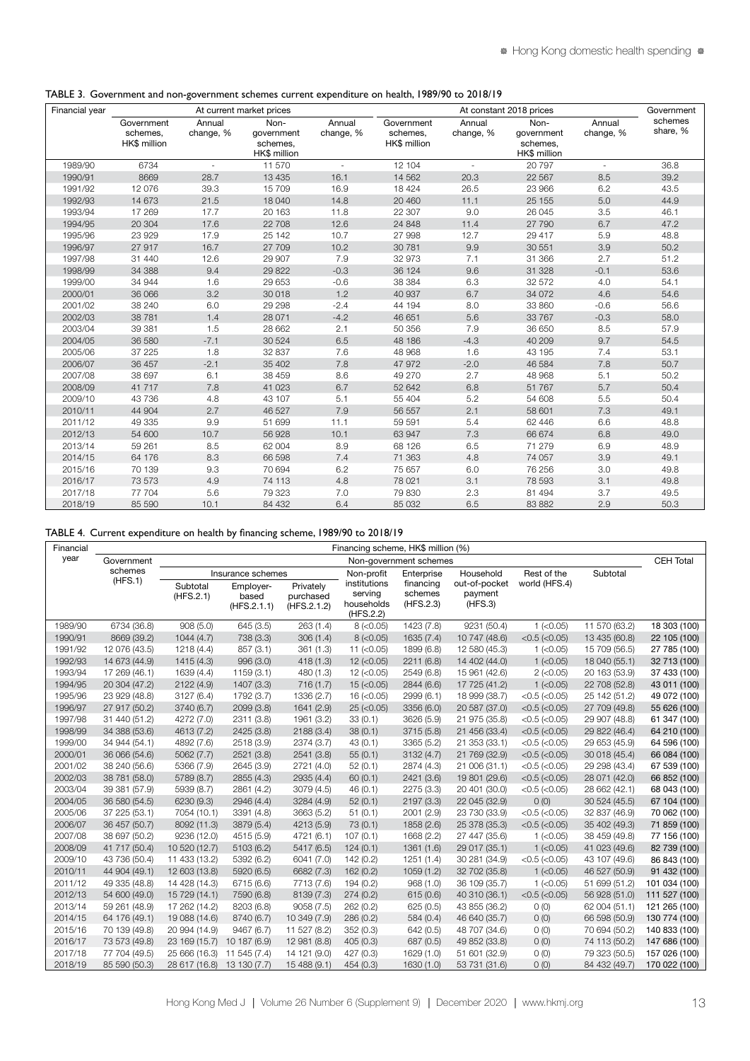TABLE 3. Government and non-government schemes current expenditure on health, 1989/90 to 2018/19

| Financial year | At current market prices | | | | At constant 2018 prices | | | | Government schemes share, % |
|---|---|---|---|---|---|---|---|---|---|
| | Government schemes, HK$ million | Annual change, % | Non-government schemes, HK$ million | Annual change, % | Government schemes, HK$ million | Annual change, % | Non-government schemes, HK$ million | Annual change, % | |
| 1989/90 | 6734 | - | 11 570 | - | 12 104 | - | 20 797 | - | 36.8 |
| 1990/91 | 8669 | 28.7 | 13 435 | 16.1 | 14 562 | 20.3 | 22 567 | 8.5 | 39.2 |
| 1991/92 | 12 076 | 39.3 | 15 709 | 16.9 | 18 424 | 26.5 | 23 966 | 6.2 | 43.5 |
| 1992/93 | 14 673 | 21.5 | 18 040 | 14.8 | 20 460 | 11.1 | 25 155 | 5.0 | 44.9 |
| 1993/94 | 17 269 | 17.7 | 20 163 | 11.8 | 22 307 | 9.0 | 26 045 | 3.5 | 46.1 |
| 1994/95 | 20 304 | 17.6 | 22 708 | 12.6 | 24 848 | 11.4 | 27 790 | 6.7 | 47.2 |
| 1995/96 | 23 929 | 17.9 | 25 142 | 10.7 | 27 998 | 12.7 | 29 417 | 5.9 | 48.8 |
| 1996/97 | 27 917 | 16.7 | 27 709 | 10.2 | 30 781 | 9.9 | 30 551 | 3.9 | 50.2 |
| 1997/98 | 31 440 | 12.6 | 29 907 | 7.9 | 32 973 | 7.1 | 31 366 | 2.7 | 51.2 |
| 1998/99 | 34 388 | 9.4 | 29 822 | -0.3 | 36 124 | 9.6 | 31 328 | -0.1 | 53.6 |
| 1999/00 | 34 944 | 1.6 | 29 653 | -0.6 | 38 384 | 6.3 | 32 572 | 4.0 | 54.1 |
| 2000/01 | 36 066 | 3.2 | 30 018 | 1.2 | 40 937 | 6.7 | 34 072 | 4.6 | 54.6 |
| 2001/02 | 38 240 | 6.0 | 29 298 | -2.4 | 44 194 | 8.0 | 33 860 | -0.6 | 56.6 |
| 2002/03 | 38 781 | 1.4 | 28 071 | -4.2 | 46 651 | 5.6 | 33 767 | -0.3 | 58.0 |
| 2003/04 | 39 381 | 1.5 | 28 662 | 2.1 | 50 356 | 7.9 | 36 650 | 8.5 | 57.9 |
| 2004/05 | 36 580 | -7.1 | 30 524 | 6.5 | 48 186 | -4.3 | 40 209 | 9.7 | 54.5 |
| 2005/06 | 37 225 | 1.8 | 32 837 | 7.6 | 48 968 | 1.6 | 43 195 | 7.4 | 53.1 |
| 2006/07 | 36 457 | -2.1 | 35 402 | 7.8 | 47 972 | -2.0 | 46 584 | 7.8 | 50.7 |
| 2007/08 | 38 697 | 6.1 | 38 459 | 8.6 | 49 270 | 2.7 | 48 968 | 5.1 | 50.2 |
| 2008/09 | 41 717 | 7.8 | 41 023 | 6.7 | 52 642 | 6.8 | 51 767 | 5.7 | 50.4 |
| 2009/10 | 43 736 | 4.8 | 43 107 | 5.1 | 55 404 | 5.2 | 54 608 | 5.5 | 50.4 |
| 2010/11 | 44 904 | 2.7 | 46 527 | 7.9 | 56 557 | 2.1 | 58 601 | 7.3 | 49.1 |
| 2011/12 | 49 335 | 9.9 | 51 699 | 11.1 | 59 591 | 5.4 | 62 446 | 6.6 | 48.8 |
| 2012/13 | 54 600 | 10.7 | 56 928 | 10.1 | 63 947 | 7.3 | 66 674 | 6.8 | 49.0 |
| 2013/14 | 59 261 | 8.5 | 62 004 | 8.9 | 68 126 | 6.5 | 71 279 | 6.9 | 48.9 |
| 2014/15 | 64 176 | 8.3 | 66 598 | 7.4 | 71 363 | 4.8 | 74 057 | 3.9 | 49.1 |
| 2015/16 | 70 139 | 9.3 | 70 694 | 6.2 | 75 657 | 6.0 | 76 256 | 3.0 | 49.8 |
| 2016/17 | 73 573 | 4.9 | 74 113 | 4.8 | 78 021 | 3.1 | 78 593 | 3.1 | 49.8 |
| 2017/18 | 77 704 | 5.6 | 79 323 | 7.0 | 79 830 | 2.3 | 81 494 | 3.7 | 49.5 |
| 2018/19 | 85 590 | 10.1 | 84 432 | 6.4 | 85 032 | 6.5 | 83 882 | 2.9 | 50.3 |

TABLE 4. Current expenditure on health by financing scheme, 1989/90 to 2018/19

| Financial year | Financing scheme, HK$ million (%) | | | | | | | | | CEH Total |
|---|---|---|---|---|---|---|---|---|---|---|
| | Government schemes (HFS.1) | Non-government schemes | | | | | | | | |
| | | Insurance schemes | | | Non-profit institutions serving households (HFS.2.2) | Enterprise financing schemes (HFS.2.3) | Household out-of-pocket payment (HFS.3) | Rest of the world (HFS.4) | Subtotal | |
| | | Subtotal (HFS.2.1) | Employer-based (HFS.2.1.1) | Privately purchased (HFS.2.1.2) | | | | | | |
| 1989/90 | 6734 (36.8) | 908 (5.0) | 645 (3.5) | 263 (1.4) | 8 (<0.05) | 1423 (7.8) | 9231 (50.4) | 1 (<0.05) | 11 570 (63.2) | 18 303 (100) |
| 1990/91 | 8669 (39.2) | 1044 (4.7) | 738 (3.3) | 306 (1.4) | 8 (<0.05) | 1635 (7.4) | 10 747 (48.6) | <0.5 (<0.05) | 13 435 (60.8) | 22 105 (100) |
| 1991/92 | 12 076 (43.5) | 1218 (4.4) | 857 (3.1) | 361 (1.3) | 11 (<0.05) | 1899 (6.8) | 12 580 (45.3) | 1 (<0.05) | 15 709 (56.5) | 27 785 (100) |
| 1992/93 | 14 673 (44.9) | 1415 (4.3) | 996 (3.0) | 418 (1.3) | 12 (<0.05) | 2211 (6.8) | 14 402 (44.0) | 1 (<0.05) | 18 040 (55.1) | 32 713 (100) |
| 1993/94 | 17 269 (46.1) | 1639 (4.4) | 1159 (3.1) | 480 (1.3) | 12 (<0.05) | 2549 (6.8) | 15 961 (42.6) | 2 (<0.05) | 20 163 (53.9) | 37 433 (100) |
| 1994/95 | 20 304 (47.2) | 2122 (4.9) | 1407 (3.3) | 716 (1.7) | 15 (<0.05) | 2844 (6.6) | 17 725 (41.2) | 1 (<0.05) | 22 708 (52.8) | 43 011 (100) |
| 1995/96 | 23 929 (48.8) | 3127 (6.4) | 1792 (3.7) | 1336 (2.7) | 16 (<0.05) | 2999 (6.1) | 18 999 (38.7) | <0.5 (<0.05) | 25 142 (51.2) | 49 072 (100) |
| 1996/97 | 27 917 (50.2) | 3740 (6.7) | 2099 (3.8) | 1641 (2.9) | 25 (<0.05) | 3356 (6.0) | 20 587 (37.0) | <0.5 (<0.05) | 27 709 (49.8) | 55 626 (100) |
| 1997/98 | 31 440 (51.2) | 4272 (7.0) | 2311 (3.8) | 1961 (3.2) | 33 (0.1) | 3626 (5.9) | 21 975 (35.8) | <0.5 (<0.05) | 29 907 (48.8) | 61 347 (100) |
| 1998/99 | 34 388 (53.6) | 4613 (7.2) | 2425 (3.8) | 2188 (3.4) | 38 (0.1) | 3715 (5.8) | 21 456 (33.4) | <0.5 (<0.05) | 29 822 (46.4) | 64 210 (100) |
| 1999/00 | 34 944 (54.1) | 4892 (7.6) | 2518 (3.9) | 2374 (3.7) | 43 (0.1) | 3365 (5.2) | 21 353 (33.1) | <0.5 (<0.05) | 29 653 (45.9) | 64 596 (100) |
| 2000/01 | 36 066 (54.6) | 5062 (7.7) | 2521 (3.8) | 2541 (3.8) | 55 (0.1) | 3132 (4.7) | 21 769 (32.9) | <0.5 (<0.05) | 30 018 (45.4) | 66 084 (100) |
| 2001/02 | 38 240 (56.6) | 5366 (7.9) | 2645 (3.9) | 2721 (4.0) | 52 (0.1) | 2874 (4.3) | 21 006 (31.1) | <0.5 (<0.05) | 29 298 (43.4) | 67 539 (100) |
| 2002/03 | 38 781 (58.0) | 5789 (8.7) | 2855 (4.3) | 2935 (4.4) | 60 (0.1) | 2421 (3.6) | 19 801 (29.6) | <0.5 (<0.05) | 28 071 (42.0) | 66 852 (100) |
| 2003/04 | 39 381 (57.9) | 5939 (8.7) | 2861 (4.2) | 3079 (4.5) | 46 (0.1) | 2275 (3.3) | 20 401 (30.0) | <0.5 (<0.05) | 28 662 (42.1) | 68 043 (100) |
| 2004/05 | 36 580 (54.5) | 6230 (9.3) | 2946 (4.4) | 3284 (4.9) | 52 (0.1) | 2197 (3.3) | 22 045 (32.9) | 0 (0) | 30 524 (45.5) | 67 104 (100) |
| 2005/06 | 37 225 (53.1) | 7054 (10.1) | 3391 (4.8) | 3663 (5.2) | 51 (0.1) | 2001 (2.9) | 23 730 (33.9) | <0.5 (<0.05) | 32 837 (46.9) | 70 062 (100) |
| 2006/07 | 36 457 (50.7) | 8092 (11.3) | 3879 (5.4) | 4213 (5.9) | 73 (0.1) | 1858 (2.6) | 25 378 (35.3) | <0.5 (<0.05) | 35 402 (49.3) | 71 859 (100) |
| 2007/08 | 38 697 (50.2) | 9236 (12.0) | 4515 (5.9) | 4721 (6.1) | 107 (0.1) | 1668 (2.2) | 27 447 (35.6) | 1 (<0.05) | 38 459 (49.8) | 77 156 (100) |
| 2008/09 | 41 717 (50.4) | 10 520 (12.7) | 5103 (6.2) | 5417 (6.5) | 124 (0.1) | 1361 (1.6) | 29 017 (35.1) | 1 (<0.05) | 41 023 (49.6) | 82 739 (100) |
| 2009/10 | 43 736 (50.4) | 11 433 (13.2) | 5392 (6.2) | 6041 (7.0) | 142 (0.2) | 1251 (1.4) | 30 281 (34.9) | <0.5 (<0.05) | 43 107 (49.6) | 86 843 (100) |
| 2010/11 | 44 904 (49.1) | 12 603 (13.8) | 5920 (6.5) | 6682 (7.3) | 162 (0.2) | 1059 (1.2) | 32 702 (35.8) | 1 (<0.05) | 46 527 (50.9) | 91 432 (100) |
| 2011/12 | 49 335 (48.8) | 14 428 (14.3) | 6715 (6.6) | 7713 (7.6) | 194 (0.2) | 968 (1.0) | 36 109 (35.7) | 1 (<0.05) | 51 699 (51.2) | 101 034 (100) |
| 2012/13 | 54 600 (49.0) | 15 729 (14.1) | 7590 (6.8) | 8139 (7.3) | 274 (0.2) | 615 (0.6) | 40 310 (36.1) | <0.5 (<0.05) | 56 928 (51.0) | 111 527 (100) |
| 2013/14 | 59 261 (48.9) | 17 262 (14.2) | 8203 (6.8) | 9058 (7.5) | 262 (0.2) | 625 (0.5) | 43 855 (36.2) | 0 (0) | 62 004 (51.1) | 121 265 (100) |
| 2014/15 | 64 176 (49.1) | 19 088 (14.6) | 8740 (6.7) | 10 349 (7.9) | 286 (0.2) | 584 (0.4) | 46 640 (35.7) | 0 (0) | 66 598 (50.9) | 130 774 (100) |
| 2015/16 | 70 139 (49.8) | 20 994 (14.9) | 9467 (6.7) | 11 527 (8.2) | 352 (0.3) | 642 (0.5) | 48 707 (34.6) | 0 (0) | 70 694 (50.2) | 140 833 (100) |
| 2016/17 | 73 573 (49.8) | 23 169 (15.7) | 10 187 (6.9) | 12 981 (8.8) | 405 (0.3) | 687 (0.5) | 49 852 (33.8) | 0 (0) | 74 113 (50.2) | 147 686 (100) |
| 2017/18 | 77 704 (49.5) | 25 666 (16.3) | 11 545 (7.4) | 14 121 (9.0) | 427 (0.3) | 1629 (1.0) | 51 601 (32.9) | 0 (0) | 79 323 (50.5) | 157 026 (100) |
| 2018/19 | 85 590 (50.3) | 28 617 (16.8) | 13 130 (7.7) | 15 488 (9.1) | 454 (0.3) | 1630 (1.0) | 53 731 (31.6) | 0 (0) | 84 432 (49.7) | 170 022 (100) |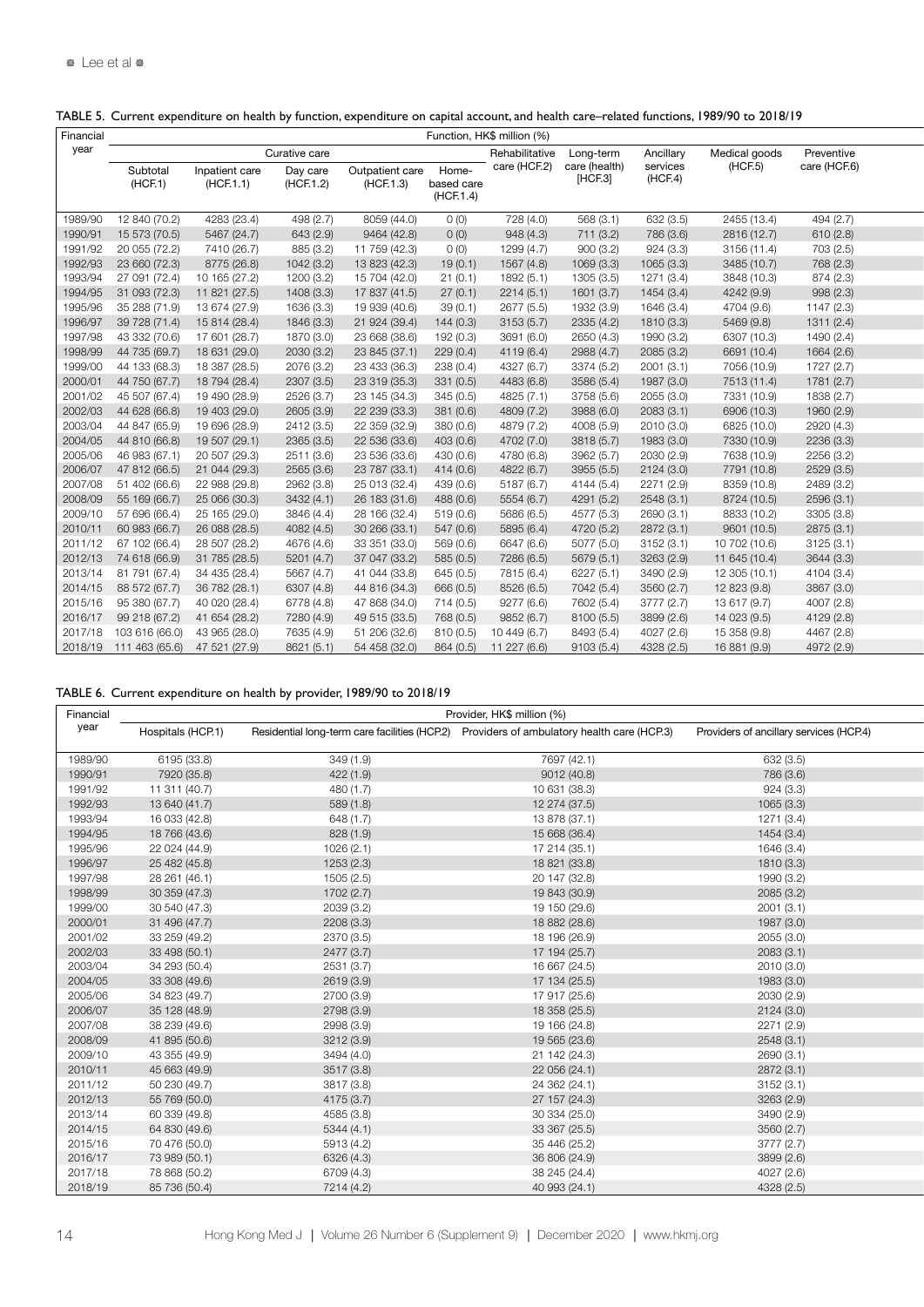TABLE 5. Current expenditure on health by function, expenditure on capital account, and health care–related functions, 1989/90 to 2018/19

| Financial year | Function, HK$ million (%) | | | | | | | | | |
|---|---|---|---|---|---|---|---|---|---|---|
| | Curative care | | | | | Rehabilitative care (HCF.2) | Long-term care (health) [HCF.3] | Ancillary services (HCF.4) | Medical goods (HCF.5) | Preventive care (HCF.6) |
| | Subtotal (HCF.1) | Inpatient care (HCF.1.1) | Day care (HCF.1.2) | Outpatient care (HCF.1.3) | Home-based care (HCF.1.4) | | | | | |
| 1989/90 | 12 840 (70.2) | 4283 (23.4) | 498 (2.7) | 8059 (44.0) | 0 (0) | 728 (4.0) | 568 (3.1) | 632 (3.5) | 2455 (13.4) | 494 (2.7) |
| 1990/91 | 15 573 (70.5) | 5467 (24.7) | 643 (2.9) | 9464 (42.8) | 0 (0) | 948 (4.3) | 711 (3.2) | 786 (3.6) | 2816 (12.7) | 610 (2.8) |
| 1991/92 | 20 055 (72.2) | 7410 (26.7) | 885 (3.2) | 11 759 (42.3) | 0 (0) | 1299 (4.7) | 900 (3.2) | 924 (3.3) | 3156 (11.4) | 703 (2.5) |
| 1992/93 | 23 660 (72.3) | 8775 (26.8) | 1042 (3.2) | 13 823 (42.3) | 19 (0.1) | 1567 (4.8) | 1069 (3.3) | 1065 (3.3) | 3485 (10.7) | 768 (2.3) |
| 1993/94 | 27 091 (72.4) | 10 165 (27.2) | 1200 (3.2) | 15 704 (42.0) | 21 (0.1) | 1892 (5.1) | 1305 (3.5) | 1271 (3.4) | 3848 (10.3) | 874 (2.3) |
| 1994/95 | 31 093 (72.3) | 11 821 (27.5) | 1408 (3.3) | 17 837 (41.5) | 27 (0.1) | 2214 (5.1) | 1601 (3.7) | 1454 (3.4) | 4242 (9.9) | 998 (2.3) |
| 1995/96 | 35 288 (71.9) | 13 674 (27.9) | 1636 (3.3) | 19 939 (40.6) | 39 (0.1) | 2677 (5.5) | 1932 (3.9) | 1646 (3.4) | 4704 (9.6) | 1147 (2.3) |
| 1996/97 | 39 728 (71.4) | 15 814 (28.4) | 1846 (3.3) | 21 924 (39.4) | 144 (0.3) | 3153 (5.7) | 2335 (4.2) | 1810 (3.3) | 5469 (9.8) | 1311 (2.4) |
| 1997/98 | 43 332 (70.6) | 17 601 (28.7) | 1870 (3.0) | 23 668 (38.6) | 192 (0.3) | 3691 (6.0) | 2650 (4.3) | 1990 (3.2) | 6307 (10.3) | 1490 (2.4) |
| 1998/99 | 44 735 (69.7) | 18 631 (29.0) | 2030 (3.2) | 23 845 (37.1) | 229 (0.4) | 4119 (6.4) | 2988 (4.7) | 2085 (3.2) | 6691 (10.4) | 1664 (2.6) |
| 1999/00 | 44 133 (68.3) | 18 387 (28.5) | 2076 (3.2) | 23 433 (36.3) | 238 (0.4) | 4327 (6.7) | 3374 (5.2) | 2001 (3.1) | 7056 (10.9) | 1727 (2.7) |
| 2000/01 | 44 750 (67.7) | 18 794 (28.4) | 2307 (3.5) | 23 319 (35.3) | 331 (0.5) | 4483 (6.8) | 3586 (5.4) | 1987 (3.0) | 7513 (11.4) | 1781 (2.7) |
| 2001/02 | 45 507 (67.4) | 19 490 (28.9) | 2526 (3.7) | 23 145 (34.3) | 345 (0.5) | 4825 (7.1) | 3758 (5.6) | 2055 (3.0) | 7331 (10.9) | 1838 (2.7) |
| 2002/03 | 44 628 (66.8) | 19 403 (29.0) | 2605 (3.9) | 22 239 (33.3) | 381 (0.6) | 4809 (7.2) | 3988 (6.0) | 2083 (3.1) | 6906 (10.3) | 1960 (2.9) |
| 2003/04 | 44 847 (65.9) | 19 696 (28.9) | 2412 (3.5) | 22 359 (32.9) | 380 (0.6) | 4879 (7.2) | 4008 (5.9) | 2010 (3.0) | 6825 (10.0) | 2920 (4.3) |
| 2004/05 | 44 810 (66.8) | 19 507 (29.1) | 2365 (3.5) | 22 536 (33.6) | 403 (0.6) | 4702 (7.0) | 3818 (5.7) | 1983 (3.0) | 7330 (10.9) | 2236 (3.3) |
| 2005/06 | 46 983 (67.1) | 20 507 (29.3) | 2511 (3.6) | 23 536 (33.6) | 430 (0.6) | 4780 (6.8) | 3962 (5.7) | 2030 (2.9) | 7638 (10.9) | 2256 (3.2) |
| 2006/07 | 47 812 (66.5) | 21 044 (29.3) | 2565 (3.6) | 23 787 (33.1) | 414 (0.6) | 4822 (6.7) | 3955 (5.5) | 2124 (3.0) | 7791 (10.8) | 2529 (3.5) |
| 2007/08 | 51 402 (66.6) | 22 988 (29.8) | 2962 (3.8) | 25 013 (32.4) | 439 (0.6) | 5187 (6.7) | 4144 (5.4) | 2271 (2.9) | 8359 (10.8) | 2489 (3.2) |
| 2008/09 | 55 169 (66.7) | 25 066 (30.3) | 3432 (4.1) | 26 183 (31.6) | 488 (0.6) | 5554 (6.7) | 4291 (5.2) | 2548 (3.1) | 8724 (10.5) | 2596 (3.1) |
| 2009/10 | 57 696 (66.4) | 25 165 (29.0) | 3846 (4.4) | 28 166 (32.4) | 519 (0.6) | 5686 (6.5) | 4577 (5.3) | 2690 (3.1) | 8833 (10.2) | 3305 (3.8) |
| 2010/11 | 60 983 (66.7) | 26 088 (28.5) | 4082 (4.5) | 30 266 (33.1) | 547 (0.6) | 5895 (6.4) | 4720 (5.2) | 2872 (3.1) | 9601 (10.5) | 2875 (3.1) |
| 2011/12 | 67 102 (66.4) | 28 507 (28.2) | 4676 (4.6) | 33 351 (33.0) | 569 (0.6) | 6647 (6.6) | 5077 (5.0) | 3152 (3.1) | 10 702 (10.6) | 3125 (3.1) |
| 2012/13 | 74 618 (66.9) | 31 785 (28.5) | 5201 (4.7) | 37 047 (33.2) | 585 (0.5) | 7286 (6.5) | 5679 (5.1) | 3263 (2.9) | 11 645 (10.4) | 3644 (3.3) |
| 2013/14 | 81 791 (67.4) | 34 435 (28.4) | 5667 (4.7) | 41 044 (33.8) | 645 (0.5) | 7815 (6.4) | 6227 (5.1) | 3490 (2.9) | 12 305 (10.1) | 4104 (3.4) |
| 2014/15 | 88 572 (67.7) | 36 782 (28.1) | 6307 (4.8) | 44 816 (34.3) | 666 (0.5) | 8526 (6.5) | 7042 (5.4) | 3560 (2.7) | 12 823 (9.8) | 3867 (3.0) |
| 2015/16 | 95 380 (67.7) | 40 020 (28.4) | 6778 (4.8) | 47 868 (34.0) | 714 (0.5) | 9277 (6.6) | 7602 (5.4) | 3777 (2.7) | 13 617 (9.7) | 4007 (2.8) |
| 2016/17 | 99 218 (67.2) | 41 654 (28.2) | 7280 (4.9) | 49 515 (33.5) | 768 (0.5) | 9852 (6.7) | 8100 (5.5) | 3899 (2.6) | 14 023 (9.5) | 4129 (2.8) |
| 2017/18 | 103 616 (66.0) | 43 965 (28.0) | 7635 (4.9) | 51 206 (32.6) | 810 (0.5) | 10 449 (6.7) | 8493 (5.4) | 4027 (2.6) | 15 358 (9.8) | 4467 (2.8) |
| 2018/19 | 111 463 (65.6) | 47 521 (27.9) | 8621 (5.1) | 54 458 (32.0) | 864 (0.5) | 11 227 (6.6) | 9103 (5.4) | 4328 (2.5) | 16 881 (9.9) | 4972 (2.9) |

TABLE 6. Current expenditure on health by provider, 1989/90 to 2018/19

| Financial year | Provider, HK$ million (%) | | | |
|---|---|---|---|---|
| | Hospitals (HCP.1) | Residential long-term care facilities (HCP.2) | Providers of ambulatory health care (HCP.3) | Providers of ancillary services (HCP.4) |
| 1989/90 | 6195 (33.8) | 349 (1.9) | 7697 (42.1) | 632 (3.5) |
| 1990/91 | 7920 (35.8) | 422 (1.9) | 9012 (40.8) | 786 (3.6) |
| 1991/92 | 11 311 (40.7) | 480 (1.7) | 10 631 (38.3) | 924 (3.3) |
| 1992/93 | 13 640 (41.7) | 589 (1.8) | 12 274 (37.5) | 1065 (3.3) |
| 1993/94 | 16 033 (42.8) | 648 (1.7) | 13 878 (37.1) | 1271 (3.4) |
| 1994/95 | 18 766 (43.6) | 828 (1.9) | 15 668 (36.4) | 1454 (3.4) |
| 1995/96 | 22 024 (44.9) | 1026 (2.1) | 17 214 (35.1) | 1646 (3.4) |
| 1996/97 | 25 482 (45.8) | 1253 (2.3) | 18 821 (33.8) | 1810 (3.3) |
| 1997/98 | 28 261 (46.1) | 1505 (2.5) | 20 147 (32.8) | 1990 (3.2) |
| 1998/99 | 30 359 (47.3) | 1702 (2.7) | 19 843 (30.9) | 2085 (3.2) |
| 1999/00 | 30 540 (47.3) | 2039 (3.2) | 19 150 (29.6) | 2001 (3.1) |
| 2000/01 | 31 496 (47.7) | 2208 (3.3) | 18 882 (28.6) | 1987 (3.0) |
| 2001/02 | 33 259 (49.2) | 2370 (3.5) | 18 196 (26.9) | 2055 (3.0) |
| 2002/03 | 33 498 (50.1) | 2477 (3.7) | 17 194 (25.7) | 2083 (3.1) |
| 2003/04 | 34 293 (50.4) | 2531 (3.7) | 16 667 (24.5) | 2010 (3.0) |
| 2004/05 | 33 308 (49.6) | 2619 (3.9) | 17 134 (25.5) | 1983 (3.0) |
| 2005/06 | 34 823 (49.7) | 2700 (3.9) | 17 917 (25.6) | 2030 (2.9) |
| 2006/07 | 35 128 (48.9) | 2798 (3.9) | 18 358 (25.5) | 2124 (3.0) |
| 2007/08 | 38 239 (49.6) | 2998 (3.9) | 19 166 (24.8) | 2271 (2.9) |
| 2008/09 | 41 895 (50.6) | 3212 (3.9) | 19 565 (23.6) | 2548 (3.1) |
| 2009/10 | 43 355 (49.9) | 3494 (4.0) | 21 142 (24.3) | 2690 (3.1) |
| 2010/11 | 45 663 (49.9) | 3517 (3.8) | 22 056 (24.1) | 2872 (3.1) |
| 2011/12 | 50 230 (49.7) | 3817 (3.8) | 24 362 (24.1) | 3152 (3.1) |
| 2012/13 | 55 769 (50.0) | 4175 (3.7) | 27 157 (24.3) | 3263 (2.9) |
| 2013/14 | 60 339 (49.8) | 4585 (3.8) | 30 334 (25.0) | 3490 (2.9) |
| 2014/15 | 64 830 (49.6) | 5344 (4.1) | 33 367 (25.5) | 3560 (2.7) |
| 2015/16 | 70 476 (50.0) | 5913 (4.2) | 35 446 (25.2) | 3777 (2.7) |
| 2016/17 | 73 989 (50.1) | 6326 (4.3) | 36 806 (24.9) | 3899 (2.6) |
| 2017/18 | 78 868 (50.2) | 6709 (4.3) | 38 245 (24.4) | 4027 (2.6) |
| 2018/19 | 85 736 (50.4) | 7214 (4.2) | 40 993 (24.1) | 4328 (2.5) |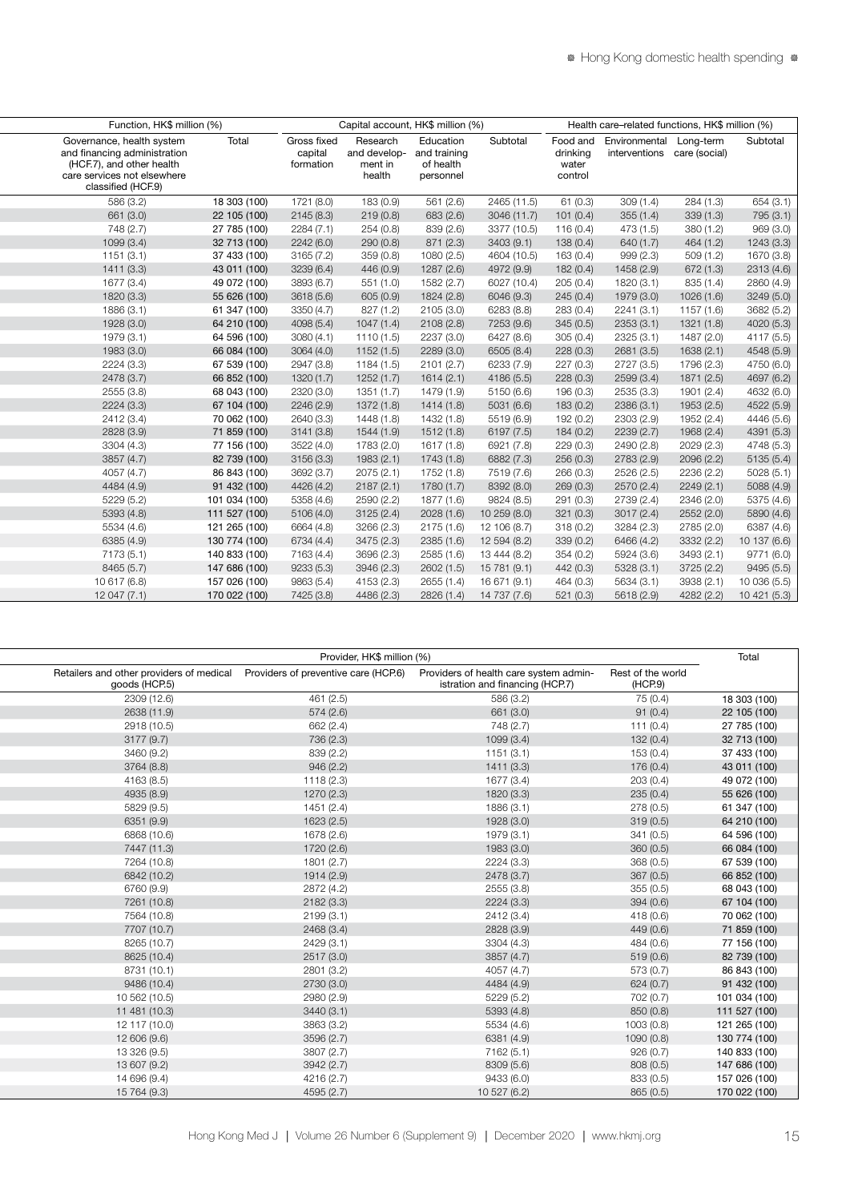| Function, HK$ million (%) | | Capital account, HK$ million (%) | | | | Health care–related functions, HK$ million (%) | | | |
|---|---|---|---|---|---|---|---|---|---|
| Governance, health system and financing administration (HCF.7), and other health care services not elsewhere classified (HCF.9) | Total | Gross fixed capital formation | Research and development in health | Education and training of health personnel | Subtotal | Food and drinking water control | Environmental interventions | Long-term care (social) | Subtotal |
| 586 (3.2) | 18 303 (100) | 1721 (8.0) | 183 (0.9) | 561 (2.6) | 2465 (11.5) | 61 (0.3) | 309 (1.4) | 284 (1.3) | 654 (3.1) |
| 661 (3.0) | 22 105 (100) | 2145 (8.3) | 219 (0.8) | 683 (2.6) | 3046 (11.7) | 101 (0.4) | 355 (1.4) | 339 (1.3) | 795 (3.1) |
| 748 (2.7) | 27 785 (100) | 2284 (7.1) | 254 (0.8) | 839 (2.6) | 3377 (10.5) | 116 (0.4) | 473 (1.5) | 380 (1.2) | 969 (3.0) |
| 1099 (3.4) | 32 713 (100) | 2242 (6.0) | 290 (0.8) | 871 (2.3) | 3403 (9.1) | 138 (0.4) | 640 (1.7) | 464 (1.2) | 1243 (3.3) |
| 1151 (3.1) | 37 433 (100) | 3165 (7.2) | 359 (0.8) | 1080 (2.5) | 4604 (10.5) | 163 (0.4) | 999 (2.3) | 509 (1.2) | 1670 (3.8) |
| 1411 (3.3) | 43 011 (100) | 3239 (6.4) | 446 (0.9) | 1287 (2.6) | 4972 (9.9) | 182 (0.4) | 1458 (2.9) | 672 (1.3) | 2313 (4.6) |
| 1677 (3.4) | 49 072 (100) | 3893 (6.7) | 551 (1.0) | 1582 (2.7) | 6027 (10.4) | 205 (0.4) | 1820 (3.1) | 835 (1.4) | 2860 (4.9) |
| 1820 (3.3) | 55 626 (100) | 3618 (5.6) | 605 (0.9) | 1824 (2.8) | 6046 (9.3) | 245 (0.4) | 1979 (3.0) | 1026 (1.6) | 3249 (5.0) |
| 1886 (3.1) | 61 347 (100) | 3350 (4.7) | 827 (1.2) | 2105 (3.0) | 6283 (8.8) | 283 (0.4) | 2241 (3.1) | 1157 (1.6) | 3682 (5.2) |
| 1928 (3.0) | 64 210 (100) | 4098 (5.4) | 1047 (1.4) | 2108 (2.8) | 7253 (9.6) | 345 (0.5) | 2353 (3.1) | 1321 (1.8) | 4020 (5.3) |
| 1979 (3.1) | 64 596 (100) | 3080 (4.1) | 1110 (1.5) | 2237 (3.0) | 6427 (8.6) | 305 (0.4) | 2325 (3.1) | 1487 (2.0) | 4117 (5.5) |
| 1983 (3.0) | 66 084 (100) | 3064 (4.0) | 1152 (1.5) | 2289 (3.0) | 6505 (8.4) | 228 (0.3) | 2681 (3.5) | 1638 (2.1) | 4548 (5.9) |
| 2224 (3.3) | 67 539 (100) | 2947 (3.8) | 1184 (1.5) | 2101 (2.7) | 6233 (7.9) | 227 (0.3) | 2727 (3.5) | 1796 (2.3) | 4750 (6.0) |
| 2478 (3.7) | 66 852 (100) | 1320 (1.7) | 1252 (1.7) | 1614 (2.1) | 4186 (5.5) | 228 (0.3) | 2599 (3.4) | 1871 (2.5) | 4697 (6.2) |
| 2555 (3.8) | 68 043 (100) | 2320 (3.0) | 1351 (1.7) | 1479 (1.9) | 5150 (6.6) | 196 (0.3) | 2535 (3.3) | 1901 (2.4) | 4632 (6.0) |
| 2224 (3.3) | 67 104 (100) | 2246 (2.9) | 1372 (1.8) | 1414 (1.8) | 5031 (6.6) | 183 (0.2) | 2386 (3.1) | 1953 (2.5) | 4522 (5.9) |
| 2412 (3.4) | 70 062 (100) | 2640 (3.3) | 1448 (1.8) | 1432 (1.8) | 5519 (6.9) | 192 (0.2) | 2303 (2.9) | 1952 (2.4) | 4446 (5.6) |
| 2828 (3.9) | 71 859 (100) | 3141 (3.8) | 1544 (1.9) | 1512 (1.8) | 6197 (7.5) | 184 (0.2) | 2239 (2.7) | 1968 (2.4) | 4391 (5.3) |
| 3304 (4.3) | 77 156 (100) | 3522 (4.0) | 1783 (2.0) | 1617 (1.8) | 6921 (7.8) | 229 (0.3) | 2490 (2.8) | 2029 (2.3) | 4748 (5.3) |
| 3857 (4.7) | 82 739 (100) | 3156 (3.3) | 1983 (2.1) | 1743 (1.8) | 6882 (7.3) | 256 (0.3) | 2783 (2.9) | 2096 (2.2) | 5135 (5.4) |
| 4057 (4.7) | 86 843 (100) | 3692 (3.7) | 2075 (2.1) | 1752 (1.8) | 7519 (7.6) | 266 (0.3) | 2526 (2.5) | 2236 (2.2) | 5028 (5.1) |
| 4484 (4.9) | 91 432 (100) | 4426 (4.2) | 2187 (2.1) | 1780 (1.7) | 8392 (8.0) | 269 (0.3) | 2570 (2.4) | 2249 (2.1) | 5088 (4.9) |
| 5229 (5.2) | 101 034 (100) | 5358 (4.6) | 2590 (2.2) | 1877 (1.6) | 9824 (8.5) | 291 (0.3) | 2739 (2.4) | 2346 (2.0) | 5375 (4.6) |
| 5393 (4.8) | 111 527 (100) | 5106 (4.0) | 3125 (2.4) | 2028 (1.6) | 10 259 (8.0) | 321 (0.3) | 3017 (2.4) | 2552 (2.0) | 5890 (4.6) |
| 5534 (4.6) | 121 265 (100) | 6664 (4.8) | 3266 (2.3) | 2175 (1.6) | 12 106 (8.7) | 318 (0.2) | 3284 (2.3) | 2785 (2.0) | 6387 (4.6) |
| 6385 (4.9) | 130 774 (100) | 6734 (4.4) | 3475 (2.3) | 2385 (1.6) | 12 594 (8.2) | 339 (0.2) | 6466 (4.2) | 3332 (2.2) | 10 137 (6.6) |
| 7173 (5.1) | 140 833 (100) | 7163 (4.4) | 3696 (2.3) | 2585 (1.6) | 13 444 (8.2) | 354 (0.2) | 5924 (3.6) | 3493 (2.1) | 9771 (6.0) |
| 8465 (5.7) | 147 686 (100) | 9233 (5.3) | 3946 (2.3) | 2602 (1.5) | 15 781 (9.1) | 442 (0.3) | 5328 (3.1) | 3725 (2.2) | 9495 (5.5) |
| 10 617 (6.8) | 157 026 (100) | 9863 (5.4) | 4153 (2.3) | 2655 (1.4) | 16 671 (9.1) | 464 (0.3) | 5634 (3.1) | 3938 (2.1) | 10 036 (5.5) |
| 12 047 (7.1) | 170 022 (100) | 7425 (3.8) | 4486 (2.3) | 2826 (1.4) | 14 737 (7.6) | 521 (0.3) | 5618 (2.9) | 4282 (2.2) | 10 421 (5.3) |

| Provider, HK$ million (%) | | | | Total |
|---|---|---|---|---|
| Retailers and other providers of medical goods (HCP.5) | Providers of preventive care (HCP.6) | Providers of health care system administration and financing (HCP.7) | Rest of the world (HCP.9) | |
| 2309 (12.6) | 461 (2.5) | 586 (3.2) | 75 (0.4) | 18 303 (100) |
| 2638 (11.9) | 574 (2.6) | 661 (3.0) | 91 (0.4) | 22 105 (100) |
| 2918 (10.5) | 662 (2.4) | 748 (2.7) | 111 (0.4) | 27 785 (100) |
| 3177 (9.7) | 736 (2.3) | 1099 (3.4) | 132 (0.4) | 32 713 (100) |
| 3460 (9.2) | 839 (2.2) | 1151 (3.1) | 153 (0.4) | 37 433 (100) |
| 3764 (8.8) | 946 (2.2) | 1411 (3.3) | 176 (0.4) | 43 011 (100) |
| 4163 (8.5) | 1118 (2.3) | 1677 (3.4) | 203 (0.4) | 49 072 (100) |
| 4935 (8.9) | 1270 (2.3) | 1820 (3.3) | 235 (0.4) | 55 626 (100) |
| 5829 (9.5) | 1451 (2.4) | 1886 (3.1) | 278 (0.5) | 61 347 (100) |
| 6351 (9.9) | 1623 (2.5) | 1928 (3.0) | 319 (0.5) | 64 210 (100) |
| 6868 (10.6) | 1678 (2.6) | 1979 (3.1) | 341 (0.5) | 64 596 (100) |
| 7447 (11.3) | 1720 (2.6) | 1983 (3.0) | 360 (0.5) | 66 084 (100) |
| 7264 (10.8) | 1801 (2.7) | 2224 (3.3) | 368 (0.5) | 67 539 (100) |
| 6842 (10.2) | 1914 (2.9) | 2478 (3.7) | 367 (0.5) | 66 852 (100) |
| 6760 (9.9) | 2872 (4.2) | 2555 (3.8) | 355 (0.5) | 68 043 (100) |
| 7261 (10.8) | 2182 (3.3) | 2224 (3.3) | 394 (0.6) | 67 104 (100) |
| 7564 (10.8) | 2199 (3.1) | 2412 (3.4) | 418 (0.6) | 70 062 (100) |
| 7707 (10.7) | 2468 (3.4) | 2828 (3.9) | 449 (0.6) | 71 859 (100) |
| 8265 (10.7) | 2429 (3.1) | 3304 (4.3) | 484 (0.6) | 77 156 (100) |
| 8625 (10.4) | 2517 (3.0) | 3857 (4.7) | 519 (0.6) | 82 739 (100) |
| 8731 (10.1) | 2801 (3.2) | 4057 (4.7) | 573 (0.7) | 86 843 (100) |
| 9486 (10.4) | 2730 (3.0) | 4484 (4.9) | 624 (0.7) | 91 432 (100) |
| 10 562 (10.5) | 2980 (2.9) | 5229 (5.2) | 702 (0.7) | 101 034 (100) |
| 11 481 (10.3) | 3440 (3.1) | 5393 (4.8) | 850 (0.8) | 111 527 (100) |
| 12 117 (10.0) | 3863 (3.2) | 5534 (4.6) | 1003 (0.8) | 121 265 (100) |
| 12 606 (9.6) | 3596 (2.7) | 6381 (4.9) | 1090 (0.8) | 130 774 (100) |
| 13 326 (9.5) | 3807 (2.7) | 7162 (5.1) | 926 (0.7) | 140 833 (100) |
| 13 607 (9.2) | 3942 (2.7) | 8309 (5.6) | 808 (0.5) | 147 686 (100) |
| 14 696 (9.4) | 4216 (2.7) | 9433 (6.0) | 833 (0.5) | 157 026 (100) |
| 15 764 (9.3) | 4595 (2.7) | 10 527 (6.2) | 865 (0.5) | 170 022 (100) |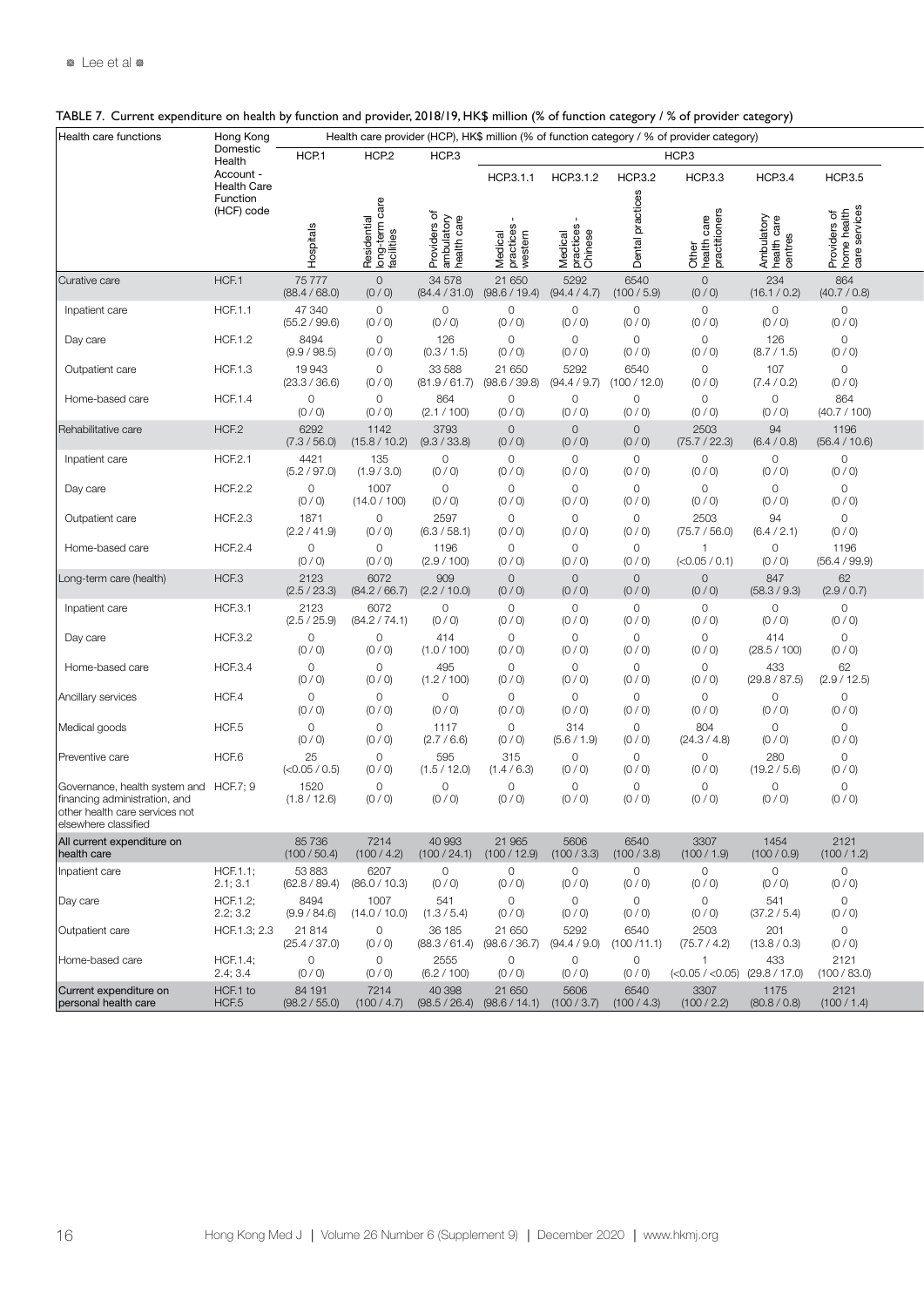TABLE 7. Current expenditure on health by function and provider, 2018/19, HK$ million (% of function category / % of provider category)

| Health care functions | Hong Kong Domestic Health Account - Health Care Function (HCF) code | Health care provider (HCP), HK$ million (% of function category / % of provider category) | | | | | | | | |
|---|---|---|---|---|---|---|---|---|---|---|
| | | HCP.1 | HCP.2 | HCP.3 | HCP.3 | | | | | |
| | | | | | HCP.3.1.1 | HCP.3.1.2 | HCP.3.2 | HCP.3.3 | HCP.3.4 | HCP.3.5 |
| | | Hospitals | Residential long-term care facilities | Providers of ambulatory health care | Medical practices - western | Medical practices - Chinese | Dental practices | Other health care practitioners | Ambulatory health care centres | Providers of home health care services |
| Curative care | HCF.1 | 75 777 (88.4 / 68.0) | 0 (0 / 0) | 34 578 (84.4 / 31.0) | 21 650 (98.6 / 19.4) | 5292 (94.4 / 4.7) | 6540 (100 / 5.9) | 0 (0 / 0) | 234 (16.1 / 0.2) | 864 (40.7 / 0.8) |
| Inpatient care | HCF.1.1 | 47 340 (55.2 / 99.6) | 0 (0 / 0) | 0 (0 / 0) | 0 (0 / 0) | 0 (0 / 0) | 0 (0 / 0) | 0 (0 / 0) | 0 (0 / 0) | 0 (0 / 0) |
| Day care | HCF.1.2 | 8494 (9.9 / 98.5) | 0 (0 / 0) | 126 (0.3 / 1.5) | 0 (0 / 0) | 0 (0 / 0) | 0 (0 / 0) | 0 (0 / 0) | 126 (8.7 / 1.5) | 0 (0 / 0) |
| Outpatient care | HCF.1.3 | 19 943 (23.3 / 36.6) | 0 (0 / 0) | 33 588 (81.9 / 61.7) | 21 650 (98.6 / 39.8) | 5292 (94.4 / 9.7) | 6540 (100 / 12.0) | 0 (0 / 0) | 107 (7.4 / 0.2) | 0 (0 / 0) |
| Home-based care | HCF.1.4 | 0 (0 / 0) | 0 (0 / 0) | 864 (2.1 / 100) | 0 (0 / 0) | 0 (0 / 0) | 0 (0 / 0) | 0 (0 / 0) | 0 (0 / 0) | 864 (40.7 / 100) |
| Rehabilitative care | HCF.2 | 6292 (7.3 / 56.0) | 1142 (15.8 / 10.2) | 3793 (9.3 / 33.8) | 0 (0 / 0) | 0 (0 / 0) | 0 (0 / 0) | 2503 (75.7 / 22.3) | 94 (6.4 / 0.8) | 1196 (56.4 / 10.6) |
| Inpatient care | HCF.2.1 | 4421 (5.2 / 97.0) | 135 (1.9 / 3.0) | 0 (0 / 0) | 0 (0 / 0) | 0 (0 / 0) | 0 (0 / 0) | 0 (0 / 0) | 0 (0 / 0) | 0 (0 / 0) |
| Day care | HCF.2.2 | 0 (0 / 0) | 1007 (14.0 / 100) | 0 (0 / 0) | 0 (0 / 0) | 0 (0 / 0) | 0 (0 / 0) | 0 (0 / 0) | 0 (0 / 0) | 0 (0 / 0) |
| Outpatient care | HCF.2.3 | 1871 (2.2 / 41.9) | 0 (0 / 0) | 2597 (6.3 / 58.1) | 0 (0 / 0) | 0 (0 / 0) | 0 (0 / 0) | 2503 (75.7 / 56.0) | 94 (6.4 / 2.1) | 0 (0 / 0) |
| Home-based care | HCF.2.4 | 0 (0 / 0) | 0 (0 / 0) | 1196 (2.9 / 100) | 0 (0 / 0) | 0 (0 / 0) | 0 (0 / 0) | 1 (<0.05 / 0.1) | 0 (0 / 0) | 1196 (56.4 / 99.9) |
| Long-term care (health) | HCF.3 | 2123 (2.5 / 23.3) | 6072 (84.2 / 66.7) | 909 (2.2 / 10.0) | 0 (0 / 0) | 0 (0 / 0) | 0 (0 / 0) | 0 (0 / 0) | 847 (58.3 / 9.3) | 62 (2.9 / 0.7) |
| Inpatient care | HCF.3.1 | 2123 (2.5 / 25.9) | 6072 (84.2 / 74.1) | 0 (0 / 0) | 0 (0 / 0) | 0 (0 / 0) | 0 (0 / 0) | 0 (0 / 0) | 0 (0 / 0) | 0 (0 / 0) |
| Day care | HCF.3.2 | 0 (0 / 0) | 0 (0 / 0) | 414 (1.0 / 100) | 0 (0 / 0) | 0 (0 / 0) | 0 (0 / 0) | 0 (0 / 0) | 414 (28.5 / 100) | 0 (0 / 0) |
| Home-based care | HCF.3.4 | 0 (0 / 0) | 0 (0 / 0) | 495 (1.2 / 100) | 0 (0 / 0) | 0 (0 / 0) | 0 (0 / 0) | 0 (0 / 0) | 433 (29.8 / 87.5) | 62 (2.9 / 12.5) |
| Ancillary services | HCF.4 | 0 (0 / 0) | 0 (0 / 0) | 0 (0 / 0) | 0 (0 / 0) | 0 (0 / 0) | 0 (0 / 0) | 0 (0 / 0) | 0 (0 / 0) | 0 (0 / 0) |
| Medical goods | HCF.5 | 0 (0 / 0) | 0 (0 / 0) | 1117 (2.7 / 6.6) | 0 (0 / 0) | 314 (5.6 / 1.9) | 0 (0 / 0) | 804 (24.3 / 4.8) | 0 (0 / 0) | 0 (0 / 0) |
| Preventive care | HCF.6 | 25 (<0.05 / 0.5) | 0 (0 / 0) | 595 (1.5 / 12.0) | 315 (1.4 / 6.3) | 0 (0 / 0) | 0 (0 / 0) | 0 (0 / 0) | 280 (19.2 / 5.6) | 0 (0 / 0) |
| Governance, health system and financing administration, and other health care services not elsewhere classified | HCF.7; 9 | 1520 (1.8 / 12.6) | 0 (0 / 0) | 0 (0 / 0) | 0 (0 / 0) | 0 (0 / 0) | 0 (0 / 0) | 0 (0 / 0) | 0 (0 / 0) | 0 (0 / 0) |
| All current expenditure on health care | | 85 736 (100 / 50.4) | 7214 (100 / 4.2) | 40 993 (100 / 24.1) | 21 965 (100 / 12.9) | 5606 (100 / 3.3) | 6540 (100 / 3.8) | 3307 (100 / 1.9) | 1454 (100 / 0.9) | 2121 (100 / 1.2) |
| Inpatient care | HCF.1.1; 2.1; 3.1 | 53 883 (62.8 / 89.4) | 6207 (86.0 / 10.3) | 0 (0 / 0) | 0 (0 / 0) | 0 (0 / 0) | 0 (0 / 0) | 0 (0 / 0) | 0 (0 / 0) | 0 (0 / 0) |
| Day care | HCF.1.2; 2.2; 3.2 | 8494 (9.9 / 84.6) | 1007 (14.0 / 10.0) | 541 (1.3 / 5.4) | 0 (0 / 0) | 0 (0 / 0) | 0 (0 / 0) | 0 (0 / 0) | 541 (37.2 / 5.4) | 0 (0 / 0) |
| Outpatient care | HCF.1.3; 2.3 | 21 814 (25.4 / 37.0) | 0 (0 / 0) | 36 185 (88.3 / 61.4) | 21 650 (98.6 / 36.7) | 5292 (94.4 / 9.0) | 6540 (100 /11.1) | 2503 (75.7 / 4.2) | 201 (13.8 / 0.3) | 0 (0 / 0) |
| Home-based care | HCF.1.4; 2.4; 3.4 | 0 (0 / 0) | 0 (0 / 0) | 2555 (6.2 / 100) | 0 (0 / 0) | 0 (0 / 0) | 0 (0 / 0) | 1 (<0.05 / <0.05) | 433 (29.8 / 17.0) | 2121 (100 / 83.0) |
| Current expenditure on personal health care | HCF.1 to HCF.5 | 84 191 (98.2 / 55.0) | 7214 (100 / 4.7) | 40 398 (98.5 / 26.4) | 21 650 (98.6 / 14.1) | 5606 (100 / 3.7) | 6540 (100 / 4.3) | 3307 (100 / 2.2) | 1175 (80.8 / 0.8) | 2121 (100 / 1.4) |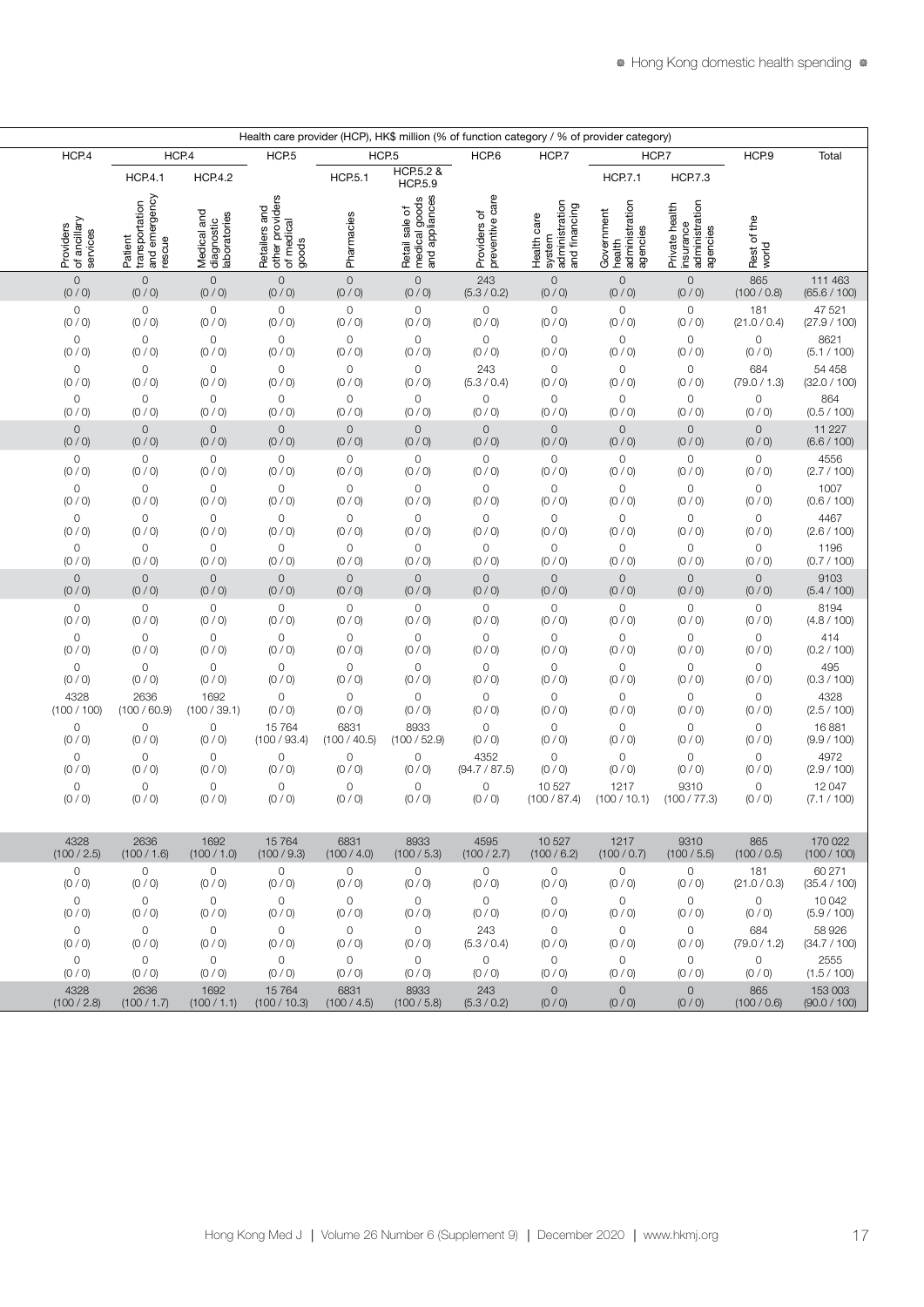| Health care provider (HCP), HK$ million (% of function category / % of provider category) | | | | | | | | | | | | |
|---|---|---|---|---|---|---|---|---|---|---|---|---|
| HCP.4 | HCP.4 | | HCP.5 | HCP.5 | | HCP.6 | HCP.7 | HCP.7 | | HCP.9 | Total |
| | HCP.4.1 | HCP.4.2 | | HCP.5.1 | HCP.5.2 & HCP.5.9 | | | HCP.7.1 | HCP.7.3 | | |
| Providers of ancillary services | Patient transportation and emergency rescue | Medical and diagnostic laboratories | Retailers and other providers of medical goods | Pharmacies | Retail sale of medical goods and appliances | Providers of preventive care | Health care system administration and financing | Government health administration agencies | Private health insurance administration agencies | Rest of the world | |
| 0 (0 / 0) | 0 (0 / 0) | 0 (0 / 0) | 0 (0 / 0) | 0 (0 / 0) | 0 (0 / 0) | 243 (5.3 / 0.2) | 0 (0 / 0) | 0 (0 / 0) | 0 (0 / 0) | 865 (100 / 0.8) | 111 463 (65.6 / 100) |
| 0 (0 / 0) | 0 (0 / 0) | 0 (0 / 0) | 0 (0 / 0) | 0 (0 / 0) | 0 (0 / 0) | 0 (0 / 0) | 0 (0 / 0) | 0 (0 / 0) | 0 (0 / 0) | 181 (21.0 / 0.4) | 47 521 (27.9 / 100) |
| 0 (0 / 0) | 0 (0 / 0) | 0 (0 / 0) | 0 (0 / 0) | 0 (0 / 0) | 0 (0 / 0) | 0 (0 / 0) | 0 (0 / 0) | 0 (0 / 0) | 0 (0 / 0) | 0 (0 / 0) | 8621 (5.1 / 100) |
| 0 (0 / 0) | 0 (0 / 0) | 0 (0 / 0) | 0 (0 / 0) | 0 (0 / 0) | 0 (0 / 0) | 243 (5.3 / 0.4) | 0 (0 / 0) | 0 (0 / 0) | 0 (0 / 0) | 684 (79.0 / 1.3) | 54 458 (32.0 / 100) |
| 0 (0 / 0) | 0 (0 / 0) | 0 (0 / 0) | 0 (0 / 0) | 0 (0 / 0) | 0 (0 / 0) | 0 (0 / 0) | 0 (0 / 0) | 0 (0 / 0) | 0 (0 / 0) | 0 (0 / 0) | 864 (0.5 / 100) |
| 0 (0 / 0) | 0 (0 / 0) | 0 (0 / 0) | 0 (0 / 0) | 0 (0 / 0) | 0 (0 / 0) | 0 (0 / 0) | 0 (0 / 0) | 0 (0 / 0) | 0 (0 / 0) | 0 (0 / 0) | 11 227 (6.6 / 100) |
| 0 (0 / 0) | 0 (0 / 0) | 0 (0 / 0) | 0 (0 / 0) | 0 (0 / 0) | 0 (0 / 0) | 0 (0 / 0) | 0 (0 / 0) | 0 (0 / 0) | 0 (0 / 0) | 0 (0 / 0) | 4556 (2.7 / 100) |
| 0 (0 / 0) | 0 (0 / 0) | 0 (0 / 0) | 0 (0 / 0) | 0 (0 / 0) | 0 (0 / 0) | 0 (0 / 0) | 0 (0 / 0) | 0 (0 / 0) | 0 (0 / 0) | 0 (0 / 0) | 1007 (0.6 / 100) |
| 0 (0 / 0) | 0 (0 / 0) | 0 (0 / 0) | 0 (0 / 0) | 0 (0 / 0) | 0 (0 / 0) | 0 (0 / 0) | 0 (0 / 0) | 0 (0 / 0) | 0 (0 / 0) | 0 (0 / 0) | 4467 (2.6 / 100) |
| 0 (0 / 0) | 0 (0 / 0) | 0 (0 / 0) | 0 (0 / 0) | 0 (0 / 0) | 0 (0 / 0) | 0 (0 / 0) | 0 (0 / 0) | 0 (0 / 0) | 0 (0 / 0) | 0 (0 / 0) | 1196 (0.7 / 100) |
| 0 (0 / 0) | 0 (0 / 0) | 0 (0 / 0) | 0 (0 / 0) | 0 (0 / 0) | 0 (0 / 0) | 0 (0 / 0) | 0 (0 / 0) | 0 (0 / 0) | 0 (0 / 0) | 0 (0 / 0) | 9103 (5.4 / 100) |
| 0 (0 / 0) | 0 (0 / 0) | 0 (0 / 0) | 0 (0 / 0) | 0 (0 / 0) | 0 (0 / 0) | 0 (0 / 0) | 0 (0 / 0) | 0 (0 / 0) | 0 (0 / 0) | 0 (0 / 0) | 8194 (4.8 / 100) |
| 0 (0 / 0) | 0 (0 / 0) | 0 (0 / 0) | 0 (0 / 0) | 0 (0 / 0) | 0 (0 / 0) | 0 (0 / 0) | 0 (0 / 0) | 0 (0 / 0) | 0 (0 / 0) | 0 (0 / 0) | 414 (0.2 / 100) |
| 0 (0 / 0) | 0 (0 / 0) | 0 (0 / 0) | 0 (0 / 0) | 0 (0 / 0) | 0 (0 / 0) | 0 (0 / 0) | 0 (0 / 0) | 0 (0 / 0) | 0 (0 / 0) | 0 (0 / 0) | 495 (0.3 / 100) |
| 4328 (100 / 100) | 2636 (100 / 60.9) | 1692 (100 / 39.1) | 0 (0 / 0) | 0 (0 / 0) | 0 (0 / 0) | 0 (0 / 0) | 0 (0 / 0) | 0 (0 / 0) | 0 (0 / 0) | 0 (0 / 0) | 4328 (2.5 / 100) |
| 0 (0 / 0) | 0 (0 / 0) | 0 (0 / 0) | 15 764 (100 / 93.4) | 6831 (100 / 40.5) | 8933 (100 / 52.9) | 0 (0 / 0) | 0 (0 / 0) | 0 (0 / 0) | 0 (0 / 0) | 0 (0 / 0) | 16 881 (9.9 / 100) |
| 0 (0 / 0) | 0 (0 / 0) | 0 (0 / 0) | 0 (0 / 0) | 0 (0 / 0) | 0 (0 / 0) | 4352 (94.7 / 87.5) | 0 (0 / 0) | 0 (0 / 0) | 0 (0 / 0) | 0 (0 / 0) | 4972 (2.9 / 100) |
| 0 (0 / 0) | 0 (0 / 0) | 0 (0 / 0) | 0 (0 / 0) | 0 (0 / 0) | 0 (0 / 0) | 0 (0 / 0) | 10 527 (100 / 87.4) | 1217 (100 / 10.1) | 9310 (100 / 77.3) | 0 (0 / 0) | 12 047 (7.1 / 100) |
| 4328 (100 / 2.5) | 2636 (100 / 1.6) | 1692 (100 / 1.0) | 15 764 (100 / 9.3) | 6831 (100 / 4.0) | 8933 (100 / 5.3) | 4595 (100 / 2.7) | 10 527 (100 / 6.2) | 1217 (100 / 0.7) | 9310 (100 / 5.5) | 865 (100 / 0.5) | 170 022 (100 / 100) |
| 0 (0 / 0) | 0 (0 / 0) | 0 (0 / 0) | 0 (0 / 0) | 0 (0 / 0) | 0 (0 / 0) | 0 (0 / 0) | 0 (0 / 0) | 0 (0 / 0) | 0 (0 / 0) | 181 (21.0 / 0.3) | 60 271 (35.4 / 100) |
| 0 (0 / 0) | 0 (0 / 0) | 0 (0 / 0) | 0 (0 / 0) | 0 (0 / 0) | 0 (0 / 0) | 0 (0 / 0) | 0 (0 / 0) | 0 (0 / 0) | 0 (0 / 0) | 0 (0 / 0) | 10 042 (5.9 / 100) |
| 0 (0 / 0) | 0 (0 / 0) | 0 (0 / 0) | 0 (0 / 0) | 0 (0 / 0) | 0 (0 / 0) | 243 (5.3 / 0.4) | 0 (0 / 0) | 0 (0 / 0) | 0 (0 / 0) | 684 (79.0 / 1.2) | 58 926 (34.7 / 100) |
| 0 (0 / 0) | 0 (0 / 0) | 0 (0 / 0) | 0 (0 / 0) | 0 (0 / 0) | 0 (0 / 0) | 0 (0 / 0) | 0 (0 / 0) | 0 (0 / 0) | 0 (0 / 0) | 0 (0 / 0) | 2555 (1.5 / 100) |
| 4328 (100 / 2.8) | 2636 (100 / 1.7) | 1692 (100 / 1.1) | 15 764 (100 / 10.3) | 6831 (100 / 4.5) | 8933 (100 / 5.8) | 243 (5.3 / 0.2) | 0 (0 / 0) | 0 (0 / 0) | 0 (0 / 0) | 865 (100 / 0.6) | 153 003 (90.0 / 100) |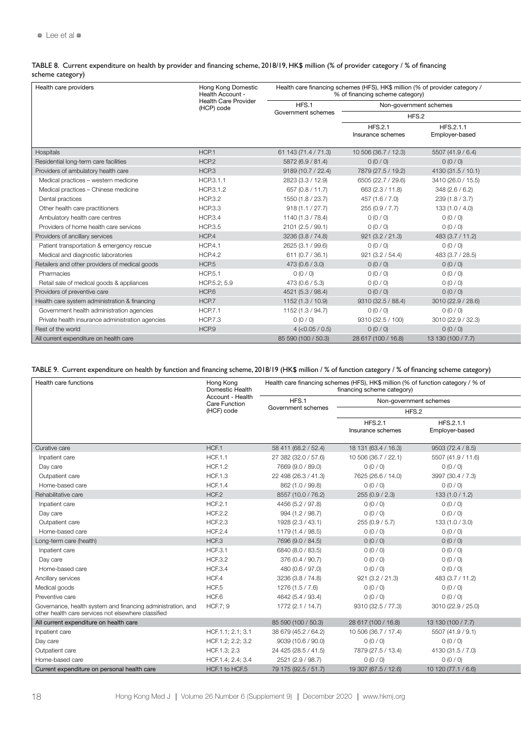TABLE 8. Current expenditure on health by provider and financing scheme, 2018/19, HK$ million (% of provider category / % of financing scheme category)

| Health care providers | Hong Kong Domestic Health Account - Health Care Provider (HCP) code | Health care financing schemes (HFS), HK$ million (% of provider category / % of financing scheme category) | | |
|---|---|---|---|---|
| | | HFS.1 Government schemes | Non-government schemes | |
| | | | HFS.2 | |
| | | | HFS.2.1 Insurance schemes | HFS.2.1.1 Employer-based |
| Hospitals | HCP.1 | 61 143 (71.4 / 71.3) | 10 506 (36.7 / 12.3) | 5507 (41.9 / 6.4) |
| Residential long-term care facilities | HCP.2 | 5872 (6.9 / 81.4) | 0 (0 / 0) | 0 (0 / 0) |
| Providers of ambulatory health care | HCP.3 | 9189 (10.7 / 22.4) | 7879 (27.5 / 19.2) | 4130 (31.5 / 10.1) |
| Medical practices – western medicine | HCP.3.1.1 | 2823 (3.3 / 12.9) | 6505 (22.7 / 29.6) | 3410 (26.0 / 15.5) |
| Medical practices – Chinese medicine | HCP.3.1.2 | 657 (0.8 / 11.7) | 663 (2.3 / 11.8) | 348 (2.6 / 6.2) |
| Dental practices | HCP.3.2 | 1550 (1.8 / 23.7) | 457 (1.6 / 7.0) | 239 (1.8 / 3.7) |
| Other health care practitioners | HCP.3.3 | 918 (1.1 / 27.7) | 255 (0.9 / 7.7) | 133 (1.0 / 4.0) |
| Ambulatory health care centres | HCP.3.4 | 1140 (1.3 / 78.4) | 0 (0 / 0) | 0 (0 / 0) |
| Providers of home health care services | HCP.3.5 | 2101 (2.5 / 99.1) | 0 (0 / 0) | 0 (0 / 0) |
| Providers of ancillary services | HCP.4 | 3236 (3.8 / 74.8) | 921 (3.2 / 21.3) | 483 (3.7 / 11.2) |
| Patient transportation & emergency rescue | HCP.4.1 | 2625 (3.1 / 99.6) | 0 (0 / 0) | 0 (0 / 0) |
| Medical and diagnostic laboratories | HCP.4.2 | 611 (0.7 / 36.1) | 921 (3.2 / 54.4) | 483 (3.7 / 28.5) |
| Retailers and other providers of medical goods | HCP.5 | 473 (0.6 / 3.0) | 0 (0 / 0) | 0 (0 / 0) |
| Pharmacies | HCP.5.1 | 0 (0 / 0) | 0 (0 / 0) | 0 (0 / 0) |
| Retail sale of medical goods & appliances | HCP.5.2; 5.9 | 473 (0.6 / 5.3) | 0 (0 / 0) | 0 (0 / 0) |
| Providers of preventive care | HCP.6 | 4521 (5.3 / 98.4) | 0 (0 / 0) | 0 (0 / 0) |
| Health care system administration & financing | HCP.7 | 1152 (1.3 / 10.9) | 9310 (32.5 / 88.4) | 3010 (22.9 / 28.6) |
| Government health administration agencies | HCP.7.1 | 1152 (1.3 / 94.7) | 0 (0 / 0) | 0 (0 / 0) |
| Private health insurance administration agencies | HCP.7.3 | 0 (0 / 0) | 9310 (32.5 / 100) | 3010 (22.9 / 32.3) |
| Rest of the world | HCP.9 | 4 (<0.05 / 0.5) | 0 (0 / 0) | 0 (0 / 0) |
| All current expenditure on health care | | 85 590 (100 / 50.3) | 28 617 (100 / 16.8) | 13 130 (100 / 7.7) |

TABLE 9. Current expenditure on health by function and financing scheme, 2018/19 (HK$ million / % of function category / % of financing scheme category)

| Health care functions | Hong Kong Domestic Health Account - Health Care Function (HCF) code | Health care financing schemes (HFS), HK$ million (% of function category / % of financing scheme category) | | |
|---|---|---|---|---|
| | | HFS.1 Government schemes | Non-government schemes | |
| | | | HFS.2 | |
| | | | HFS.2.1 Insurance schemes | HFS.2.1.1 Employer-based |
| Curative care | HCF.1 | 58 411 (68.2 / 52.4) | 18 131 (63.4 / 16.3) | 9503 (72.4 / 8.5) |
| Inpatient care | HCF.1.1 | 27 382 (32.0 / 57.6) | 10 506 (36.7 / 22.1) | 5507 (41.9 / 11.6) |
| Day care | HCF.1.2 | 7669 (9.0 / 89.0) | 0 (0 / 0) | 0 (0 / 0) |
| Outpatient care | HCF.1.3 | 22 498 (26.3 / 41.3) | 7625 (26.6 / 14.0) | 3997 (30.4 / 7.3) |
| Home-based care | HCF.1.4 | 862 (1.0 / 99.8) | 0 (0 / 0) | 0 (0 / 0) |
| Rehabilitative care | HCF.2 | 8557 (10.0 / 76.2) | 255 (0.9 / 2.3) | 133 (1.0 / 1.2) |
| Inpatient care | HCF.2.1 | 4456 (5.2 / 97.8) | 0 (0 / 0) | 0 (0 / 0) |
| Day care | HCF.2.2 | 994 (1.2 / 98.7) | 0 (0 / 0) | 0 (0 / 0) |
| Outpatient care | HCF.2.3 | 1928 (2.3 / 43.1) | 255 (0.9 / 5.7) | 133 (1.0 / 3.0) |
| Home-based care | HCF.2.4 | 1179 (1.4 / 98.5) | 0 (0 / 0) | 0 (0 / 0) |
| Long-term care (health) | HCF.3 | 7696 (9.0 / 84.5) | 0 (0 / 0) | 0 (0 / 0) |
| Inpatient care | HCF.3.1 | 6840 (8.0 / 83.5) | 0 (0 / 0) | 0 (0 / 0) |
| Day care | HCF.3.2 | 376 (0.4 / 90.7) | 0 (0 / 0) | 0 (0 / 0) |
| Home-based care | HCF.3.4 | 480 (0.6 / 97.0) | 0 (0 / 0) | 0 (0 / 0) |
| Ancillary services | HCF.4 | 3236 (3.8 / 74.8) | 921 (3.2 / 21.3) | 483 (3.7 / 11.2) |
| Medical goods | HCF.5 | 1276 (1.5 / 7.6) | 0 (0 / 0) | 0 (0 / 0) |
| Preventive care | HCF.6 | 4642 (5.4 / 93.4) | 0 (0 / 0) | 0 (0 / 0) |
| Governance, health system and financing administration, and other health care services not elsewhere classified | HCF.7; 9 | 1772 (2.1 / 14.7) | 9310 (32.5 / 77.3) | 3010 (22.9 / 25.0) |
| All current expenditure on health care | | 85 590 (100 / 50.3) | 28 617 (100 / 16.8) | 13 130 (100 / 7.7) |
| Inpatient care | HCF.1.1; 2.1; 3.1 | 38 679 (45.2 / 64.2) | 10 506 (36.7 / 17.4) | 5507 (41.9 / 9.1) |
| Day care | HCF.1.2; 2.2; 3.2 | 9039 (10.6 / 90.0) | 0 (0 / 0) | 0 (0 / 0) |
| Outpatient care | HCF.1.3; 2.3 | 24 425 (28.5 / 41.5) | 7879 (27.5 / 13.4) | 4130 (31.5 / 7.0) |
| Home-based care | HCF.1.4; 2.4; 3.4 | 2521 (2.9 / 98.7) | 0 (0 / 0) | 0 (0 / 0) |
| Current expenditure on personal health care | HCF.1 to HCF.5 | 79 175 (92.5 / 51.7) | 19 307 (67.5 / 12.6) | 10 120 (77.1 / 6.6) |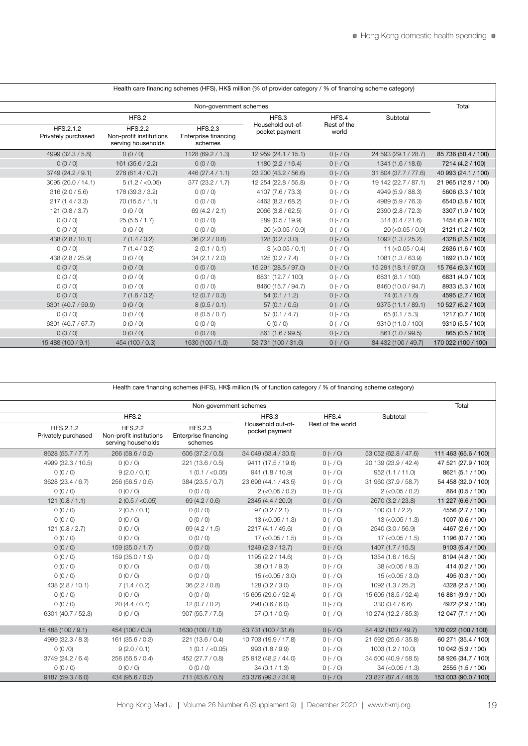| Health care financing schemes (HFS), HK$ million (% of provider category / % of financing scheme category) | | | | | | |
|---|---|---|---|---|---|---|
| Non-government schemes | | | | | | Total |
| HFS.2 | | | HFS.3 | HFS.4 | Subtotal | |
| HFS.2.1.2 Privately purchased | HFS.2.2 Non-profit institutions serving households | HFS.2.3 Enterprise financing schemes | Household out-of-pocket payment | Rest of the world | | |
| 4999 (32.3 / 5.8) | 0 (0 / 0) | 1128 (69.2 / 1.3) | 12 959 (24.1 / 15.1) | 0 (- / 0) | 24 593 (29.1 / 28.7) | 85 736 (50.4 / 100) |
| 0 (0 / 0) | 161 (35.6 / 2.2) | 0 (0 / 0) | 1180 (2.2 / 16.4) | 0 (- / 0) | 1341 (1.6 / 18.6) | 7214 (4.2 / 100) |
| 3749 (24.2 / 9.1) | 278 (61.4 / 0.7) | 446 (27.4 / 1.1) | 23 200 (43.2 / 56.6) | 0 (- / 0) | 31 804 (37.7 / 77.6) | 40 993 (24.1 / 100) |
| 3095 (20.0 / 14.1) | 5 (1.2 / <0.05) | 377 (23.2 / 1.7) | 12 254 (22.8 / 55.8) | 0 (- / 0) | 19 142 (22.7 / 87.1) | 21 965 (12.9 / 100) |
| 316 (2.0 / 5.6) | 178 (39.3 / 3.2) | 0 (0 / 0) | 4107 (7.6 / 73.3) | 0 (- / 0) | 4949 (5.9 / 88.3) | 5606 (3.3 / 100) |
| 217 (1.4 / 3.3) | 70 (15.5 / 1.1) | 0 (0 / 0) | 4463 (8.3 / 68.2) | 0 (- / 0) | 4989 (5.9 / 76.3) | 6540 (3.8 / 100) |
| 121 (0.8 / 3.7) | 0 (0 / 0) | 69 (4.2 / 2.1) | 2066 (3.8 / 62.5) | 0 (- / 0) | 2390 (2.8 / 72.3) | 3307 (1.9 / 100) |
| 0 (0 / 0) | 25 (5.5 / 1.7) | 0 (0 / 0) | 289 (0.5 / 19.9) | 0 (- / 0) | 314 (0.4 / 21.6) | 1454 (0.9 / 100) |
| 0 (0 / 0) | 0 (0 / 0) | 0 (0 / 0) | 20 (<0.05 / 0.9) | 0 (- / 0) | 20 (<0.05 / 0.9) | 2121 (1.2 / 100) |
| 438 (2.8 / 10.1) | 7 (1.4 / 0.2) | 36 (2.2 / 0.8) | 128 (0.2 / 3.0) | 0 (- / 0) | 1092 (1.3 / 25.2) | 4328 (2.5 / 100) |
| 0 (0 / 0) | 7 (1.4 / 0.2) | 2 (0.1 / 0.1) | 3 (<0.05 / 0.1) | 0 (- / 0) | 11 (<0.05 / 0.4) | 2636 (1.6 / 100) |
| 438 (2.8 / 25.9) | 0 (0 / 0) | 34 (2.1 / 2.0) | 125 (0.2 / 7.4) | 0 (- / 0) | 1081 (1.3 / 63.9) | 1692 (1.0 / 100) |
| 0 (0 / 0) | 0 (0 / 0) | 0 (0 / 0) | 15 291 (28.5 / 97.0) | 0 (- / 0) | 15 291 (18.1 / 97.0) | 15 764 (9.3 / 100) |
| 0 (0 / 0) | 0 (0 / 0) | 0 (0 / 0) | 6831 (12.7 / 100) | 0 (- / 0) | 6831 (8.1 / 100) | 6831 (4.0 / 100) |
| 0 (0 / 0) | 0 (0 / 0) | 0 (0 / 0) | 8460 (15.7 / 94.7) | 0 (- / 0) | 8460 (10.0 / 94.7) | 8933 (5.3 / 100) |
| 0 (0 / 0) | 7 (1.6 / 0.2) | 12 (0.7 / 0.3) | 54 (0.1 / 1.2) | 0 (- / 0) | 74 (0.1 / 1.6) | 4595 (2.7 / 100) |
| 6301 (40.7 / 59.9) | 0 (0 / 0) | 8 (0.5 / 0.1) | 57 (0.1 / 0.5) | 0 (- / 0) | 9375 (11.1 / 89.1) | 10 527 (6.2 / 100) |
| 0 (0 / 0) | 0 (0 / 0) | 8 (0.5 / 0.7) | 57 (0.1 / 4.7) | 0 (- / 0) | 65 (0.1 / 5.3) | 1217 (0.7 / 100) |
| 6301 (40.7 / 67.7) | 0 (0 / 0) | 0 (0 / 0) | 0 (0 / 0) | 0 (- / 0) | 9310 (11.0 / 100) | 9310 (5.5 / 100) |
| 0 (0 / 0) | 0 (0 / 0) | 0 (0 / 0) | 861 (1.6 / 99.5) | 0 (- / 0) | 861 (1.0 / 99.5) | 865 (0.5 / 100) |
| 15 488 (100 / 9.1) | 454 (100 / 0.3) | 1630 (100 / 1.0) | 53 731 (100 / 31.6) | 0 (- / 0) | 84 432 (100 / 49.7) | 170 022 (100 / 100) |

| Health care financing schemes (HFS), HK$ million (% of function category / % of financing scheme category) | | | | | | |
|---|---|---|---|---|---|---|
| Non-government schemes | | | | | | Total |
| HFS.2 | | | HFS.3 | HFS.4 | Subtotal | |
| HFS.2.1.2 Privately purchased | HFS.2.2 Non-profit institutions serving households | HFS.2.3 Enterprise financing schemes | Household out-of-pocket payment | Rest of the world | | |
| 8628 (55.7 / 7.7) | 266 (58.6 / 0.2) | 606 (37.2 / 0.5) | 34 049 (63.4 / 30.5) | 0 (- / 0) | 53 052 (62.8 / 47.6) | 111 463 (65.6 / 100) |
| 4999 (32.3 / 10.5) | 0 (0 / 0) | 221 (13.6 / 0.5) | 9411 (17.5 / 19.8) | 0 (- / 0) | 20 139 (23.9 / 42.4) | 47 521 (27.9 / 100) |
| 0 (0 / 0) | 9 (2.0 / 0.1) | 1 (0.1 / <0.05) | 941 (1.8 / 10.9) | 0 (- / 0) | 952 (1.1 / 11.0) | 8621 (5.1 / 100) |
| 3628 (23.4 / 6.7) | 256 (56.5 / 0.5) | 384 (23.5 / 0.7) | 23 696 (44.1 / 43.5) | 0 (- / 0) | 31 960 (37.9 / 58.7) | 54 458 (32.0 / 100) |
| 0 (0 / 0) | 0 (0 / 0) | 0 (0 / 0) | 2 (<0.05 / 0.2) | 0 (- / 0) | 2 (<0.05 / 0.2) | 864 (0.5 / 100) |
| 121 (0.8 / 1.1) | 2 (0.5 / <0.05) | 69 (4.2 / 0.6) | 2345 (4.4 / 20.9) | 0 (- / 0) | 2670 (3.2 / 23.8) | 11 227 (6.6 / 100) |
| 0 (0 / 0) | 2 (0.5 / 0.1) | 0 (0 / 0) | 97 (0.2 / 2.1) | 0 (- / 0) | 100 (0.1 / 2.2) | 4556 (2.7 / 100) |
| 0 (0 / 0) | 0 (0 / 0) | 0 (0 / 0) | 13 (<0.05 / 1.3) | 0 (- / 0) | 13 (<0.05 / 1.3) | 1007 (0.6 / 100) |
| 121 (0.8 / 2.7) | 0 (0 / 0) | 69 (4.2 / 1.5) | 2217 (4.1 / 49.6) | 0 (- / 0) | 2540 (3.0 / 56.9) | 4467 (2.6 / 100) |
| 0 (0 / 0) | 0 (0 / 0) | 0 (0 / 0) | 17 (<0.05 / 1.5) | 0 (- / 0) | 17 (<0.05 / 1.5) | 1196 (0.7 / 100) |
| 0 (0 / 0) | 159 (35.0 / 1.7) | 0 (0 / 0) | 1249 (2.3 / 13.7) | 0 (- / 0) | 1407 (1.7 / 15.5) | 9103 (5.4 / 100) |
| 0 (0 / 0) | 159 (35.0 / 1.9) | 0 (0 / 0) | 1195 (2.2 / 14.6) | 0 (- / 0) | 1354 (1.6 / 16.5) | 8194 (4.8 / 100) |
| 0 (0 / 0) | 0 (0 / 0) | 0 (0 / 0) | 38 (0.1 / 9.3) | 0 (- / 0) | 38 (<0.05 / 9.3) | 414 (0.2 / 100) |
| 0 (0 / 0) | 0 (0 / 0) | 0 (0 / 0) | 15 (<0.05 / 3.0) | 0 (- / 0) | 15 (<0.05 / 3.0) | 495 (0.3 / 100) |
| 438 (2.8 / 10.1) | 7 (1.4 / 0.2) | 36 (2.2 / 0.8) | 128 (0.2 / 3.0) | 0 (- / 0) | 1092 (1.3 / 25.2) | 4328 (2.5 / 100) |
| 0 (0 / 0) | 0 (0 / 0) | 0 (0 / 0) | 15 605 (29.0 / 92.4) | 0 (- / 0) | 15 605 (18.5 / 92.4) | 16 881 (9.9 / 100) |
| 0 (0 / 0) | 20 (4.4 / 0.4) | 12 (0.7 / 0.2) | 298 (0.6 / 6.0) | 0 (- / 0) | 330 (0.4 / 6.6) | 4972 (2.9 / 100) |
| 6301 (40.7 / 52.3) | 0 (0 / 0) | 907 (55.7 / 7.5) | 57 (0.1 / 0.5) | 0 (- / 0) | 10 274 (12.2 / 85.3) | 12 047 (7.1 / 100) |
| 15 488 (100 / 9.1) | 454 (100 / 0.3) | 1630 (100 / 1.0) | 53 731 (100 / 31.6) | 0 (- / 0) | 84 432 (100 / 49.7) | 170 022 (100 / 100) |
| 4999 (32.3 / 8.3) | 161 (35.6 / 0.3) | 221 (13.6 / 0.4) | 10 703 (19.9 / 17.8) | 0 (- / 0) | 21 592 (25.6 / 35.8) | 60 271 (35.4 / 100) |
| 0 (0 /0) | 9 (2.0 / 0.1) | 1 (0.1 / <0.05) | 993 (1.8 / 9.9) | 0 (- / 0) | 1003 (1.2 / 10.0) | 10 042 (5.9 / 100) |
| 3749 (24.2 / 6.4) | 256 (56.5 / 0.4) | 452 (27.7 / 0.8) | 25 912 (48.2 / 44.0) | 0 (- / 0) | 34 500 (40.9 / 58.5) | 58 926 (34.7 / 100) |
| 0 (0 / 0) | 0 (0 / 0) | 0 (0 / 0) | 34 (0.1 / 1.3) | 0 (- / 0) | 34 (<0.05 / 1.3) | 2555 (1.5 / 100) |
| 9187 (59.3 / 6.0) | 434 (95.6 / 0.3) | 711 (43.6 / 0.5) | 53 376 (99.3 / 34.9) | 0 (- / 0) | 73 827 (87.4 / 48.3) | 153 003 (90.0 / 100) |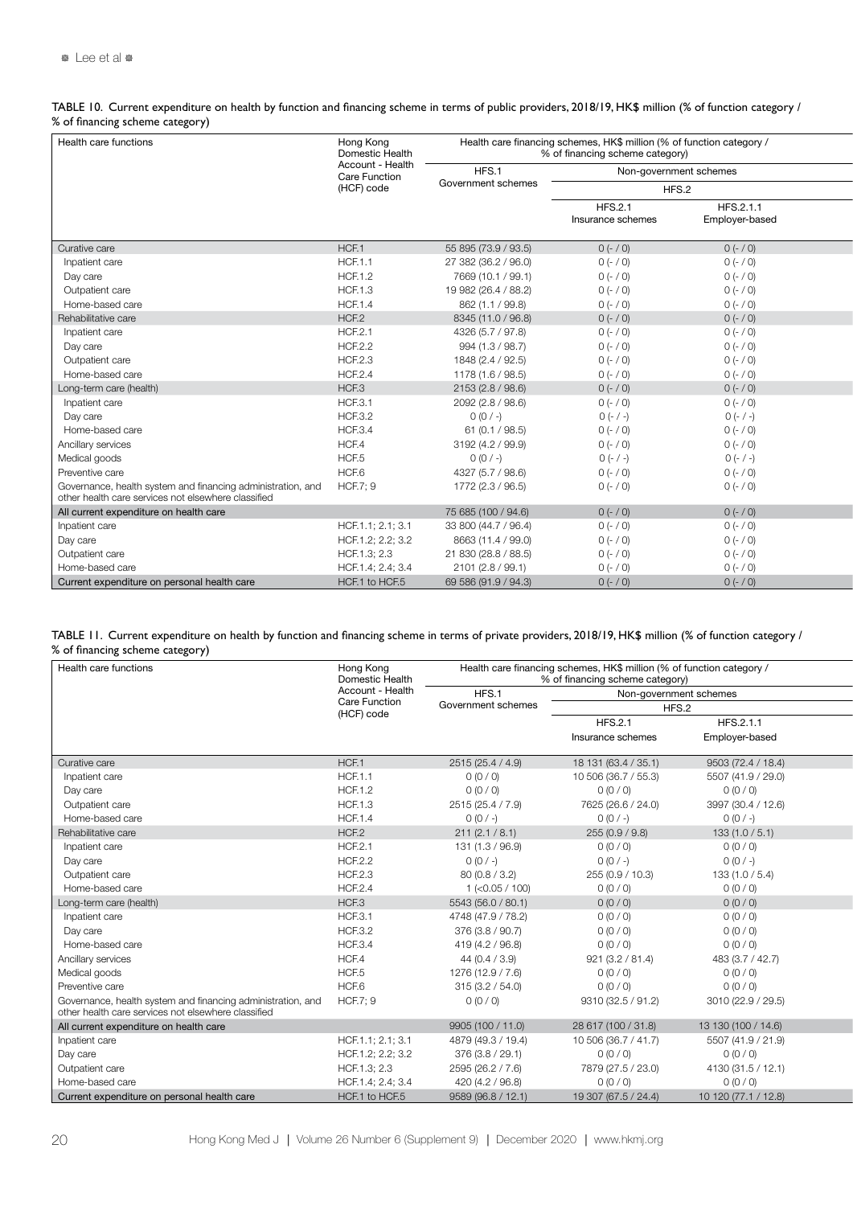TABLE 10. Current expenditure on health by function and financing scheme in terms of public providers, 2018/19, HK$ million (% of function category / % of financing scheme category)

| Health care functions | Hong Kong Domestic Health Account - Health Care Function (HCF) code | Health care financing schemes, HK$ million (% of function category / % of financing scheme category) | | |
|---|---|---|---|---|
| | | HFS.1 | Non-government schemes | |
| | | Government schemes | HFS.2 | |
| | | | HFS.2.1 Insurance schemes | HFS.2.1.1 Employer-based |
| Curative care | HCF.1 | 55 895 (73.9 / 93.5) | 0 (- / 0) | 0 (- / 0) |
| Inpatient care | HCF.1.1 | 27 382 (36.2 / 96.0) | 0 (- / 0) | 0 (- / 0) |
| Day care | HCF.1.2 | 7669 (10.1 / 99.1) | 0 (- / 0) | 0 (- / 0) |
| Outpatient care | HCF.1.3 | 19 982 (26.4 / 88.2) | 0 (- / 0) | 0 (- / 0) |
| Home-based care | HCF.1.4 | 862 (1.1 / 99.8) | 0 (- / 0) | 0 (- / 0) |
| Rehabilitative care | HCF.2 | 8345 (11.0 / 96.8) | 0 (- / 0) | 0 (- / 0) |
| Inpatient care | HCF.2.1 | 4326 (5.7 / 97.8) | 0 (- / 0) | 0 (- / 0) |
| Day care | HCF.2.2 | 994 (1.3 / 98.7) | 0 (- / 0) | 0 (- / 0) |
| Outpatient care | HCF.2.3 | 1848 (2.4 / 92.5) | 0 (- / 0) | 0 (- / 0) |
| Home-based care | HCF.2.4 | 1178 (1.6 / 98.5) | 0 (- / 0) | 0 (- / 0) |
| Long-term care (health) | HCF.3 | 2153 (2.8 / 98.6) | 0 (- / 0) | 0 (- / 0) |
| Inpatient care | HCF.3.1 | 2092 (2.8 / 98.6) | 0 (- / 0) | 0 (- / 0) |
| Day care | HCF.3.2 | 0 (0 / -) | 0 (- / -) | 0 (- / -) |
| Home-based care | HCF.3.4 | 61 (0.1 / 98.5) | 0 (- / 0) | 0 (- / 0) |
| Ancillary services | HCF.4 | 3192 (4.2 / 99.9) | 0 (- / 0) | 0 (- / 0) |
| Medical goods | HCF.5 | 0 (0 / -) | 0 (- / -) | 0 (- / -) |
| Preventive care | HCF.6 | 4327 (5.7 / 98.6) | 0 (- / 0) | 0 (- / 0) |
| Governance, health system and financing administration, and other health care services not elsewhere classified | HCF.7; 9 | 1772 (2.3 / 96.5) | 0 (- / 0) | 0 (- / 0) |
| All current expenditure on health care | | 75 685 (100 / 94.6) | 0 (- / 0) | 0 (- / 0) |
| Inpatient care | HCF.1.1; 2.1; 3.1 | 33 800 (44.7 / 96.4) | 0 (- / 0) | 0 (- / 0) |
| Day care | HCF.1.2; 2.2; 3.2 | 8663 (11.4 / 99.0) | 0 (- / 0) | 0 (- / 0) |
| Outpatient care | HCF.1.3; 2.3 | 21 830 (28.8 / 88.5) | 0 (- / 0) | 0 (- / 0) |
| Home-based care | HCF.1.4; 2.4; 3.4 | 2101 (2.8 / 99.1) | 0 (- / 0) | 0 (- / 0) |
| Current expenditure on personal health care | HCF.1 to HCF.5 | 69 586 (91.9 / 94.3) | 0 (- / 0) | 0 (- / 0) |

TABLE 11. Current expenditure on health by function and financing scheme in terms of private providers, 2018/19, HK$ million (% of function category / % of financing scheme category)

| Health care functions | Hong Kong Domestic Health Account - Health Care Function (HCF) code | Health care financing schemes, HK$ million (% of function category / % of financing scheme category) | | |
|---|---|---|---|---|
| | | HFS.1 | Non-government schemes | |
| | | Government schemes | HFS.2 | |
| | | | HFS.2.1 Insurance schemes | HFS.2.1.1 Employer-based |
| Curative care | HCF.1 | 2515 (25.4 / 4.9) | 18 131 (63.4 / 35.1) | 9503 (72.4 / 18.4) |
| Inpatient care | HCF.1.1 | 0 (0 / 0) | 10 506 (36.7 / 55.3) | 5507 (41.9 / 29.0) |
| Day care | HCF.1.2 | 0 (0 / 0) | 0 (0 / 0) | 0 (0 / 0) |
| Outpatient care | HCF.1.3 | 2515 (25.4 / 7.9) | 7625 (26.6 / 24.0) | 3997 (30.4 / 12.6) |
| Home-based care | HCF.1.4 | 0 (0 / -) | 0 (0 / -) | 0 (0 / -) |
| Rehabilitative care | HCF.2 | 211 (2.1 / 8.1) | 255 (0.9 / 9.8) | 133 (1.0 / 5.1) |
| Inpatient care | HCF.2.1 | 131 (1.3 / 96.9) | 0 (0 / 0) | 0 (0 / 0) |
| Day care | HCF.2.2 | 0 (0 / -) | 0 (0 / -) | 0 (0 / -) |
| Outpatient care | HCF.2.3 | 80 (0.8 / 3.2) | 255 (0.9 / 10.3) | 133 (1.0 / 5.4) |
| Home-based care | HCF.2.4 | 1 (<0.05 / 100) | 0 (0 / 0) | 0 (0 / 0) |
| Long-term care (health) | HCF.3 | 5543 (56.0 / 80.1) | 0 (0 / 0) | 0 (0 / 0) |
| Inpatient care | HCF.3.1 | 4748 (47.9 / 78.2) | 0 (0 / 0) | 0 (0 / 0) |
| Day care | HCF.3.2 | 376 (3.8 / 90.7) | 0 (0 / 0) | 0 (0 / 0) |
| Home-based care | HCF.3.4 | 419 (4.2 / 96.8) | 0 (0 / 0) | 0 (0 / 0) |
| Ancillary services | HCF.4 | 44 (0.4 / 3.9) | 921 (3.2 / 81.4) | 483 (3.7 / 42.7) |
| Medical goods | HCF.5 | 1276 (12.9 / 7.6) | 0 (0 / 0) | 0 (0 / 0) |
| Preventive care | HCF.6 | 315 (3.2 / 54.0) | 0 (0 / 0) | 0 (0 / 0) |
| Governance, health system and financing administration, and other health care services not elsewhere classified | HCF.7; 9 | 0 (0 / 0) | 9310 (32.5 / 91.2) | 3010 (22.9 / 29.5) |
| All current expenditure on health care | | 9905 (100 / 11.0) | 28 617 (100 / 31.8) | 13 130 (100 / 14.6) |
| Inpatient care | HCF.1.1; 2.1; 3.1 | 4879 (49.3 / 19.4) | 10 506 (36.7 / 41.7) | 5507 (41.9 / 21.9) |
| Day care | HCF.1.2; 2.2; 3.2 | 376 (3.8 / 29.1) | 0 (0 / 0) | 0 (0 / 0) |
| Outpatient care | HCF.1.3; 2.3 | 2595 (26.2 / 7.6) | 7879 (27.5 / 23.0) | 4130 (31.5 / 12.1) |
| Home-based care | HCF.1.4; 2.4; 3.4 | 420 (4.2 / 96.8) | 0 (0 / 0) | 0 (0 / 0) |
| Current expenditure on personal health care | HCF.1 to HCF.5 | 9589 (96.8 / 12.1) | 19 307 (67.5 / 24.4) | 10 120 (77.1 / 12.8) |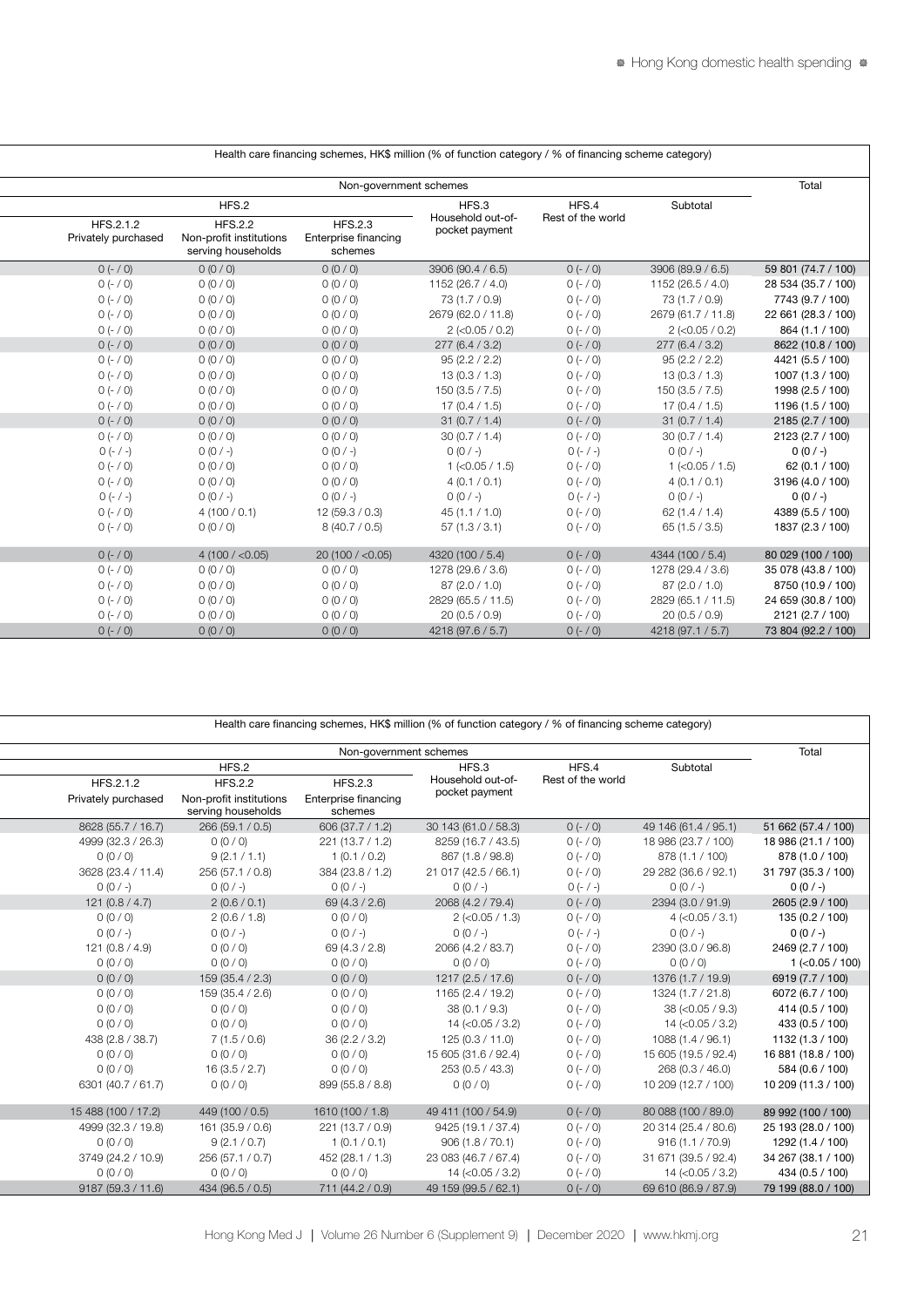| Health care financing schemes, HK$ million (% of function category / % of financing scheme category) | | | | | | |
|---|---|---|---|---|---|---|
| Non-government schemes | | | | | | Total |
| HFS.2 | | | HFS.3 | HFS.4 | Subtotal | |
| HFS.2.1.2 Privately purchased | HFS.2.2 Non-profit institutions serving households | HFS.2.3 Enterprise financing schemes | Household out-of-pocket payment | Rest of the world | | |
| 0 (- / 0) | 0 (0 / 0) | 0 (0 / 0) | 3906 (90.4 / 6.5) | 0 (- / 0) | 3906 (89.9 / 6.5) | 59 801 (74.7 / 100) |
| 0 (- / 0) | 0 (0 / 0) | 0 (0 / 0) | 1152 (26.7 / 4.0) | 0 (- / 0) | 1152 (26.5 / 4.0) | 28 534 (35.7 / 100) |
| 0 (- / 0) | 0 (0 / 0) | 0 (0 / 0) | 73 (1.7 / 0.9) | 0 (- / 0) | 73 (1.7 / 0.9) | 7743 (9.7 / 100) |
| 0 (- / 0) | 0 (0 / 0) | 0 (0 / 0) | 2679 (62.0 / 11.8) | 0 (- / 0) | 2679 (61.7 / 11.8) | 22 661 (28.3 / 100) |
| 0 (- / 0) | 0 (0 / 0) | 0 (0 / 0) | 2 (<0.05 / 0.2) | 0 (- / 0) | 2 (<0.05 / 0.2) | 864 (1.1 / 100) |
| 0 (- / 0) | 0 (0 / 0) | 0 (0 / 0) | 277 (6.4 / 3.2) | 0 (- / 0) | 277 (6.4 / 3.2) | 8622 (10.8 / 100) |
| 0 (- / 0) | 0 (0 / 0) | 0 (0 / 0) | 95 (2.2 / 2.2) | 0 (- / 0) | 95 (2.2 / 2.2) | 4421 (5.5 / 100) |
| 0 (- / 0) | 0 (0 / 0) | 0 (0 / 0) | 13 (0.3 / 1.3) | 0 (- / 0) | 13 (0.3 / 1.3) | 1007 (1.3 / 100) |
| 0 (- / 0) | 0 (0 / 0) | 0 (0 / 0) | 150 (3.5 / 7.5) | 0 (- / 0) | 150 (3.5 / 7.5) | 1998 (2.5 / 100) |
| 0 (- / 0) | 0 (0 / 0) | 0 (0 / 0) | 17 (0.4 / 1.5) | 0 (- / 0) | 17 (0.4 / 1.5) | 1196 (1.5 / 100) |
| 0 (- / 0) | 0 (0 / 0) | 0 (0 / 0) | 31 (0.7 / 1.4) | 0 (- / 0) | 31 (0.7 / 1.4) | 2185 (2.7 / 100) |
| 0 (- / 0) | 0 (0 / 0) | 0 (0 / 0) | 30 (0.7 / 1.4) | 0 (- / 0) | 30 (0.7 / 1.4) | 2123 (2.7 / 100) |
| 0 (- / -) | 0 (0 / -) | 0 (0 / -) | 0 (0 / -) | 0 (- / -) | 0 (0 / -) | 0 (0 / -) |
| 0 (- / 0) | 0 (0 / 0) | 0 (0 / 0) | 1 (<0.05 / 1.5) | 0 (- / 0) | 1 (<0.05 / 1.5) | 62 (0.1 / 100) |
| 0 (- / 0) | 0 (0 / 0) | 0 (0 / 0) | 4 (0.1 / 0.1) | 0 (- / 0) | 4 (0.1 / 0.1) | 3196 (4.0 / 100) |
| 0 (- / -) | 0 (0 / -) | 0 (0 / -) | 0 (0 / -) | 0 (- / -) | 0 (0 / -) | 0 (0 / -) |
| 0 (- / 0) | 4 (100 / 0.1) | 12 (59.3 / 0.3) | 45 (1.1 / 1.0) | 0 (- / 0) | 62 (1.4 / 1.4) | 4389 (5.5 / 100) |
| 0 (- / 0) | 0 (0 / 0) | 8 (40.7 / 0.5) | 57 (1.3 / 3.1) | 0 (- / 0) | 65 (1.5 / 3.5) | 1837 (2.3 / 100) |
| 0 (- / 0) | 4 (100 / <0.05) | 20 (100 / <0.05) | 4320 (100 / 5.4) | 0 (- / 0) | 4344 (100 / 5.4) | 80 029 (100 / 100) |
| 0 (- / 0) | 0 (0 / 0) | 0 (0 / 0) | 1278 (29.6 / 3.6) | 0 (- / 0) | 1278 (29.4 / 3.6) | 35 078 (43.8 / 100) |
| 0 (- / 0) | 0 (0 / 0) | 0 (0 / 0) | 87 (2.0 / 1.0) | 0 (- / 0) | 87 (2.0 / 1.0) | 8750 (10.9 / 100) |
| 0 (- / 0) | 0 (0 / 0) | 0 (0 / 0) | 2829 (65.5 / 11.5) | 0 (- / 0) | 2829 (65.1 / 11.5) | 24 659 (30.8 / 100) |
| 0 (- / 0) | 0 (0 / 0) | 0 (0 / 0) | 20 (0.5 / 0.9) | 0 (- / 0) | 20 (0.5 / 0.9) | 2121 (2.7 / 100) |
| 0 (- / 0) | 0 (0 / 0) | 0 (0 / 0) | 4218 (97.6 / 5.7) | 0 (- / 0) | 4218 (97.1 / 5.7) | 73 804 (92.2 / 100) |

| Health care financing schemes, HK$ million (% of function category / % of financing scheme category) | | | | | | |
|---|---|---|---|---|---|---|
| Non-government schemes | | | | | | Total |
| HFS.2 | | | HFS.3 | HFS.4 | Subtotal | |
| HFS.2.1.2 Privately purchased | HFS.2.2 Non-profit institutions serving households | HFS.2.3 Enterprise financing schemes | Household out-of-pocket payment | Rest of the world | | |
| 8628 (55.7 / 16.7) | 266 (59.1 / 0.5) | 606 (37.7 / 1.2) | 30 143 (61.0 / 58.3) | 0 (- / 0) | 49 146 (61.4 / 95.1) | 51 662 (57.4 / 100) |
| 4999 (32.3 / 26.3) | 0 (0 / 0) | 221 (13.7 / 1.2) | 8259 (16.7 / 43.5) | 0 (- / 0) | 18 986 (23.7 / 100) | 18 986 (21.1 / 100) |
| 0 (0 / 0) | 9 (2.1 / 1.1) | 1 (0.1 / 0.2) | 867 (1.8 / 98.8) | 0 (- / 0) | 878 (1.1 / 100) | 878 (1.0 / 100) |
| 3628 (23.4 / 11.4) | 256 (57.1 / 0.8) | 384 (23.8 / 1.2) | 21 017 (42.5 / 66.1) | 0 (- / 0) | 29 282 (36.6 / 92.1) | 31 797 (35.3 / 100) |
| 0 (0 / -) | 0 (0 / -) | 0 (0 / -) | 0 (0 / -) | 0 (- / -) | 0 (0 / -) | 0 (0 / -) |
| 121 (0.8 / 4.7) | 2 (0.6 / 0.1) | 69 (4.3 / 2.6) | 2068 (4.2 / 79.4) | 0 (- / 0) | 2394 (3.0 / 91.9) | 2605 (2.9 / 100) |
| 0 (0 / 0) | 2 (0.6 / 1.8) | 0 (0 / 0) | 2 (<0.05 / 1.3) | 0 (- / 0) | 4 (<0.05 / 3.1) | 135 (0.2 / 100) |
| 0 (0 / -) | 0 (0 / -) | 0 (0 / -) | 0 (0 / -) | 0 (- / -) | 0 (0 / -) | 0 (0 / -) |
| 121 (0.8 / 4.9) | 0 (0 / 0) | 69 (4.3 / 2.8) | 2066 (4.2 / 83.7) | 0 (- / 0) | 2390 (3.0 / 96.8) | 2469 (2.7 / 100) |
| 0 (0 / 0) | 0 (0 / 0) | 0 (0 / 0) | 0 (0 / 0) | 0 (- / 0) | 0 (0 / 0) | 1 (<0.05 / 100) |
| 0 (0 / 0) | 159 (35.4 / 2.3) | 0 (0 / 0) | 1217 (2.5 / 17.6) | 0 (- / 0) | 1376 (1.7 / 19.9) | 6919 (7.7 / 100) |
| 0 (0 / 0) | 159 (35.4 / 2.6) | 0 (0 / 0) | 1165 (2.4 / 19.2) | 0 (- / 0) | 1324 (1.7 / 21.8) | 6072 (6.7 / 100) |
| 0 (0 / 0) | 0 (0 / 0) | 0 (0 / 0) | 38 (0.1 / 9.3) | 0 (- / 0) | 38 (<0.05 / 9.3) | 414 (0.5 / 100) |
| 0 (0 / 0) | 0 (0 / 0) | 0 (0 / 0) | 14 (<0.05 / 3.2) | 0 (- / 0) | 14 (<0.05 / 3.2) | 433 (0.5 / 100) |
| 438 (2.8 / 38.7) | 7 (1.5 / 0.6) | 36 (2.2 / 3.2) | 125 (0.3 / 11.0) | 0 (- / 0) | 1088 (1.4 / 96.1) | 1132 (1.3 / 100) |
| 0 (0 / 0) | 0 (0 / 0) | 0 (0 / 0) | 15 605 (31.6 / 92.4) | 0 (- / 0) | 15 605 (19.5 / 92.4) | 16 881 (18.8 / 100) |
| 0 (0 / 0) | 16 (3.5 / 2.7) | 0 (0 / 0) | 253 (0.5 / 43.3) | 0 (- / 0) | 268 (0.3 / 46.0) | 584 (0.6 / 100) |
| 6301 (40.7 / 61.7) | 0 (0 / 0) | 899 (55.8 / 8.8) | 0 (0 / 0) | 0 (- / 0) | 10 209 (12.7 / 100) | 10 209 (11.3 / 100) |
| 15 488 (100 / 17.2) | 449 (100 / 0.5) | 1610 (100 / 1.8) | 49 411 (100 / 54.9) | 0 (- / 0) | 80 088 (100 / 89.0) | 89 992 (100 / 100) |
| 4999 (32.3 / 19.8) | 161 (35.9 / 0.6) | 221 (13.7 / 0.9) | 9425 (19.1 / 37.4) | 0 (- / 0) | 20 314 (25.4 / 80.6) | 25 193 (28.0 / 100) |
| 0 (0 / 0) | 9 (2.1 / 0.7) | 1 (0.1 / 0.1) | 906 (1.8 / 70.1) | 0 (- / 0) | 916 (1.1 / 70.9) | 1292 (1.4 / 100) |
| 3749 (24.2 / 10.9) | 256 (57.1 / 0.7) | 452 (28.1 / 1.3) | 23 083 (46.7 / 67.4) | 0 (- / 0) | 31 671 (39.5 / 92.4) | 34 267 (38.1 / 100) |
| 0 (0 / 0) | 0 (0 / 0) | 0 (0 / 0) | 14 (<0.05 / 3.2) | 0 (- / 0) | 14 (<0.05 / 3.2) | 434 (0.5 / 100) |
| 9187 (59.3 / 11.6) | 434 (96.5 / 0.5) | 711 (44.2 / 0.9) | 49 159 (99.5 / 62.1) | 0 (- / 0) | 69 610 (86.9 / 87.9) | 79 199 (88.0 / 100) |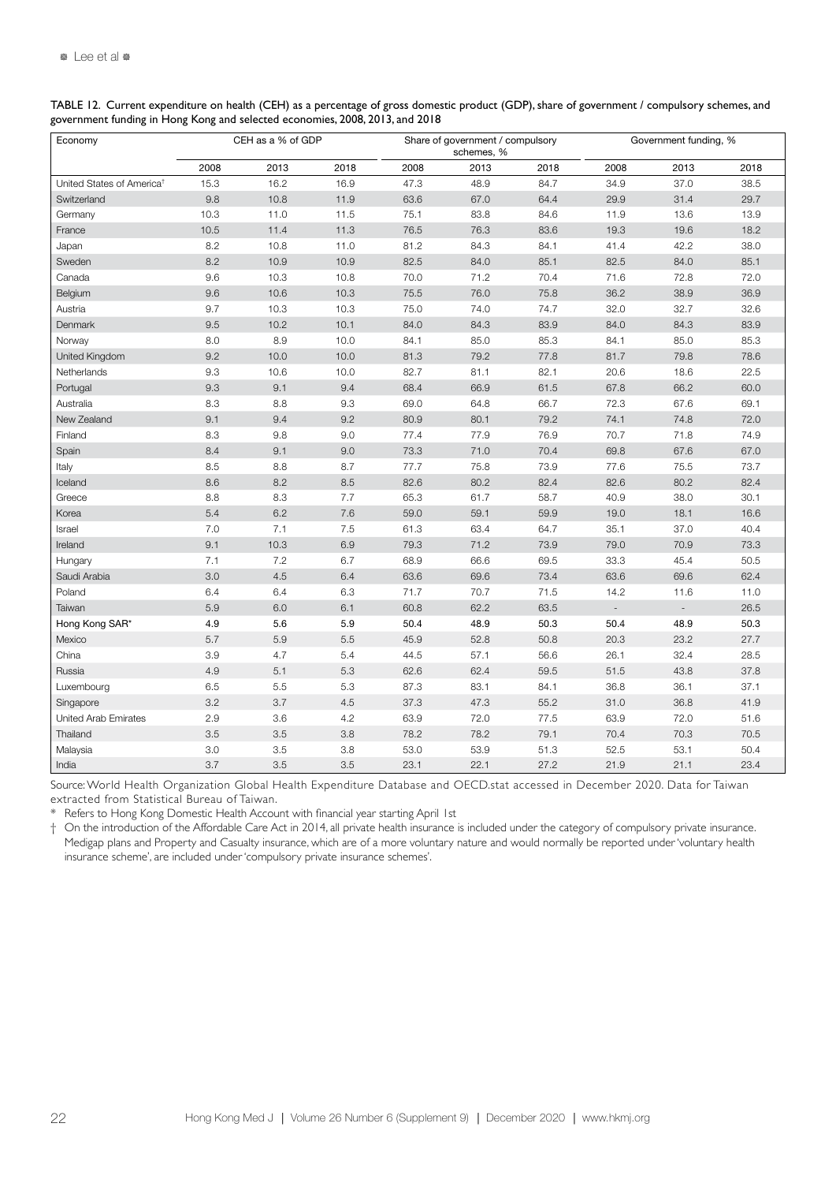TABLE 12. Current expenditure on health (CEH) as a percentage of gross domestic product (GDP), share of government / compulsory schemes, and government funding in Hong Kong and selected economies, 2008, 2013, and 2018

| Economy | CEH as a % of GDP | | | Share of government / compulsory schemes, % | | | Government funding, % | | |
|---|---|---|---|---|---|---|---|---|---|
| | 2008 | 2013 | 2018 | 2008 | 2013 | 2018 | 2008 | 2013 | 2018 |
| United States of America† | 15.3 | 16.2 | 16.9 | 47.3 | 48.9 | 84.7 | 34.9 | 37.0 | 38.5 |
| Switzerland | 9.8 | 10.8 | 11.9 | 63.6 | 67.0 | 64.4 | 29.9 | 31.4 | 29.7 |
| Germany | 10.3 | 11.0 | 11.5 | 75.1 | 83.8 | 84.6 | 11.9 | 13.6 | 13.9 |
| France | 10.5 | 11.4 | 11.3 | 76.5 | 76.3 | 83.6 | 19.3 | 19.6 | 18.2 |
| Japan | 8.2 | 10.8 | 11.0 | 81.2 | 84.3 | 84.1 | 41.4 | 42.2 | 38.0 |
| Sweden | 8.2 | 10.9 | 10.9 | 82.5 | 84.0 | 85.1 | 82.5 | 84.0 | 85.1 |
| Canada | 9.6 | 10.3 | 10.8 | 70.0 | 71.2 | 70.4 | 71.6 | 72.8 | 72.0 |
| Belgium | 9.6 | 10.6 | 10.3 | 75.5 | 76.0 | 75.8 | 36.2 | 38.9 | 36.9 |
| Austria | 9.7 | 10.3 | 10.3 | 75.0 | 74.0 | 74.7 | 32.0 | 32.7 | 32.6 |
| Denmark | 9.5 | 10.2 | 10.1 | 84.0 | 84.3 | 83.9 | 84.0 | 84.3 | 83.9 |
| Norway | 8.0 | 8.9 | 10.0 | 84.1 | 85.0 | 85.3 | 84.1 | 85.0 | 85.3 |
| United Kingdom | 9.2 | 10.0 | 10.0 | 81.3 | 79.2 | 77.8 | 81.7 | 79.8 | 78.6 |
| Netherlands | 9.3 | 10.6 | 10.0 | 82.7 | 81.1 | 82.1 | 20.6 | 18.6 | 22.5 |
| Portugal | 9.3 | 9.1 | 9.4 | 68.4 | 66.9 | 61.5 | 67.8 | 66.2 | 60.0 |
| Australia | 8.3 | 8.8 | 9.3 | 69.0 | 64.8 | 66.7 | 72.3 | 67.6 | 69.1 |
| New Zealand | 9.1 | 9.4 | 9.2 | 80.9 | 80.1 | 79.2 | 74.1 | 74.8 | 72.0 |
| Finland | 8.3 | 9.8 | 9.0 | 77.4 | 77.9 | 76.9 | 70.7 | 71.8 | 74.9 |
| Spain | 8.4 | 9.1 | 9.0 | 73.3 | 71.0 | 70.4 | 69.8 | 67.6 | 67.0 |
| Italy | 8.5 | 8.8 | 8.7 | 77.7 | 75.8 | 73.9 | 77.6 | 75.5 | 73.7 |
| Iceland | 8.6 | 8.2 | 8.5 | 82.6 | 80.2 | 82.4 | 82.6 | 80.2 | 82.4 |
| Greece | 8.8 | 8.3 | 7.7 | 65.3 | 61.7 | 58.7 | 40.9 | 38.0 | 30.1 |
| Korea | 5.4 | 6.2 | 7.6 | 59.0 | 59.1 | 59.9 | 19.0 | 18.1 | 16.6 |
| Israel | 7.0 | 7.1 | 7.5 | 61.3 | 63.4 | 64.7 | 35.1 | 37.0 | 40.4 |
| Ireland | 9.1 | 10.3 | 6.9 | 79.3 | 71.2 | 73.9 | 79.0 | 70.9 | 73.3 |
| Hungary | 7.1 | 7.2 | 6.7 | 68.9 | 66.6 | 69.5 | 33.3 | 45.4 | 50.5 |
| Saudi Arabia | 3.0 | 4.5 | 6.4 | 63.6 | 69.6 | 73.4 | 63.6 | 69.6 | 62.4 |
| Poland | 6.4 | 6.4 | 6.3 | 71.7 | 70.7 | 71.5 | 14.2 | 11.6 | 11.0 |
| Taiwan | 5.9 | 6.0 | 6.1 | 60.8 | 62.2 | 63.5 | - | - | 26.5 |
| **Hong Kong SAR*** | **4.9** | **5.6** | **5.9** | **50.4** | **48.9** | **50.3** | **50.4** | **48.9** | **50.3** |
| Mexico | 5.7 | 5.9 | 5.5 | 45.9 | 52.8 | 50.8 | 20.3 | 23.2 | 27.7 |
| China | 3.9 | 4.7 | 5.4 | 44.5 | 57.1 | 56.6 | 26.1 | 32.4 | 28.5 |
| Russia | 4.9 | 5.1 | 5.3 | 62.6 | 62.4 | 59.5 | 51.5 | 43.8 | 37.8 |
| Luxembourg | 6.5 | 5.5 | 5.3 | 87.3 | 83.1 | 84.1 | 36.8 | 36.1 | 37.1 |
| Singapore | 3.2 | 3.7 | 4.5 | 37.3 | 47.3 | 55.2 | 31.0 | 36.8 | 41.9 |
| United Arab Emirates | 2.9 | 3.6 | 4.2 | 63.9 | 72.0 | 77.5 | 63.9 | 72.0 | 51.6 |
| Thailand | 3.5 | 3.5 | 3.8 | 78.2 | 78.2 | 79.1 | 70.4 | 70.3 | 70.5 |
| Malaysia | 3.0 | 3.5 | 3.8 | 53.0 | 53.9 | 51.3 | 52.5 | 53.1 | 50.4 |
| India | 3.7 | 3.5 | 3.5 | 23.1 | 22.1 | 27.2 | 21.9 | 21.1 | 23.4 |

Source: World Health Organization Global Health Expenditure Database and OECD.stat accessed in December 2020. Data for Taiwan extracted from Statistical Bureau of Taiwan.

\* Refers to Hong Kong Domestic Health Account with financial year starting April 1st

† On the introduction of the Affordable Care Act in 2014, all private health insurance is included under the category of compulsory private insurance. Medigap plans and Property and Casualty insurance, which are of a more voluntary nature and would normally be reported under 'voluntary health insurance scheme', are included under 'compulsory private insurance schemes'.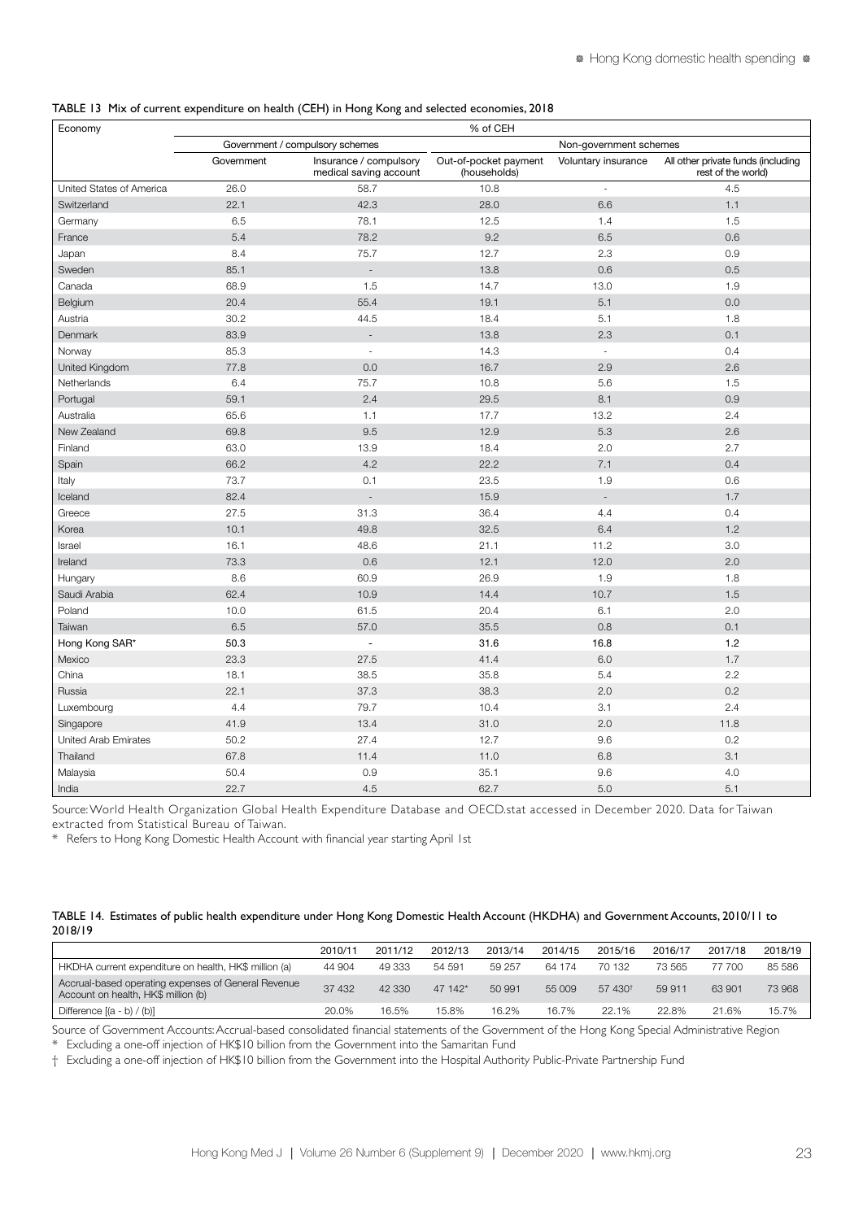TABLE 13 Mix of current expenditure on health (CEH) in Hong Kong and selected economies, 2018

| Economy | % of CEH | | | | |
|---|---|---|---|---|---|
| | Government / compulsory schemes | | Non-government schemes | | |
| | Government | Insurance / compulsory medical saving account | Out-of-pocket payment (households) | Voluntary insurance | All other private funds (including rest of the world) |
| United States of America | 26.0 | 58.7 | 10.8 | - | 4.5 |
| Switzerland | 22.1 | 42.3 | 28.0 | 6.6 | 1.1 |
| Germany | 6.5 | 78.1 | 12.5 | 1.4 | 1.5 |
| France | 5.4 | 78.2 | 9.2 | 6.5 | 0.6 |
| Japan | 8.4 | 75.7 | 12.7 | 2.3 | 0.9 |
| Sweden | 85.1 | - | 13.8 | 0.6 | 0.5 |
| Canada | 68.9 | 1.5 | 14.7 | 13.0 | 1.9 |
| Belgium | 20.4 | 55.4 | 19.1 | 5.1 | 0.0 |
| Austria | 30.2 | 44.5 | 18.4 | 5.1 | 1.8 |
| Denmark | 83.9 | - | 13.8 | 2.3 | 0.1 |
| Norway | 85.3 | - | 14.3 | - | 0.4 |
| United Kingdom | 77.8 | 0.0 | 16.7 | 2.9 | 2.6 |
| Netherlands | 6.4 | 75.7 | 10.8 | 5.6 | 1.5 |
| Portugal | 59.1 | 2.4 | 29.5 | 8.1 | 0.9 |
| Australia | 65.6 | 1.1 | 17.7 | 13.2 | 2.4 |
| New Zealand | 69.8 | 9.5 | 12.9 | 5.3 | 2.6 |
| Finland | 63.0 | 13.9 | 18.4 | 2.0 | 2.7 |
| Spain | 66.2 | 4.2 | 22.2 | 7.1 | 0.4 |
| Italy | 73.7 | 0.1 | 23.5 | 1.9 | 0.6 |
| Iceland | 82.4 | - | 15.9 | - | 1.7 |
| Greece | 27.5 | 31.3 | 36.4 | 4.4 | 0.4 |
| Korea | 10.1 | 49.8 | 32.5 | 6.4 | 1.2 |
| Israel | 16.1 | 48.6 | 21.1 | 11.2 | 3.0 |
| Ireland | 73.3 | 0.6 | 12.1 | 12.0 | 2.0 |
| Hungary | 8.6 | 60.9 | 26.9 | 1.9 | 1.8 |
| Saudi Arabia | 62.4 | 10.9 | 14.4 | 10.7 | 1.5 |
| Poland | 10.0 | 61.5 | 20.4 | 6.1 | 2.0 |
| Taiwan | 6.5 | 57.0 | 35.5 | 0.8 | 0.1 |
| **Hong Kong SAR*** | **50.3** | **-** | **31.6** | **16.8** | **1.2** |
| Mexico | 23.3 | 27.5 | 41.4 | 6.0 | 1.7 |
| China | 18.1 | 38.5 | 35.8 | 5.4 | 2.2 |
| Russia | 22.1 | 37.3 | 38.3 | 2.0 | 0.2 |
| Luxembourg | 4.4 | 79.7 | 10.4 | 3.1 | 2.4 |
| Singapore | 41.9 | 13.4 | 31.0 | 2.0 | 11.8 |
| United Arab Emirates | 50.2 | 27.4 | 12.7 | 9.6 | 0.2 |
| Thailand | 67.8 | 11.4 | 11.0 | 6.8 | 3.1 |
| Malaysia | 50.4 | 0.9 | 35.1 | 9.6 | 4.0 |
| India | 22.7 | 4.5 | 62.7 | 5.0 | 5.1 |

Source: World Health Organization Global Health Expenditure Database and OECD.stat accessed in December 2020. Data for Taiwan extracted from Statistical Bureau of Taiwan.

\* Refers to Hong Kong Domestic Health Account with financial year starting April 1st

TABLE 14. Estimates of public health expenditure under Hong Kong Domestic Health Account (HKDHA) and Government Accounts, 2010/11 to 2018/19

| | 2010/11 | 2011/12 | 2012/13 | 2013/14 | 2014/15 | 2015/16 | 2016/17 | 2017/18 | 2018/19 |
|---|---|---|---|---|---|---|---|---|---|
| HKDHA current expenditure on health, HK$ million (a) | 44 904 | 49 333 | 54 591 | 59 257 | 64 174 | 70 132 | 73 565 | 77 700 | 85 586 |
| Accrual-based operating expenses of General Revenue Account on health, HK$ million (b) | 37 432 | 42 330 | 47 142* | 50 991 | 55 009 | 57 430† | 59 911 | 63 901 | 73 968 |
| Difference [(a - b) / (b)] | 20.0% | 16.5% | 15.8% | 16.2% | 16.7% | 22.1% | 22.8% | 21.6% | 15.7% |

Source of Government Accounts: Accrual-based consolidated financial statements of the Government of the Hong Kong Special Administrative Region

\* Excluding a one-off injection of HK$10 billion from the Government into the Samaritan Fund

† Excluding a one-off injection of HK$10 billion from the Government into the Hospital Authority Public-Private Partnership Fund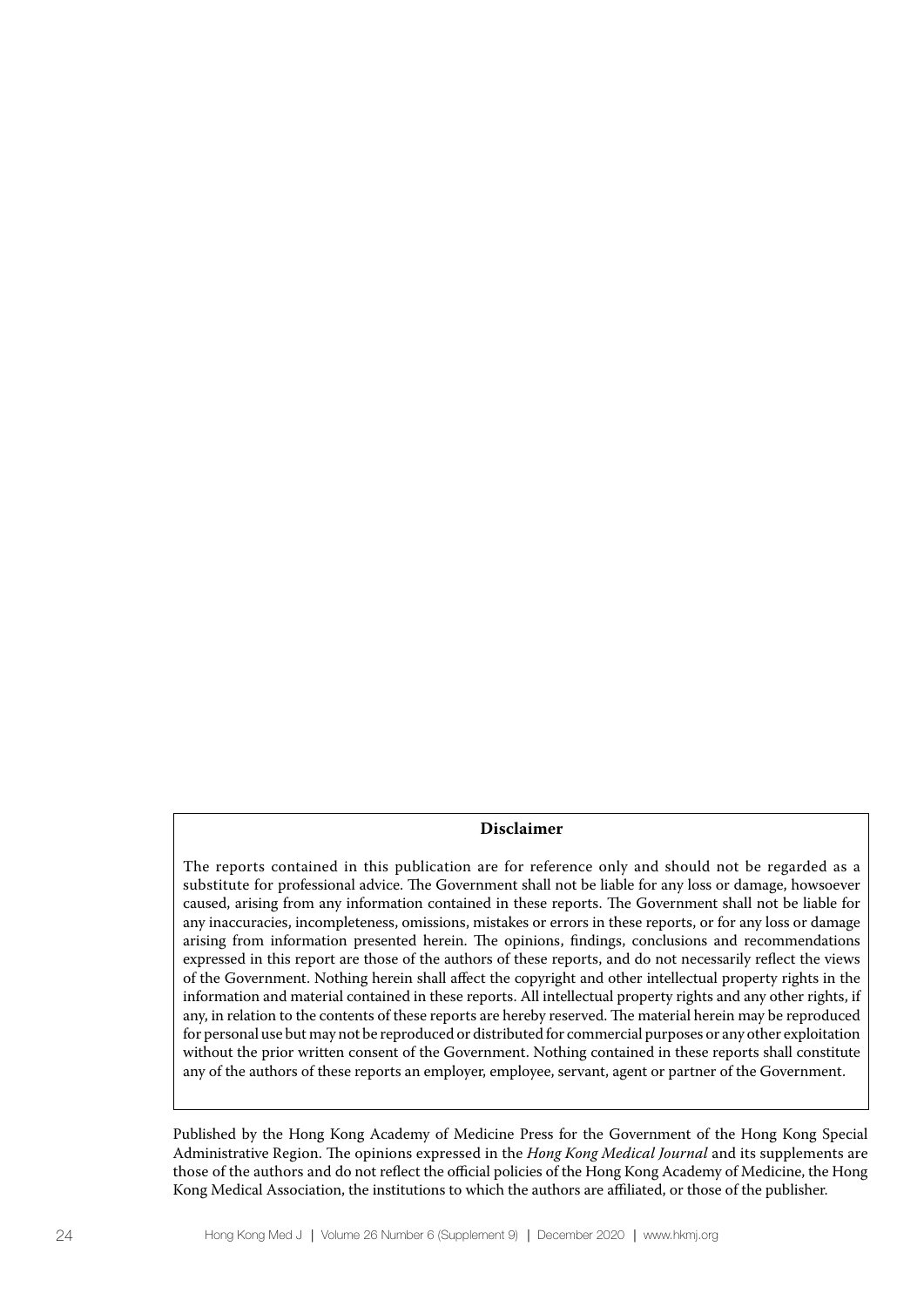**Disclaimer**

The reports contained in this publication are for reference only and should not be regarded as a substitute for professional advice. The Government shall not be liable for any loss or damage, howsoever caused, arising from any information contained in these reports. The Government shall not be liable for any inaccuracies, incompleteness, omissions, mistakes or errors in these reports, or for any loss or damage arising from information presented herein. The opinions, findings, conclusions and recommendations expressed in this report are those of the authors of these reports, and do not necessarily reflect the views of the Government. Nothing herein shall affect the copyright and other intellectual property rights in the information and material contained in these reports. All intellectual property rights and any other rights, if any, in relation to the contents of these reports are hereby reserved. The material herein may be reproduced for personal use but may not be reproduced or distributed for commercial purposes or any other exploitation without the prior written consent of the Government. Nothing contained in these reports shall constitute any of the authors of these reports an employer, employee, servant, agent or partner of the Government.

Published by the Hong Kong Academy of Medicine Press for the Government of the Hong Kong Special Administrative Region. The opinions expressed in the *Hong Kong Medical Journal* and its supplements are those of the authors and do not reflect the official policies of the Hong Kong Academy of Medicine, the Hong Kong Medical Association, the institutions to which the authors are affiliated, or those of the publisher.